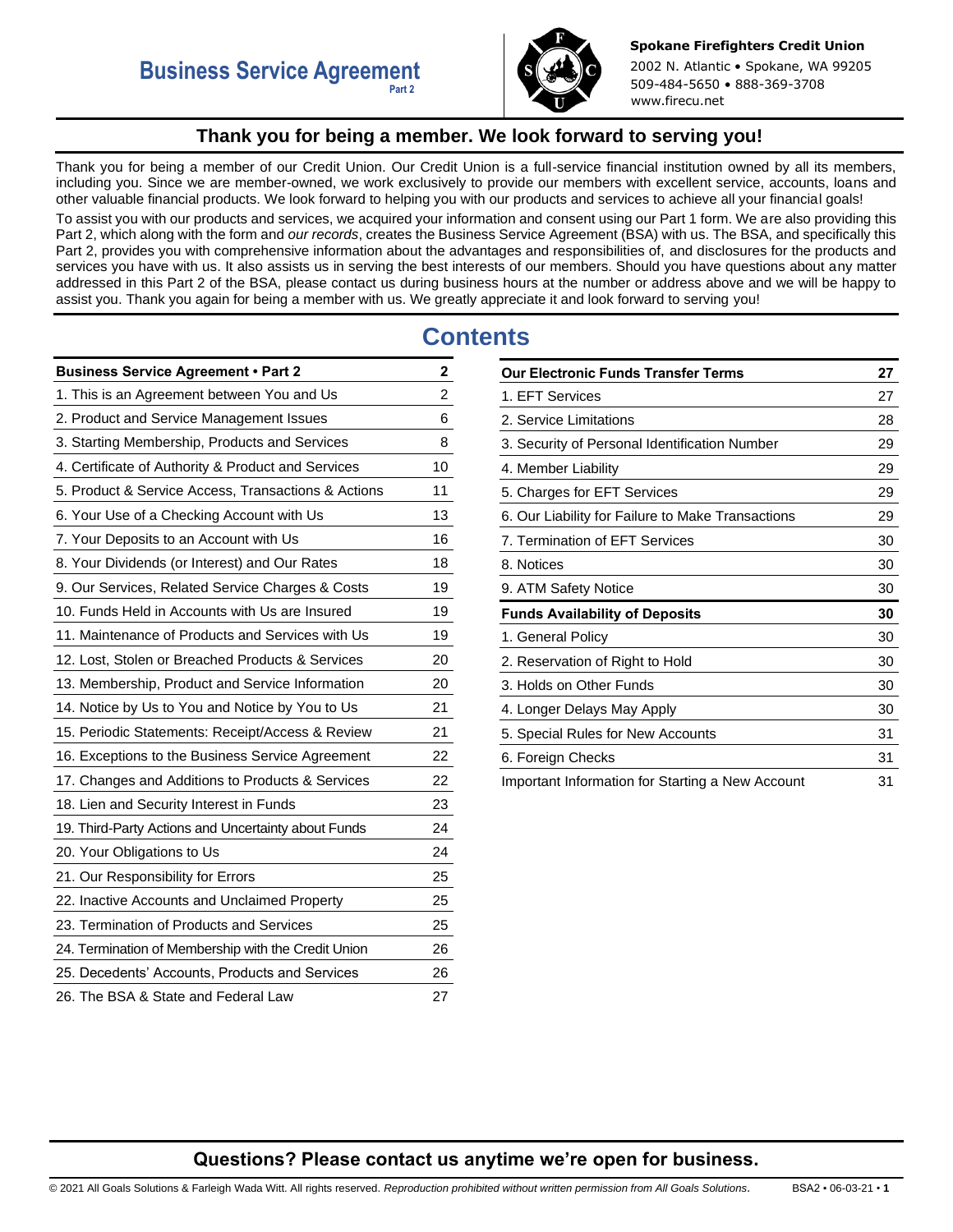# Business Service Agreement

Part 2

**Spokane Firefighters Credit Union**
2002 N. Atlantic • Spokane, WA 99205
509-484-5650 • 888-369-3708
www.firecu.net

## Thank you for being a member. We look forward to serving you!

Thank you for being a member of our Credit Union. Our Credit Union is a full-service financial institution owned by all its members, including you. Since we are member-owned, we work exclusively to provide our members with excellent service, accounts, loans and other valuable financial products. We look forward to helping you with our products and services to achieve all your financial goals!

To assist you with our products and services, we acquired your information and consent using our Part 1 form. We are also providing this Part 2, which along with the form and *our records*, creates the Business Service Agreement (BSA) with us. The BSA, and specifically this Part 2, provides you with comprehensive information about the advantages and responsibilities of, and disclosures for the products and services you have with us. It also assists us in serving the best interests of our members. Should you have questions about any matter addressed in this Part 2 of the BSA, please contact us during business hours at the number or address above and we will be happy to assist you. Thank you again for being a member with us. We greatly appreciate it and look forward to serving you!

## Contents

| **Business Service Agreement • Part 2** | **2** |
|---|---|
| 1. This is an Agreement between You and Us | 2 |
| 2. Product and Service Management Issues | 6 |
| 3. Starting Membership, Products and Services | 8 |
| 4. Certificate of Authority & Product and Services | 10 |
| 5. Product & Service Access, Transactions & Actions | 11 |
| 6. Your Use of a Checking Account with Us | 13 |
| 7. Your Deposits to an Account with Us | 16 |
| 8. Your Dividends (or Interest) and Our Rates | 18 |
| 9. Our Services, Related Service Charges & Costs | 19 |
| 10. Funds Held in Accounts with Us are Insured | 19 |
| 11. Maintenance of Products and Services with Us | 19 |
| 12. Lost, Stolen or Breached Products & Services | 20 |
| 13. Membership, Product and Service Information | 20 |
| 14. Notice by Us to You and Notice by You to Us | 21 |
| 15. Periodic Statements: Receipt/Access & Review | 21 |
| 16. Exceptions to the Business Service Agreement | 22 |
| 17. Changes and Additions to Products & Services | 22 |
| 18. Lien and Security Interest in Funds | 23 |
| 19. Third-Party Actions and Uncertainty about Funds | 24 |
| 20. Your Obligations to Us | 24 |
| 21. Our Responsibility for Errors | 25 |
| 22. Inactive Accounts and Unclaimed Property | 25 |
| 23. Termination of Products and Services | 25 |
| 24. Termination of Membership with the Credit Union | 26 |
| 25. Decedents' Accounts, Products and Services | 26 |
| 26. The BSA & State and Federal Law | 27 |

| **Our Electronic Funds Transfer Terms** | **27** |
|---|---|
| 1. EFT Services | 27 |
| 2. Service Limitations | 28 |
| 3. Security of Personal Identification Number | 29 |
| 4. Member Liability | 29 |
| 5. Charges for EFT Services | 29 |
| 6. Our Liability for Failure to Make Transactions | 29 |
| 7. Termination of EFT Services | 30 |
| 8. Notices | 30 |
| 9. ATM Safety Notice | 30 |
| **Funds Availability of Deposits** | **30** |
| 1. General Policy | 30 |
| 2. Reservation of Right to Hold | 30 |
| 3. Holds on Other Funds | 30 |
| 4. Longer Delays May Apply | 30 |
| 5. Special Rules for New Accounts | 31 |
| 6. Foreign Checks | 31 |
| Important Information for Starting a New Account | 31 |

**Questions? Please contact us anytime we're open for business.**

© 2021 All Goals Solutions & Farleigh Wada Witt. All rights reserved. *Reproduction prohibited without written permission from All Goals Solutions.* BSA2 • 06-03-21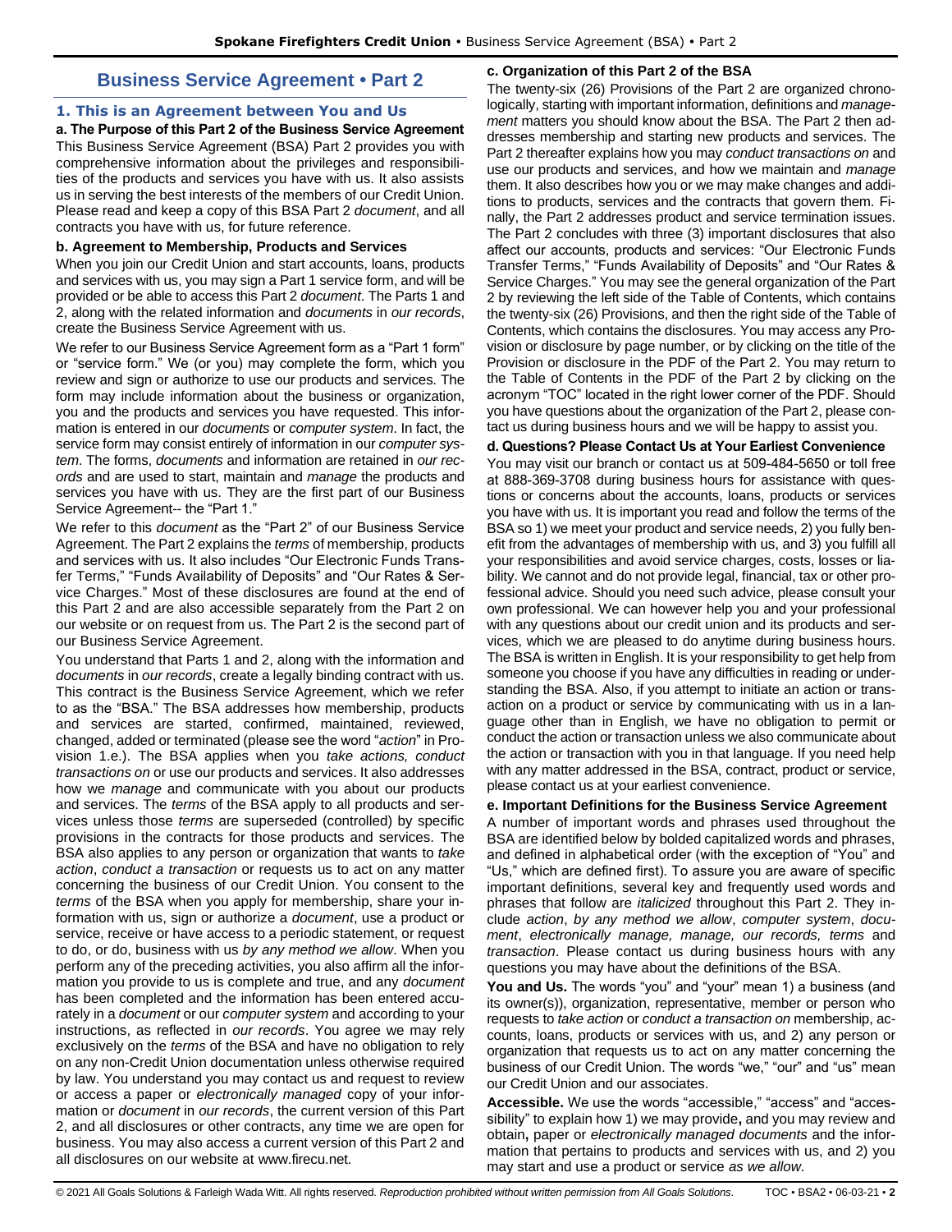# Business Service Agreement • Part 2

## 1. This is an Agreement between You and Us

**a. The Purpose of this Part 2 of the Business Service Agreement**

This Business Service Agreement (BSA) Part 2 provides you with comprehensive information about the privileges and responsibilities of the products and services you have with us. It also assists us in serving the best interests of the members of our Credit Union. Please read and keep a copy of this BSA Part 2 *document*, and all contracts you have with us, for future reference.

**b. Agreement to Membership, Products and Services**

When you join our Credit Union and start accounts, loans, products and services with us, you may sign a Part 1 service form, and will be provided or be able to access this Part 2 *document*. The Parts 1 and 2, along with the related information and *documents* in *our records*, create the Business Service Agreement with us.

We refer to our Business Service Agreement form as a "Part 1 form" or "service form." We (or you) may complete the form, which you review and sign or authorize to use our products and services. The form may include information about the business or organization, you and the products and services you have requested. This information is entered in our *documents* or *computer system*. In fact, the service form may consist entirely of information in our *computer system*. The forms, *documents* and information are retained in *our records* and are used to start, maintain and *manage* the products and services you have with us. They are the first part of our Business Service Agreement-- the "Part 1."

We refer to this *document* as the "Part 2" of our Business Service Agreement. The Part 2 explains the *terms* of membership, products and services with us. It also includes "Our Electronic Funds Transfer Terms," "Funds Availability of Deposits" and "Our Rates & Service Charges." Most of these disclosures are found at the end of this Part 2 and are also accessible separately from the Part 2 on our website or on request from us. The Part 2 is the second part of our Business Service Agreement.

You understand that Parts 1 and 2, along with the information and *documents* in *our records*, create a legally binding contract with us. This contract is the Business Service Agreement, which we refer to as the "BSA." The BSA addresses how membership, products and services are started, confirmed, maintained, reviewed, changed, added or terminated (please see the word "*action*" in Provision 1.e.). The BSA applies when you *take actions, conduct transactions on* or use our products and services. It also addresses how we *manage* and communicate with you about our products and services. The *terms* of the BSA apply to all products and services unless those *terms* are superseded (controlled) by specific provisions in the contracts for those products and services. The BSA also applies to any person or organization that wants to *take action*, *conduct a transaction* or requests us to act on any matter concerning the business of our Credit Union. You consent to the *terms* of the BSA when you apply for membership, share your information with us, sign or authorize a *document*, use a product or service, receive or have access to a periodic statement, or request to do, or do, business with us *by any method we allow*. When you perform any of the preceding activities, you also affirm all the information you provide to us is complete and true, and any *document* has been completed and the information has been entered accurately in a *document* or our *computer system* and according to your instructions, as reflected in *our records*. You agree we may rely exclusively on the *terms* of the BSA and have no obligation to rely on any non-Credit Union documentation unless otherwise required by law. You understand you may contact us and request to review or access a paper or *electronically managed* copy of your information or *document* in *our records*, the current version of this Part 2, and all disclosures or other contracts, any time we are open for business. You may also access a current version of this Part 2 and all disclosures on our website at www.firecu.net.

**c. Organization of this Part 2 of the BSA**

The twenty-six (26) Provisions of the Part 2 are organized chronologically, starting with important information, definitions and *management* matters you should know about the BSA. The Part 2 then addresses membership and starting new products and services. The Part 2 thereafter explains how you may *conduct transactions on* and use our products and services, and how we maintain and *manage* them. It also describes how you or we may make changes and additions to products, services and the contracts that govern them. Finally, the Part 2 addresses product and service termination issues. The Part 2 concludes with three (3) important disclosures that also affect our accounts, products and services: "Our Electronic Funds Transfer Terms," "Funds Availability of Deposits" and "Our Rates & Service Charges." You may see the general organization of the Part 2 by reviewing the left side of the Table of Contents, which contains the twenty-six (26) Provisions, and then the right side of the Table of Contents, which contains the disclosures. You may access any Provision or disclosure by page number, or by clicking on the title of the Provision or disclosure in the PDF of the Part 2. You may return to the Table of Contents in the PDF of the Part 2 by clicking on the acronym "TOC" located in the right lower corner of the PDF. Should you have questions about the organization of the Part 2, please contact us during business hours and we will be happy to assist you.

**d. Questions? Please Contact Us at Your Earliest Convenience**

You may visit our branch or contact us at 509-484-5650 or toll free at 888-369-3708 during business hours for assistance with questions or concerns about the accounts, loans, products or services you have with us. It is important you read and follow the terms of the BSA so 1) we meet your product and service needs, 2) you fully benefit from the advantages of membership with us, and 3) you fulfill all your responsibilities and avoid service charges, costs, losses or liability. We cannot and do not provide legal, financial, tax or other professional advice. Should you need such advice, please consult your own professional. We can however help you and your professional with any questions about our credit union and its products and services, which we are pleased to do anytime during business hours. The BSA is written in English. It is your responsibility to get help from someone you choose if you have any difficulties in reading or understanding the BSA. Also, if you attempt to initiate an action or transaction on a product or service by communicating with us in a language other than in English, we have no obligation to permit or conduct the action or transaction unless we also communicate about the action or transaction with you in that language. If you need help with any matter addressed in the BSA, contract, product or service, please contact us at your earliest convenience.

**e. Important Definitions for the Business Service Agreement**

A number of important words and phrases used throughout the BSA are identified below by bolded capitalized words and phrases, and defined in alphabetical order (with the exception of "You" and "Us," which are defined first). To assure you are aware of specific important definitions, several key and frequently used words and phrases that follow are *italicized* throughout this Part 2. They include *action*, *by any method we allow*, *computer system*, *document*, *electronically manage, manage, our records, terms* and *transaction*. Please contact us during business hours with any questions you may have about the definitions of the BSA.

**You and Us.** The words "you" and "your" mean 1) a business (and its owner(s)), organization, representative, member or person who requests to *take action* or *conduct a transaction on* membership, accounts, loans, products or services with us, and 2) any person or organization that requests us to act on any matter concerning the business of our Credit Union. The words "we," "our" and "us" mean our Credit Union and our associates.

**Accessible.** We use the words "accessible," "access" and "accessibility" to explain how 1) we may provide**,** and you may review and obtain**,** paper or *electronically managed documents* and the information that pertains to products and services with us, and 2) you may start and use a product or service *as we allow.*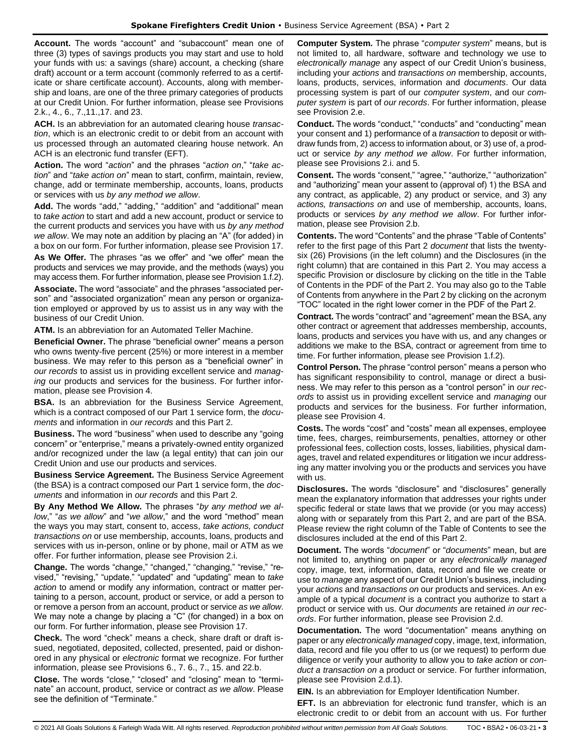**Account.** The words "account" and "subaccount" mean one of three (3) types of savings products you may start and use to hold your funds with us: a savings (share) account, a checking (share draft) account or a term account (commonly referred to as a certificate or share certificate account). Accounts, along with membership and loans, are one of the three primary categories of products at our Credit Union. For further information, please see Provisions 2.k., 4., 6., 7.,11.,17. and 23.

**ACH.** Is an abbreviation for an automated clearing house *transaction*, which is an electronic credit to or debit from an account with us processed through an automated clearing house network. An ACH is an electronic fund transfer (EFT).

**Action.** The word "*action*" and the phrases "*action on*," "*take action*" and "*take action on*" mean to start, confirm, maintain, review, change, add or terminate membership, accounts, loans, products or services with us *by any method we allow*.

**Add.** The words "add," "adding," "addition" and "additional" mean to *take action* to start and add a new account, product or service to the current products and services you have with us *by any method we allow*. We may note an addition by placing an "A" (for added) in a box on our form. For further information, please see Provision 17.

**As We Offer.** The phrases "as we offer" and "we offer" mean the products and services we may provide, and the methods (ways) you may access them. For further information, please see Provision 1.f.2).

**Associate.** The word "associate" and the phrases "associated person" and "associated organization" mean any person or organization employed or approved by us to assist us in any way with the business of our Credit Union.

**ATM.** Is an abbreviation for an Automated Teller Machine.

**Beneficial Owner.** The phrase "beneficial owner" means a person who owns twenty-five percent (25%) or more interest in a member business. We may refer to this person as a "beneficial owner" in *our records* to assist us in providing excellent service and *managing* our products and services for the business. For further information, please see Provision 4.

**BSA.** Is an abbreviation for the Business Service Agreement, which is a contract composed of our Part 1 service form, the *documents* and information in *our records* and this Part 2.

**Business.** The word "business" when used to describe any "going concern" or "enterprise," means a privately-owned entity organized and/or recognized under the law (a legal entity) that can join our Credit Union and use our products and services.

**Business Service Agreement.** The Business Service Agreement (the BSA) is a contract composed our Part 1 service form, the *documents* and information in *our records* and this Part 2.

**By Any Method We Allow.** The phrases "*by any method we allow*," "*as we allow*" and "*we allow*," and the word "method" mean the ways you may start, consent to, access, *take actions, conduct transactions on* or use membership, accounts, loans, products and services with us in-person, online or by phone, mail or ATM as we offer. For further information, please see Provision 2.i.

**Change.** The words "change," "changed," "changing," "revise," "revised," "revising," "update," "updated" and "updating" mean to *take action* to amend or modify any information, contract or matter pertaining to a person, account, product or service, or add a person to or remove a person from an account, product or service *as we allow*. We may note a change by placing a "C" (for changed) in a box on our form. For further information, please see Provision 17.

**Check.** The word "check" means a check, share draft or draft issued, negotiated, deposited, collected, presented, paid or dishonored in any physical or *electronic* format we recognize. For further information, please see Provisions 6., 7. 6., 7., 15. and 22.b.

**Close.** The words "close," "closed" and "closing" mean to "terminate" an account, product, service or contract *as we allow*. Please see the definition of "Terminate."

**Computer System.** The phrase "*computer system*" means, but is not limited to, all hardware, software and technology we use to *electronically manage* any aspect of our Credit Union's business, including your *actions* and *transactions on* membership, accounts, loans, products, services, information and *documents*. Our data processing system is part of our *computer system*, and our *computer system* is part of *our records*. For further information, please see Provision 2.e.

**Conduct.** The words "conduct," "conducts" and "conducting" mean your consent and 1) performance of a *transaction* to deposit or withdraw funds from, 2) access to information about, or 3) use of, a product or service *by any method we allow*. For further information, please see Provisions 2.i. and 5.

**Consent.** The words "consent," "agree," "authorize," "authorization" and "authorizing" mean your assent to (approval of) 1) the BSA and any contract, as applicable, 2) any product or service, and 3) any *actions, transactions on* and use of membership, accounts, loans, products or services *by any method we allow*. For further information, please see Provision 2.b.

**Contents.** The word "Contents" and the phrase "Table of Contents" refer to the first page of this Part 2 *document* that lists the twenty-six (26) Provisions (in the left column) and the Disclosures (in the right column) that are contained in this Part 2. You may access a specific Provision or disclosure by clicking on the title in the Table of Contents in the PDF of the Part 2. You may also go to the Table of Contents from anywhere in the Part 2 by clicking on the acronym "TOC" located in the right lower corner in the PDF of the Part 2.

**Contract.** The words "contract" and "agreement" mean the BSA, any other contract or agreement that addresses membership, accounts, loans, products and services you have with us, and any changes or additions we make to the BSA, contract or agreement from time to time. For further information, please see Provision 1.f.2).

**Control Person.** The phrase "control person" means a person who has significant responsibility to control, manage or direct a business. We may refer to this person as a "control person" in *our records* to assist us in providing excellent service and *managing* our products and services for the business. For further information, please see Provision 4.

**Costs.** The words "cost" and "costs" mean all expenses, employee time, fees, charges, reimbursements, penalties, attorney or other professional fees, collection costs, losses, liabilities, physical damages, travel and related expenditures or litigation we incur addressing any matter involving you or the products and services you have with us.

**Disclosures.** The words "disclosure" and "disclosures" generally mean the explanatory information that addresses your rights under specific federal or state laws that we provide (or you may access) along with or separately from this Part 2, and are part of the BSA. Please review the right column of the Table of Contents to see the disclosures included at the end of this Part 2.

**Document.** The words "*document*" or "*documents*" mean, but are not limited to, anything on paper or any *electronically managed* copy, image, text, information, data, record and file we create or use to *manage* any aspect of our Credit Union's business, including your *actions* and *transactions on* our products and services. An example of a typical *document* is a contract you authorize to start a product or service with us. Our *documents* are retained *in our records*. For further information, please see Provision 2.d.

**Documentation.** The word "documentation" means anything on paper or any *electronically managed* copy, image, text, information, data, record and file you offer to us (or we request) to perform due diligence or verify your authority to allow you to *take action* or *conduct a transaction on* a product or service. For further information, please see Provision 2.d.1).

**EIN.** Is an abbreviation for Employer Identification Number.

**EFT.** Is an abbreviation for electronic fund transfer, which is an electronic credit to or debit from an account with us. For further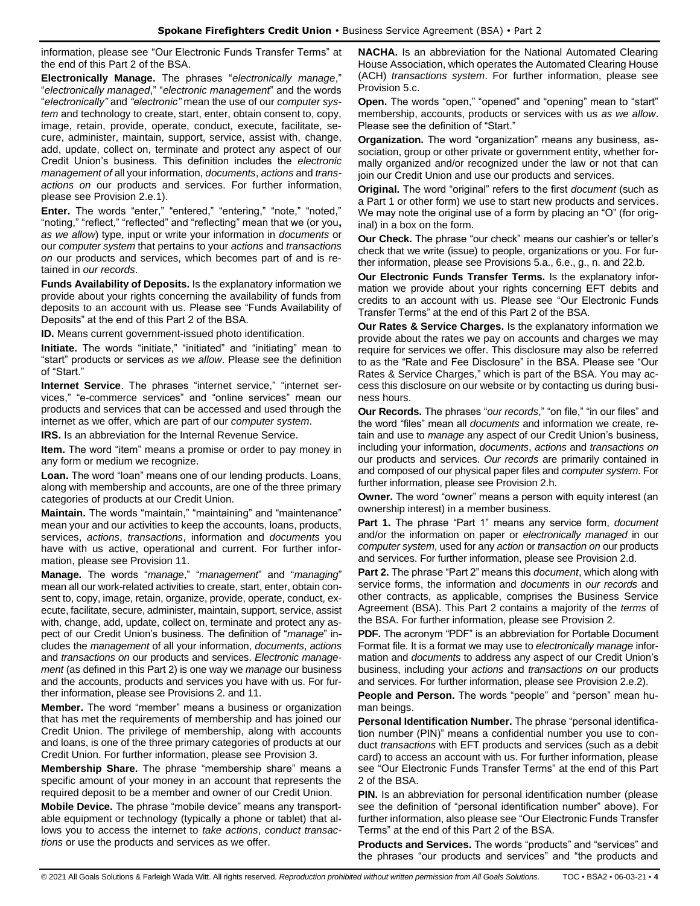information, please see "Our Electronic Funds Transfer Terms" at the end of this Part 2 of the BSA.

**Electronically Manage.** The phrases "*electronically manage*," "*electronically managed*," "*electronic management*" and the words "*electronically"* and *"electronic"* mean the use of our *computer system* and technology to create, start, enter, obtain consent to, copy, image, retain, provide, operate, conduct, execute, facilitate, secure, administer, maintain, support, service, assist with, change, add, update, collect on, terminate and protect any aspect of our Credit Union's business. This definition includes the *electronic management of* all your information, *documents*, *actions* and *transactions on* our products and services. For further information, please see Provision 2.e.1).

**Enter.** The words "enter," "entered," "entering," "note," "noted," "noting," "reflect," "reflected" and "reflecting" mean that we (or you**,** *as we allow*) type, input or write your information in *documents* or our *computer system* that pertains to your *actions* and *transactions on* our products and services, which becomes part of and is retained in *our records*.

**Funds Availability of Deposits.** Is the explanatory information we provide about your rights concerning the availability of funds from deposits to an account with us. Please see "Funds Availability of Deposits" at the end of this Part 2 of the BSA.

**ID.** Means current government-issued photo identification.

**Initiate.** The words "initiate," "initiated" and "initiating" mean to "start" products or services *as we allow*. Please see the definition of "Start."

**Internet Service**. The phrases "internet service," "internet services," "e-commerce services" and "online services" mean our products and services that can be accessed and used through the internet as we offer, which are part of our *computer system*.

**IRS.** Is an abbreviation for the Internal Revenue Service.

**Item.** The word "item" means a promise or order to pay money in any form or medium we recognize.

**Loan.** The word "loan" means one of our lending products. Loans, along with membership and accounts, are one of the three primary categories of products at our Credit Union.

**Maintain.** The words "maintain," "maintaining" and "maintenance" mean your and our activities to keep the accounts, loans, products, services, *actions*, *transactions*, information and *documents* you have with us active, operational and current. For further information, please see Provision 11.

**Manage.** The words "*manage*," "*management*" and "*managing*" mean all our work-related activities to create, start, enter, obtain consent to, copy, image, retain, organize, provide, operate, conduct, execute, facilitate, secure, administer, maintain, support, service, assist with, change, add, update, collect on, terminate and protect any aspect of our Credit Union's business. The definition of "*manage*" includes the *management* of all your information, *documents*, *actions* and *transactions on* our products and services. *Electronic management* (as defined in this Part 2) is one way we *manage* our business and the accounts, products and services you have with us. For further information, please see Provisions 2. and 11.

**Member.** The word "member" means a business or organization that has met the requirements of membership and has joined our Credit Union. The privilege of membership, along with accounts and loans, is one of the three primary categories of products at our Credit Union. For further information, please see Provision 3.

**Membership Share.** The phrase "membership share" means a specific amount of your money in an account that represents the required deposit to be a member and owner of our Credit Union.

**Mobile Device.** The phrase "mobile device" means any transportable equipment or technology (typically a phone or tablet) that allows you to access the internet to *take actions*, *conduct transactions* or use the products and services as we offer.

**NACHA.** Is an abbreviation for the National Automated Clearing House Association, which operates the Automated Clearing House (ACH) *transactions system*. For further information, please see Provision 5.c.

**Open.** The words "open," "opened" and "opening" mean to "start" membership, accounts, products or services with us *as we allow*. Please see the definition of "Start."

**Organization.** The word "organization" means any business, association, group or other private or government entity, whether formally organized and/or recognized under the law or not that can join our Credit Union and use our products and services.

**Original.** The word "original" refers to the first *document* (such as a Part 1 or other form) we use to start new products and services. We may note the original use of a form by placing an "O" (for original) in a box on the form.

**Our Check.** The phrase "our check" means our cashier's or teller's check that we write (issue) to people, organizations or you. For further information, please see Provisions 5.a., 6.e., g., n. and 22.b.

**Our Electronic Funds Transfer Terms.** Is the explanatory information we provide about your rights concerning EFT debits and credits to an account with us. Please see "Our Electronic Funds Transfer Terms" at the end of this Part 2 of the BSA.

**Our Rates & Service Charges.** Is the explanatory information we provide about the rates we pay on accounts and charges we may require for services we offer. This disclosure may also be referred to as the "Rate and Fee Disclosure" in the BSA. Please see "Our Rates & Service Charges," which is part of the BSA. You may access this disclosure on our website or by contacting us during business hours.

**Our Records.** The phrases "*our records*," "on file," "in our files" and the word "files" mean all *documents* and information we create, retain and use to *manage* any aspect of our Credit Union's business, including your information, *documents*, *actions* and *transactions on* our products and services. *Our records* are primarily contained in and composed of our physical paper files and *computer system*. For further information, please see Provision 2.h.

**Owner.** The word "owner" means a person with equity interest (an ownership interest) in a member business.

**Part 1.** The phrase "Part 1" means any service form, *document* and/or the information on paper or *electronically managed* in our *computer system*, used for any *action* or *transaction on* our products and services. For further information, please see Provision 2.d.

**Part 2.** The phrase "Part 2" means this *document*, which along with service forms, the information and *documents* in *our records* and other contracts, as applicable, comprises the Business Service Agreement (BSA). This Part 2 contains a majority of the *terms* of the BSA. For further information, please see Provision 2.

**PDF.** The acronym "PDF" is an abbreviation for Portable Document Format file. It is a format we may use to *electronically manage* information and *documents* to address any aspect of our Credit Union's business, including your *actions* and *transactions on* our products and services. For further information, please see Provision 2.e.2).

**People and Person.** The words "people" and "person" mean human beings.

**Personal Identification Number.** The phrase "personal identification number (PIN)" means a confidential number you use to conduct *transactions* with EFT products and services (such as a debit card) to access an account with us. For further information, please see "Our Electronic Funds Transfer Terms" at the end of this Part 2 of the BSA.

**PIN.** Is an abbreviation for personal identification number (please see the definition of "personal identification number" above). For further information, also please see "Our Electronic Funds Transfer Terms" at the end of this Part 2 of the BSA.

**Products and Services.** The words "products" and "services" and the phrases "our products and services" and "the products and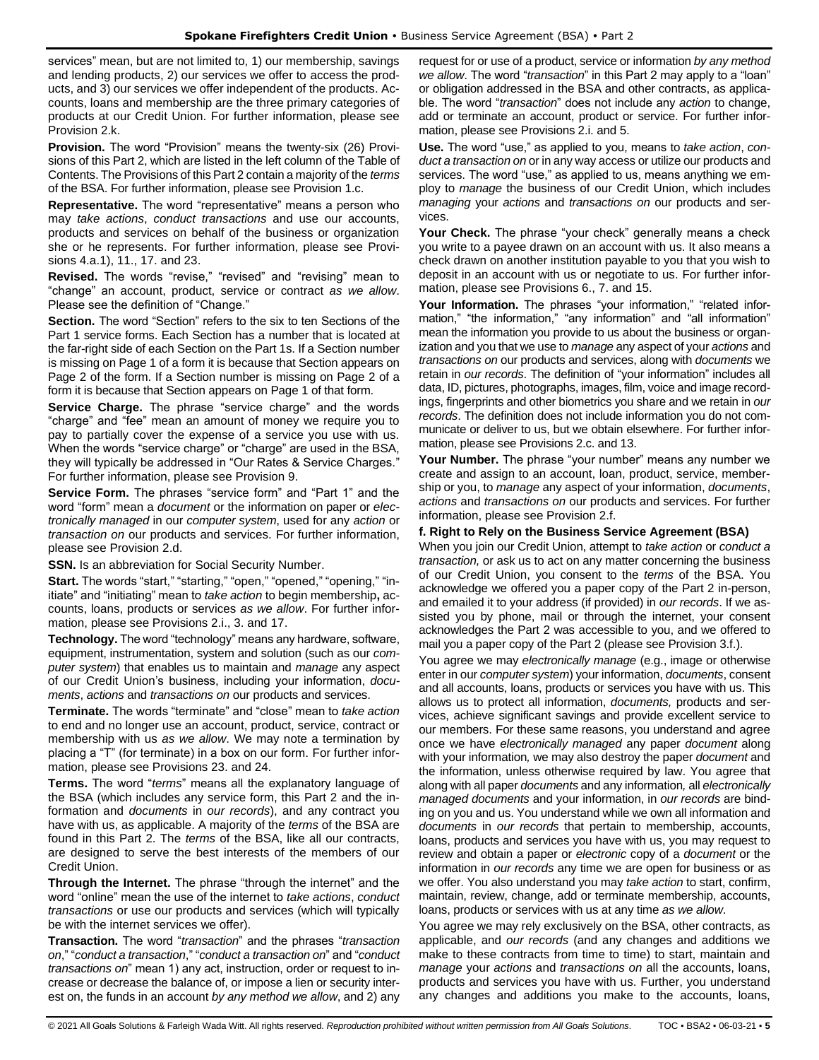services" mean, but are not limited to, 1) our membership, savings and lending products, 2) our services we offer to access the products, and 3) our services we offer independent of the products. Accounts, loans and membership are the three primary categories of products at our Credit Union. For further information, please see Provision 2.k.

**Provision.** The word "Provision" means the twenty-six (26) Provisions of this Part 2, which are listed in the left column of the Table of Contents. The Provisions of this Part 2 contain a majority of the *terms* of the BSA. For further information, please see Provision 1.c.

**Representative.** The word "representative" means a person who may *take actions*, *conduct transactions* and use our accounts, products and services on behalf of the business or organization she or he represents. For further information, please see Provisions 4.a.1), 11., 17. and 23.

**Revised.** The words "revise," "revised" and "revising" mean to "change" an account, product, service or contract *as we allow*. Please see the definition of "Change."

**Section.** The word "Section" refers to the six to ten Sections of the Part 1 service forms. Each Section has a number that is located at the far-right side of each Section on the Part 1s. If a Section number is missing on Page 1 of a form it is because that Section appears on Page 2 of the form. If a Section number is missing on Page 2 of a form it is because that Section appears on Page 1 of that form.

**Service Charge.** The phrase "service charge" and the words "charge" and "fee" mean an amount of money we require you to pay to partially cover the expense of a service you use with us. When the words "service charge" or "charge" are used in the BSA, they will typically be addressed in "Our Rates & Service Charges." For further information, please see Provision 9.

**Service Form.** The phrases "service form" and "Part 1" and the word "form" mean a *document* or the information on paper or *electronically managed* in our *computer system*, used for any *action* or *transaction on* our products and services. For further information, please see Provision 2.d.

**SSN.** Is an abbreviation for Social Security Number.

**Start.** The words "start," "starting," "open," "opened," "opening," "initiate" and "initiating" mean to *take action* to begin membership**,** accounts, loans, products or services *as we allow*. For further information, please see Provisions 2.i., 3. and 17.

**Technology.** The word "technology" means any hardware, software, equipment, instrumentation, system and solution (such as our *computer system*) that enables us to maintain and *manage* any aspect of our Credit Union's business, including your information, *documents*, *actions* and *transactions on* our products and services.

**Terminate.** The words "terminate" and "close" mean to *take action* to end and no longer use an account, product, service, contract or membership with us *as we allow*. We may note a termination by placing a "T" (for terminate) in a box on our form. For further information, please see Provisions 23. and 24.

**Terms.** The word "*terms*" means all the explanatory language of the BSA (which includes any service form, this Part 2 and the information and *documents* in *our records*), and any contract you have with us, as applicable. A majority of the *terms* of the BSA are found in this Part 2. The *terms* of the BSA, like all our contracts, are designed to serve the best interests of the members of our Credit Union.

**Through the Internet.** The phrase "through the internet" and the word "online" mean the use of the internet to *take actions*, *conduct transactions* or use our products and services (which will typically be with the internet services we offer).

**Transaction.** The word "*transaction*" and the phrases "*transaction on*," "*conduct a transaction*," "*conduct a transaction on*" and "*conduct transactions on*" mean 1) any act, instruction, order or request to increase or decrease the balance of, or impose a lien or security interest on, the funds in an account *by any method we allow*, and 2) any request for or use of a product, service or information *by any method we allow*. The word "*transaction*" in this Part 2 may apply to a "loan" or obligation addressed in the BSA and other contracts, as applicable. The word "*transaction*" does not include any *action* to change, add or terminate an account, product or service. For further information, please see Provisions 2.i. and 5.

**Use.** The word "use," as applied to you, means to *take action*, *conduct a transaction on* or in any way access or utilize our products and services. The word "use," as applied to us, means anything we employ to *manage* the business of our Credit Union, which includes *managing* your *actions* and *transactions on* our products and services.

**Your Check.** The phrase "your check" generally means a check you write to a payee drawn on an account with us. It also means a check drawn on another institution payable to you that you wish to deposit in an account with us or negotiate to us. For further information, please see Provisions 6., 7. and 15.

**Your Information.** The phrases "your information," "related information," "the information," "any information" and "all information" mean the information you provide to us about the business or organization and you that we use to *manage* any aspect of your *actions* and *transactions on* our products and services, along with *documents* we retain in *our records*. The definition of "your information" includes all data, ID, pictures, photographs, images, film, voice and image recordings, fingerprints and other biometrics you share and we retain in *our records*. The definition does not include information you do not communicate or deliver to us, but we obtain elsewhere. For further information, please see Provisions 2.c. and 13.

**Your Number.** The phrase "your number" means any number we create and assign to an account, loan, product, service, membership or you, to *manage* any aspect of your information, *documents*, *actions* and *transactions on* our products and services. For further information, please see Provision 2.f.

### f. Right to Rely on the Business Service Agreement (BSA)

When you join our Credit Union, attempt to *take action* or *conduct a transaction,* or ask us to act on any matter concerning the business of our Credit Union, you consent to the *terms* of the BSA. You acknowledge we offered you a paper copy of the Part 2 in-person, and emailed it to your address (if provided) in *our records*. If we assisted you by phone, mail or through the internet, your consent acknowledges the Part 2 was accessible to you, and we offered to mail you a paper copy of the Part 2 (please see Provision 3.f.).

You agree we may *electronically manage* (e.g., image or otherwise enter in our *computer system*) your information, *documents*, consent and all accounts, loans, products or services you have with us. This allows us to protect all information, *documents,* products and services, achieve significant savings and provide excellent service to our members. For these same reasons, you understand and agree once we have *electronically managed* any paper *document* along with your information*,* we may also destroy the paper *document* and the information, unless otherwise required by law. You agree that along with all paper *documents* and any information*,* all *electronically managed documents* and your information, in *our records* are binding on you and us. You understand while we own all information and *documents* in *our records* that pertain to membership, accounts, loans, products and services you have with us, you may request to review and obtain a paper or *electronic* copy of a *document* or the information in *our records* any time we are open for business or as we offer. You also understand you may *take action* to start, confirm, maintain, review, change, add or terminate membership, accounts, loans, products or services with us at any time *as we allow*.

You agree we may rely exclusively on the BSA, other contracts, as applicable, and *our records* (and any changes and additions we make to these contracts from time to time) to start, maintain and *manage* your *actions* and *transactions on* all the accounts, loans, products and services you have with us. Further, you understand any changes and additions you make to the accounts, loans,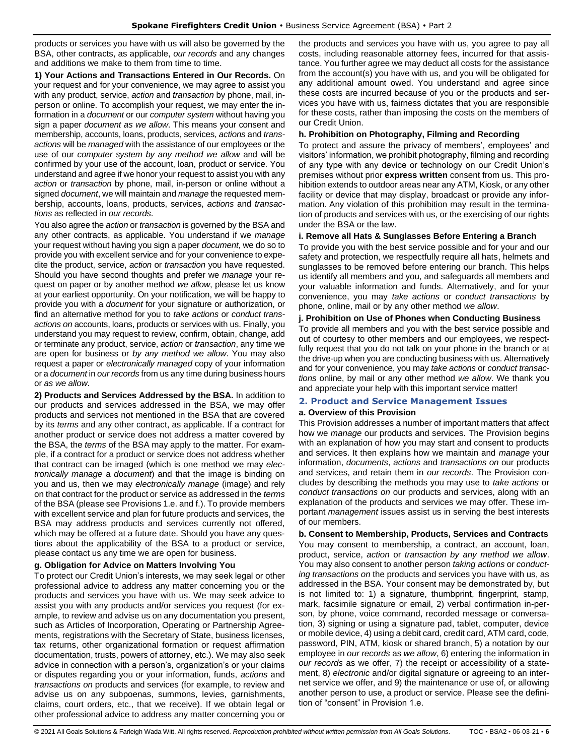products or services you have with us will also be governed by the BSA, other contracts, as applicable, *our records* and any changes and additions we make to them from time to time.

**1) Your Actions and Transactions Entered in Our Records.** On your request and for your convenience, we may agree to assist you with any product, service, *action* and *transaction* by phone, mail, in-person or online. To accomplish your request, we may enter the information in a *document* or our *computer system* without having you sign a paper *document as we allow*. This means your consent and membership, accounts, loans, products, services, *actions* and *transactions* will be *managed* with the assistance of our employees or the use of our *computer system by any method we allow* and will be confirmed by your use of the account, loan, product or service. You understand and agree if we honor your request to assist you with any *action* or *transaction* by phone, mail, in-person or online without a signed *document*, we will maintain and *manage* the requested membership, accounts, loans, products, services, *actions* and *transactions* as reflected in *our records*.

You also agree the *action* or *transaction* is governed by the BSA and any other contracts, as applicable. You understand if we *manage* your request without having you sign a paper *document*, we do so to provide you with excellent service and for your convenience to expedite the product, service, *action* or *transaction* you have requested. Should you have second thoughts and prefer we *manage* your request on paper or by another method *we allow*, please let us know at your earliest opportunity. On your notification, we will be happy to provide you with a *document* for your signature or authorization, or find an alternative method for you to *take actions* or *conduct transactions on* accounts, loans, products or services with us. Finally, you understand you may request to review, confirm, obtain, change, add or terminate any product, service, *action* or *transaction*, any time we are open for business or *by any method we allow*. You may also request a paper or *electronically managed* copy of your information or a *document* in *our records* from us any time during business hours or *as we allow*.

**2) Products and Services Addressed by the BSA.** In addition to our products and services addressed in the BSA, we may offer products and services not mentioned in the BSA that are covered by its *terms* and any other contract, as applicable. If a contract for another product or service does not address a matter covered by the BSA, the *terms* of the BSA may apply to the matter. For example, if a contract for a product or service does not address whether that contract can be imaged (which is one method we may *electronically manage* a *document*) and that the image is binding on you and us, then we may *electronically manage* (image) and rely on that contract for the product or service as addressed in the *terms* of the BSA (please see Provisions 1.e. and f.). To provide members with excellent service and plan for future products and services, the BSA may address products and services currently not offered, which may be offered at a future date. Should you have any questions about the applicability of the BSA to a product or service, please contact us any time we are open for business.

**g. Obligation for Advice on Matters Involving You**

To protect our Credit Union's interests, we may seek legal or other professional advice to address any matter concerning you or the products and services you have with us. We may seek advice to assist you with any products and/or services you request (for example, to review and advise us on any documentation you present, such as Articles of Incorporation, Operating or Partnership Agreements, registrations with the Secretary of State, business licenses, tax returns, other organizational formation or request affirmation documentation, trusts, powers of attorney, etc.). We may also seek advice in connection with a person's, organization's or your claims or disputes regarding you or your information, funds, *actions* and *transactions on* products and services (for example, to review and advise us on any subpoenas, summons, levies, garnishments, claims, court orders, etc., that we receive). If we obtain legal or other professional advice to address any matter concerning you or the products and services you have with us, you agree to pay all costs, including reasonable attorney fees, incurred for that assistance. You further agree we may deduct all costs for the assistance from the account(s) you have with us, and you will be obligated for any additional amount owed. You understand and agree since these costs are incurred because of you or the products and services you have with us, fairness dictates that you are responsible for these costs, rather than imposing the costs on the members of our Credit Union.

**h. Prohibition on Photography, Filming and Recording**

To protect and assure the privacy of members', employees' and visitors' information, we prohibit photography, filming and recording of any type with any device or technology on our Credit Union's premises without prior **express written** consent from us. This prohibition extends to outdoor areas near any ATM, Kiosk, or any other facility or device that may display, broadcast or provide any information. Any violation of this prohibition may result in the termination of products and services with us, or the exercising of our rights under the BSA or the law.

**i. Remove all Hats & Sunglasses Before Entering a Branch**

To provide you with the best service possible and for your and our safety and protection, we respectfully require all hats, helmets and sunglasses to be removed before entering our branch. This helps us identify all members and you, and safeguards all members and your valuable information and funds. Alternatively, and for your convenience, you may *take actions* or *conduct transactions* by phone, online, mail or by any other method *we allow*.

**j. Prohibition on Use of Phones when Conducting Business**

To provide all members and you with the best service possible and out of courtesy to other members and our employees, we respectfully request that you do not talk on your phone in the branch or at the drive-up when you are conducting business with us. Alternatively and for your convenience, you may *take actions* or *conduct transactions* online, by mail or any other method *we allow*. We thank you and appreciate your help with this important service matter!

## 2. Product and Service Management Issues

**a. Overview of this Provision**

This Provision addresses a number of important matters that affect how we *manage* our products and services. The Provision begins with an explanation of how you may start and consent to products and services. It then explains how we maintain and *manage* your information, *documents*, *actions* and *transactions on* our products and services, and retain them in *our records*. The Provision concludes by describing the methods you may use to *take actions* or *conduct transactions on* our products and services, along with an explanation of the products and services we may offer. These important *management* issues assist us in serving the best interests of our members.

**b. Consent to Membership, Products, Services and Contracts**

You may consent to membership, a contract, an account, loan, product, service, *action* or *transaction by any method we allow*. You may also consent to another person *taking actions* or *conducting transactions on* the products and services you have with us, as addressed in the BSA. Your consent may be demonstrated by, but is not limited to: 1) a signature, thumbprint, fingerprint, stamp, mark, facsimile signature or email, 2) verbal confirmation in-person, by phone, voice command, recorded message or conversation, 3) signing or using a signature pad, tablet, computer, device or mobile device, 4) using a debit card, credit card, ATM card, code, password, PIN, ATM, kiosk or shared branch, 5) a notation by our employee in *our records* as *we allow*, 6) entering the information in *our records* as we offer, 7) the receipt or accessibility of a statement, 8) *electronic* and/or digital signature or agreeing to an internet service we offer, and 9) the maintenance or use of, or allowing another person to use, a product or service. Please see the definition of "consent" in Provision 1.e.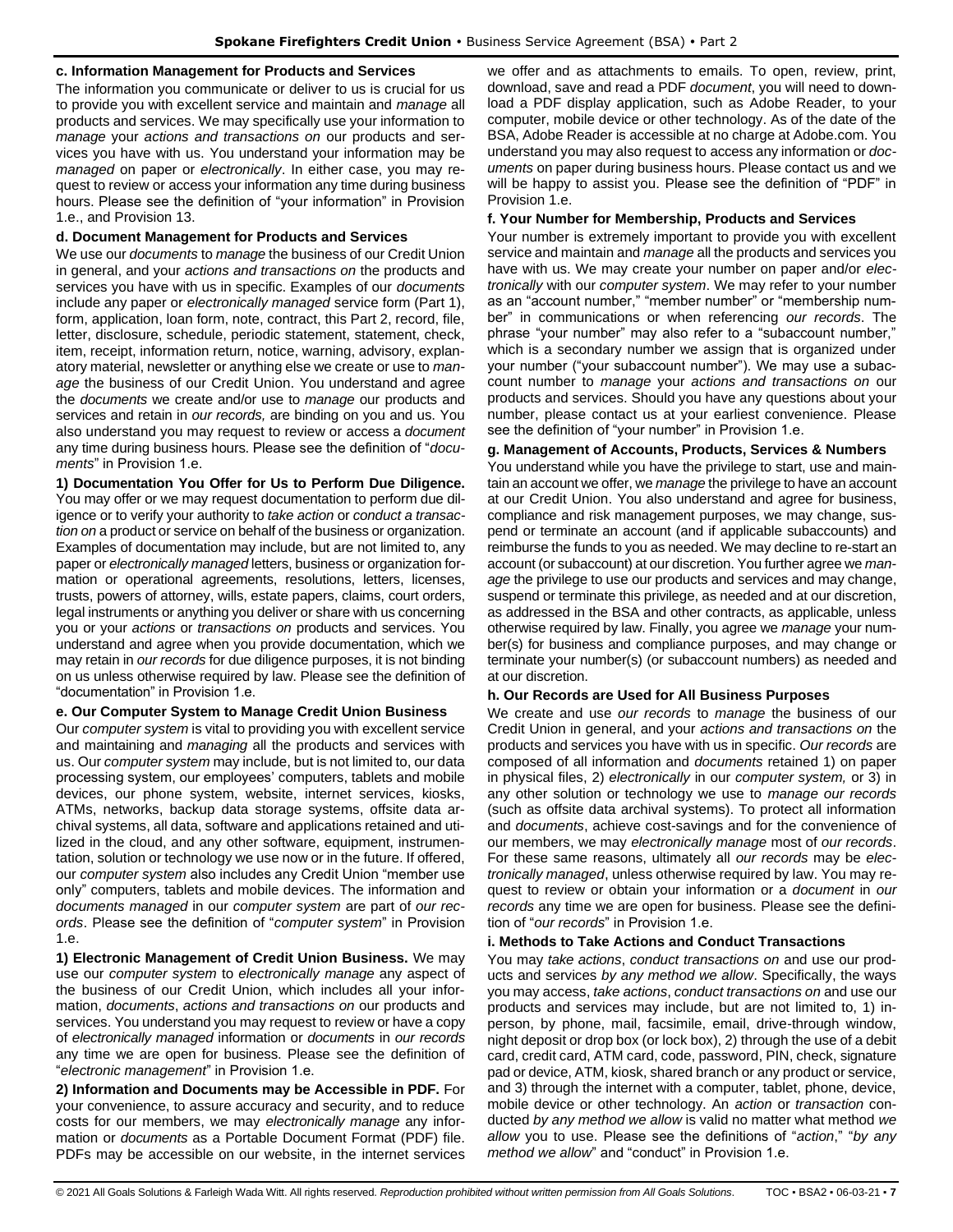**c. Information Management for Products and Services**

The information you communicate or deliver to us is crucial for us to provide you with excellent service and maintain and *manage* all products and services. We may specifically use your information to *manage* your *actions and transactions on* our products and services you have with us. You understand your information may be *managed* on paper or *electronically*. In either case, you may request to review or access your information any time during business hours. Please see the definition of "your information" in Provision 1.e., and Provision 13.

**d. Document Management for Products and Services**

We use our *documents* to *manage* the business of our Credit Union in general, and your *actions and transactions on* the products and services you have with us in specific. Examples of our *documents* include any paper or *electronically managed* service form (Part 1), form, application, loan form, note, contract, this Part 2, record, file, letter, disclosure, schedule, periodic statement, statement, check, item, receipt, information return, notice, warning, advisory, explanatory material, newsletter or anything else we create or use to *manage* the business of our Credit Union. You understand and agree the *documents* we create and/or use to *manage* our products and services and retain in *our records,* are binding on you and us. You also understand you may request to review or access a *document* any time during business hours. Please see the definition of "*documents*" in Provision 1.e.

**1) Documentation You Offer for Us to Perform Due Diligence.** You may offer or we may request documentation to perform due diligence or to verify your authority to *take action* or *conduct a transaction on* a product or service on behalf of the business or organization. Examples of documentation may include, but are not limited to, any paper or *electronically managed* letters, business or organization formation or operational agreements, resolutions, letters, licenses, trusts, powers of attorney, wills, estate papers, claims, court orders, legal instruments or anything you deliver or share with us concerning you or your *actions* or *transactions on* products and services. You understand and agree when you provide documentation, which we may retain in *our records* for due diligence purposes, it is not binding on us unless otherwise required by law. Please see the definition of "documentation" in Provision 1.e.

**e. Our Computer System to Manage Credit Union Business**

Our *computer system* is vital to providing you with excellent service and maintaining and *managing* all the products and services with us. Our *computer system* may include, but is not limited to, our data processing system, our employees' computers, tablets and mobile devices, our phone system, website, internet services, kiosks, ATMs, networks, backup data storage systems, offsite data archival systems, all data, software and applications retained and utilized in the cloud, and any other software, equipment, instrumentation, solution or technology we use now or in the future. If offered, our *computer system* also includes any Credit Union "member use only" computers, tablets and mobile devices. The information and *documents managed* in our *computer system* are part of *our records*. Please see the definition of "*computer system*" in Provision 1.e.

**1) Electronic Management of Credit Union Business.** We may use our *computer system* to *electronically manage* any aspect of the business of our Credit Union, which includes all your information, *documents*, *actions and transactions on* our products and services. You understand you may request to review or have a copy of *electronically managed* information or *documents* in *our records* any time we are open for business. Please see the definition of "*electronic management*" in Provision 1.e.

**2) Information and Documents may be Accessible in PDF.** For your convenience, to assure accuracy and security, and to reduce costs for our members, we may *electronically manage* any information or *documents* as a Portable Document Format (PDF) file. PDFs may be accessible on our website, in the internet services we offer and as attachments to emails. To open, review, print, download, save and read a PDF *document*, you will need to download a PDF display application, such as Adobe Reader, to your computer, mobile device or other technology. As of the date of the BSA, Adobe Reader is accessible at no charge at Adobe.com. You understand you may also request to access any information or *documents* on paper during business hours. Please contact us and we will be happy to assist you. Please see the definition of "PDF" in Provision 1.e.

**f. Your Number for Membership, Products and Services**

Your number is extremely important to provide you with excellent service and maintain and *manage* all the products and services you have with us. We may create your number on paper and/or *electronically* with our *computer system*. We may refer to your number as an "account number," "member number" or "membership number" in communications or when referencing *our records*. The phrase "your number" may also refer to a "subaccount number," which is a secondary number we assign that is organized under your number ("your subaccount number"). We may use a subaccount number to *manage* your *actions and transactions on* our products and services. Should you have any questions about your number, please contact us at your earliest convenience. Please see the definition of "your number" in Provision 1.e.

**g. Management of Accounts, Products, Services & Numbers**

You understand while you have the privilege to start, use and maintain an account we offer, we *manage* the privilege to have an account at our Credit Union. You also understand and agree for business, compliance and risk management purposes, we may change, suspend or terminate an account (and if applicable subaccounts) and reimburse the funds to you as needed. We may decline to re-start an account (or subaccount) at our discretion. You further agree we *manage* the privilege to use our products and services and may change, suspend or terminate this privilege, as needed and at our discretion, as addressed in the BSA and other contracts, as applicable, unless otherwise required by law. Finally, you agree we *manage* your number(s) for business and compliance purposes, and may change or terminate your number(s) (or subaccount numbers) as needed and at our discretion.

**h. Our Records are Used for All Business Purposes**

We create and use *our records* to *manage* the business of our Credit Union in general, and your *actions and transactions on* the products and services you have with us in specific. *Our records* are composed of all information and *documents* retained 1) on paper in physical files, 2) *electronically* in our *computer system,* or 3) in any other solution or technology we use to *manage our records* (such as offsite data archival systems). To protect all information and *documents*, achieve cost-savings and for the convenience of our members, we may *electronically manage* most of *our records*. For these same reasons, ultimately all *our records* may be *electronically managed*, unless otherwise required by law. You may request to review or obtain your information or a *document* in *our records* any time we are open for business. Please see the definition of "*our records*" in Provision 1.e.

**i. Methods to Take Actions and Conduct Transactions**

You may *take actions*, *conduct transactions on* and use our products and services *by any method we allow*. Specifically, the ways you may access, *take actions*, *conduct transactions on* and use our products and services may include, but are not limited to, 1) in-person, by phone, mail, facsimile, email, drive-through window, night deposit or drop box (or lock box), 2) through the use of a debit card, credit card, ATM card, code, password, PIN, check, signature pad or device, ATM, kiosk, shared branch or any product or service, and 3) through the internet with a computer, tablet, phone, device, mobile device or other technology. An *action* or *transaction* conducted *by any method we allow* is valid no matter what method *we allow* you to use. Please see the definitions of "*action*," "*by any method we allow*" and "conduct" in Provision 1.e.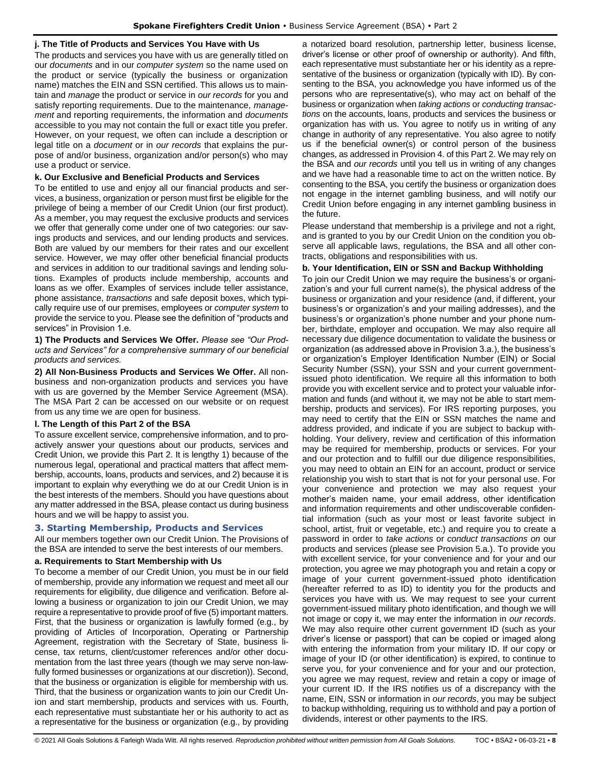**j. The Title of Products and Services You Have with Us**

The products and services you have with us are generally titled on our *documents* and in our *computer system* so the name used on the product or service (typically the business or organization name) matches the EIN and SSN certified. This allows us to maintain and *manage* the product or service in *our records* for you and satisfy reporting requirements. Due to the maintenance, *management* and reporting requirements, the information and *documents* accessible to you may not contain the full or exact title you prefer. However, on your request, we often can include a description or legal title on a *document* or in *our records* that explains the purpose of and/or business, organization and/or person(s) who may use a product or service.

**k. Our Exclusive and Beneficial Products and Services**

To be entitled to use and enjoy all our financial products and services, a business, organization or person must first be eligible for the privilege of being a member of our Credit Union (our first product). As a member, you may request the exclusive products and services we offer that generally come under one of two categories: our savings products and services, and our lending products and services. Both are valued by our members for their rates and our excellent service. However, we may offer other beneficial financial products and services in addition to our traditional savings and lending solutions. Examples of products include membership, accounts and loans as we offer. Examples of services include teller assistance, phone assistance, *transactions* and safe deposit boxes, which typically require use of our premises, employees or *computer system* to provide the service to you. Please see the definition of "products and services" in Provision 1.e.

**1) The Products and Services We Offer.** *Please see "Our Products and Services" for a comprehensive summary of our beneficial products and services.*

**2) All Non-Business Products and Services We Offer.** All non-business and non-organization products and services you have with us are governed by the Member Service Agreement (MSA). The MSA Part 2 can be accessed on our website or on request from us any time we are open for business.

**l. The Length of this Part 2 of the BSA**

To assure excellent service, comprehensive information, and to proactively answer your questions about our products, services and Credit Union, we provide this Part 2. It is lengthy 1) because of the numerous legal, operational and practical matters that affect membership, accounts, loans, products and services, and 2) because it is important to explain why everything we do at our Credit Union is in the best interests of the members. Should you have questions about any matter addressed in the BSA, please contact us during business hours and we will be happy to assist you.

## 3. Starting Membership, Products and Services

All our members together own our Credit Union. The Provisions of the BSA are intended to serve the best interests of our members.

**a. Requirements to Start Membership with Us**

To become a member of our Credit Union, you must be in our field of membership, provide any information we request and meet all our requirements for eligibility, due diligence and verification. Before allowing a business or organization to join our Credit Union, we may require a representative to provide proof of five (5) important matters. First, that the business or organization is lawfully formed (e.g., by providing of Articles of Incorporation, Operating or Partnership Agreement, registration with the Secretary of State, business license, tax returns, client/customer references and/or other documentation from the last three years (though we may serve non-lawfully formed businesses or organizations at our discretion)). Second, that the business or organization is eligible for membership with us. Third, that the business or organization wants to join our Credit Union and start membership, products and services with us. Fourth, each representative must substantiate her or his authority to act as a representative for the business or organization (e.g., by providing a notarized board resolution, partnership letter, business license, driver's license or other proof of ownership or authority). And fifth, each representative must substantiate her or his identity as a representative of the business or organization (typically with ID). By consenting to the BSA, you acknowledge you have informed us of the persons who are representative(s), who may act on behalf of the business or organization when *taking actions* or *conducting transactions* on the accounts, loans, products and services the business or organization has with us. You agree to notify us in writing of any change in authority of any representative. You also agree to notify us if the beneficial owner(s) or control person of the business changes, as addressed in Provision 4. of this Part 2. We may rely on the BSA and *our records* until you tell us in writing of any changes and we have had a reasonable time to act on the written notice. By consenting to the BSA, you certify the business or organization does not engage in the internet gambling business, and will notify our Credit Union before engaging in any internet gambling business in the future.

Please understand that membership is a privilege and not a right, and is granted to you by our Credit Union on the condition you observe all applicable laws, regulations, the BSA and all other contracts, obligations and responsibilities with us.

**b. Your Identification, EIN or SSN and Backup Withholding**

To join our Credit Union we may require the business's or organization's and your full current name(s), the physical address of the business or organization and your residence (and, if different, your business's or organization's and your mailing addresses), and the business's or organization's phone number and your phone number, birthdate, employer and occupation. We may also require all necessary due diligence documentation to validate the business or organization (as addressed above in Provision 3.a.), the business's or organization's Employer Identification Number (EIN) or Social Security Number (SSN), your SSN and your current government-issued photo identification. We require all this information to both provide you with excellent service and to protect your valuable information and funds (and without it, we may not be able to start membership, products and services). For IRS reporting purposes, you may need to certify that the EIN or SSN matches the name and address provided, and indicate if you are subject to backup withholding. Your delivery, review and certification of this information may be required for membership, products or services. For your and our protection and to fulfill our due diligence responsibilities, you may need to obtain an EIN for an account, product or service relationship you wish to start that is not for your personal use. For your convenience and protection we may also request your mother's maiden name, your email address, other identification and information requirements and other undiscoverable confidential information (such as your most or least favorite subject in school, artist, fruit or vegetable, etc.) and require you to create a password in order to *take actions* or *conduct transactions on* our products and services (please see Provision 5.a.). To provide you with excellent service, for your convenience and for your and our protection, you agree we may photograph you and retain a copy or image of your current government-issued photo identification (hereafter referred to as ID) to identity you for the products and services you have with us. We may request to see your current government-issued military photo identification, and though we will not image or copy it, we may enter the information in *our records*. We may also require other current government ID (such as your driver's license or passport) that can be copied or imaged along with entering the information from your military ID. If our copy or image of your ID (or other identification) is expired, to continue to serve you, for your convenience and for your and our protection, you agree we may request, review and retain a copy or image of your current ID. If the IRS notifies us of a discrepancy with the name, EIN, SSN or information in *our records*, you may be subject to backup withholding, requiring us to withhold and pay a portion of dividends, interest or other payments to the IRS.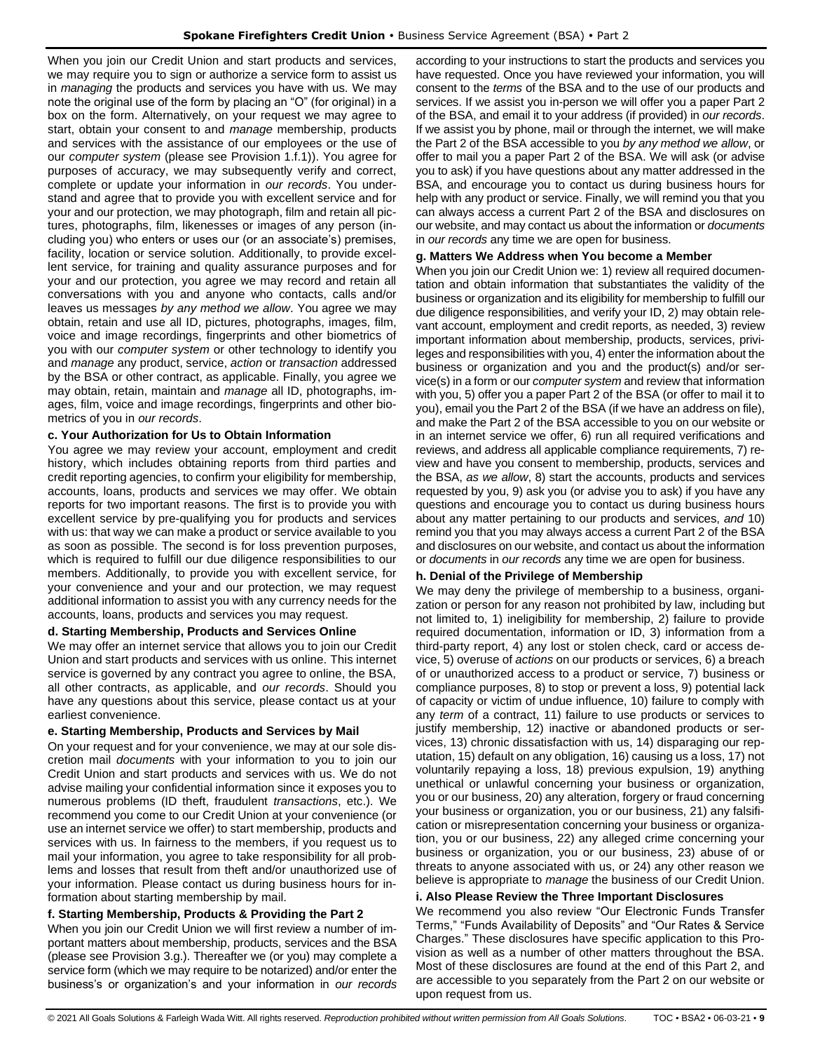When you join our Credit Union and start products and services, we may require you to sign or authorize a service form to assist us in *managing* the products and services you have with us. We may note the original use of the form by placing an "O" (for original) in a box on the form. Alternatively, on your request we may agree to start, obtain your consent to and *manage* membership, products and services with the assistance of our employees or the use of our *computer system* (please see Provision 1.f.1)). You agree for purposes of accuracy, we may subsequently verify and correct, complete or update your information in *our records*. You understand and agree that to provide you with excellent service and for your and our protection, we may photograph, film and retain all pictures, photographs, film, likenesses or images of any person (including you) who enters or uses our (or an associate's) premises, facility, location or service solution. Additionally, to provide excellent service, for training and quality assurance purposes and for your and our protection, you agree we may record and retain all conversations with you and anyone who contacts, calls and/or leaves us messages *by any method we allow*. You agree we may obtain, retain and use all ID, pictures, photographs, images, film, voice and image recordings, fingerprints and other biometrics of you with our *computer system* or other technology to identify you and *manage* any product, service, *action* or *transaction* addressed by the BSA or other contract, as applicable. Finally, you agree we may obtain, retain, maintain and *manage* all ID, photographs, images, film, voice and image recordings, fingerprints and other biometrics of you in *our records*.

### c. Your Authorization for Us to Obtain Information

You agree we may review your account, employment and credit history, which includes obtaining reports from third parties and credit reporting agencies, to confirm your eligibility for membership, accounts, loans, products and services we may offer. We obtain reports for two important reasons. The first is to provide you with excellent service by pre-qualifying you for products and services with us: that way we can make a product or service available to you as soon as possible. The second is for loss prevention purposes, which is required to fulfill our due diligence responsibilities to our members. Additionally, to provide you with excellent service, for your convenience and your and our protection, we may request additional information to assist you with any currency needs for the accounts, loans, products and services you may request.

### d. Starting Membership, Products and Services Online

We may offer an internet service that allows you to join our Credit Union and start products and services with us online. This internet service is governed by any contract you agree to online, the BSA, all other contracts, as applicable, and *our records*. Should you have any questions about this service, please contact us at your earliest convenience.

### e. Starting Membership, Products and Services by Mail

On your request and for your convenience, we may at our sole discretion mail *documents* with your information to you to join our Credit Union and start products and services with us. We do not advise mailing your confidential information since it exposes you to numerous problems (ID theft, fraudulent *transactions*, etc.). We recommend you come to our Credit Union at your convenience (or use an internet service we offer) to start membership, products and services with us. In fairness to the members, if you request us to mail your information, you agree to take responsibility for all problems and losses that result from theft and/or unauthorized use of your information. Please contact us during business hours for information about starting membership by mail.

### f. Starting Membership, Products & Providing the Part 2

When you join our Credit Union we will first review a number of important matters about membership, products, services and the BSA (please see Provision 3.g.). Thereafter we (or you) may complete a service form (which we may require to be notarized) and/or enter the business's or organization's and your information in *our records* according to your instructions to start the products and services you have requested. Once you have reviewed your information, you will consent to the *terms* of the BSA and to the use of our products and services. If we assist you in-person we will offer you a paper Part 2 of the BSA, and email it to your address (if provided) in *our records*. If we assist you by phone, mail or through the internet, we will make the Part 2 of the BSA accessible to you *by any method we allow*, or offer to mail you a paper Part 2 of the BSA. We will ask (or advise you to ask) if you have questions about any matter addressed in the BSA, and encourage you to contact us during business hours for help with any product or service. Finally, we will remind you that you can always access a current Part 2 of the BSA and disclosures on our website, and may contact us about the information or *documents* in *our records* any time we are open for business.

### g. Matters We Address when You become a Member

When you join our Credit Union we: 1) review all required documentation and obtain information that substantiates the validity of the business or organization and its eligibility for membership to fulfill our due diligence responsibilities, and verify your ID, 2) may obtain relevant account, employment and credit reports, as needed, 3) review important information about membership, products, services, privileges and responsibilities with you, 4) enter the information about the business or organization and you and the product(s) and/or service(s) in a form or our *computer system* and review that information with you, 5) offer you a paper Part 2 of the BSA (or offer to mail it to you), email you the Part 2 of the BSA (if we have an address on file), and make the Part 2 of the BSA accessible to you on our website or in an internet service we offer, 6) run all required verifications and reviews, and address all applicable compliance requirements, 7) review and have you consent to membership, products, services and the BSA, *as we allow*, 8) start the accounts, products and services requested by you, 9) ask you (or advise you to ask) if you have any questions and encourage you to contact us during business hours about any matter pertaining to our products and services, *and* 10) remind you that you may always access a current Part 2 of the BSA and disclosures on our website, and contact us about the information or *documents* in *our records* any time we are open for business.

### h. Denial of the Privilege of Membership

We may deny the privilege of membership to a business, organization or person for any reason not prohibited by law, including but not limited to, 1) ineligibility for membership, 2) failure to provide required documentation, information or ID, 3) information from a third-party report, 4) any lost or stolen check, card or access device, 5) overuse of *actions* on our products or services, 6) a breach of or unauthorized access to a product or service, 7) business or compliance purposes, 8) to stop or prevent a loss, 9) potential lack of capacity or victim of undue influence, 10) failure to comply with any *term* of a contract, 11) failure to use products or services to justify membership, 12) inactive or abandoned products or services, 13) chronic dissatisfaction with us, 14) disparaging our reputation, 15) default on any obligation, 16) causing us a loss, 17) not voluntarily repaying a loss, 18) previous expulsion, 19) anything unethical or unlawful concerning your business or organization, you or our business, 20) any alteration, forgery or fraud concerning your business or organization, you or our business, 21) any falsification or misrepresentation concerning your business or organization, you or our business, 22) any alleged crime concerning your business or organization, you or our business, 23) abuse of or threats to anyone associated with us, or 24) any other reason we believe is appropriate to *manage* the business of our Credit Union.

### i. Also Please Review the Three Important Disclosures

We recommend you also review "Our Electronic Funds Transfer Terms," "Funds Availability of Deposits" and "Our Rates & Service Charges." These disclosures have specific application to this Provision as well as a number of other matters throughout the BSA. Most of these disclosures are found at the end of this Part 2, and are accessible to you separately from the Part 2 on our website or upon request from us.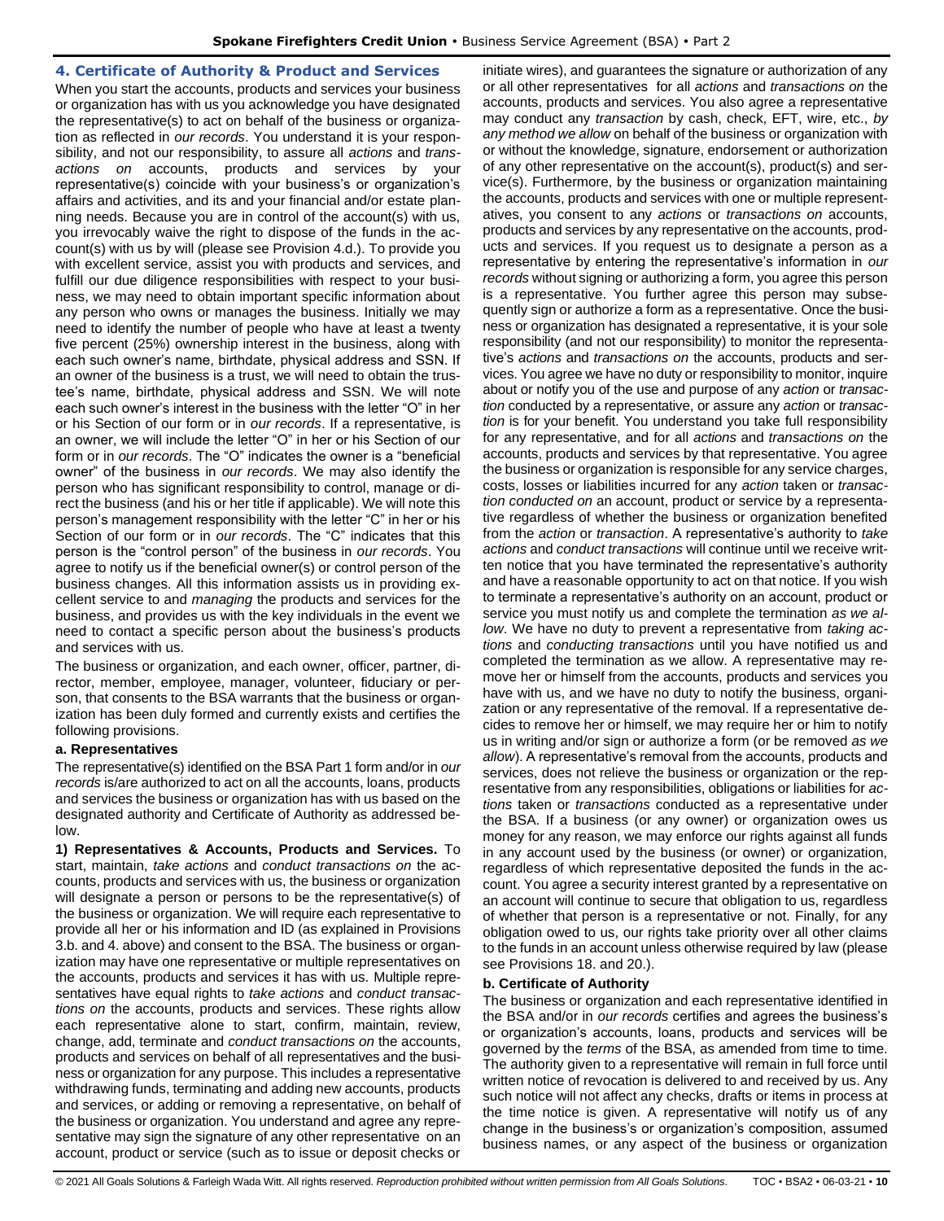## 4. Certificate of Authority & Product and Services

When you start the accounts, products and services your business or organization has with us you acknowledge you have designated the representative(s) to act on behalf of the business or organization as reflected in *our records*. You understand it is your responsibility, and not our responsibility, to assure all *actions* and *transactions on* accounts, products and services by your representative(s) coincide with your business's or organization's affairs and activities, and its and your financial and/or estate planning needs. Because you are in control of the account(s) with us, you irrevocably waive the right to dispose of the funds in the account(s) with us by will (please see Provision 4.d.). To provide you with excellent service, assist you with products and services, and fulfill our due diligence responsibilities with respect to your business, we may need to obtain important specific information about any person who owns or manages the business. Initially we may need to identify the number of people who have at least a twenty five percent (25%) ownership interest in the business, along with each such owner's name, birthdate, physical address and SSN. If an owner of the business is a trust, we will need to obtain the trustee's name, birthdate, physical address and SSN. We will note each such owner's interest in the business with the letter "O" in her or his Section of our form or in *our records*. If a representative, is an owner, we will include the letter "O" in her or his Section of our form or in *our records*. The "O" indicates the owner is a "beneficial owner" of the business in *our records*. We may also identify the person who has significant responsibility to control, manage or direct the business (and his or her title if applicable). We will note this person's management responsibility with the letter "C" in her or his Section of our form or in *our records*. The "C" indicates that this person is the "control person" of the business in *our records*. You agree to notify us if the beneficial owner(s) or control person of the business changes. All this information assists us in providing excellent service to and *managing* the products and services for the business, and provides us with the key individuals in the event we need to contact a specific person about the business's products and services with us.

The business or organization, and each owner, officer, partner, director, member, employee, manager, volunteer, fiduciary or person, that consents to the BSA warrants that the business or organization has been duly formed and currently exists and certifies the following provisions.

### a. Representatives

The representative(s) identified on the BSA Part 1 form and/or in *our records* is/are authorized to act on all the accounts, loans, products and services the business or organization has with us based on the designated authority and Certificate of Authority as addressed below.

**1) Representatives & Accounts, Products and Services.** To start, maintain, *take actions* and *conduct transactions on* the accounts, products and services with us, the business or organization will designate a person or persons to be the representative(s) of the business or organization. We will require each representative to provide all her or his information and ID (as explained in Provisions 3.b. and 4. above) and consent to the BSA. The business or organization may have one representative or multiple representatives on the accounts, products and services it has with us. Multiple representatives have equal rights to *take actions* and *conduct transactions on* the accounts, products and services. These rights allow each representative alone to start, confirm, maintain, review, change, add, terminate and *conduct transactions on* the accounts, products and services on behalf of all representatives and the business or organization for any purpose. This includes a representative withdrawing funds, terminating and adding new accounts, products and services, or adding or removing a representative, on behalf of the business or organization. You understand and agree any representative may sign the signature of any other representative on an account, product or service (such as to issue or deposit checks or initiate wires), and guarantees the signature or authorization of any or all other representatives for all *actions* and *transactions on* the accounts, products and services. You also agree a representative may conduct any *transaction* by cash, check, EFT, wire, etc., *by any method we allow* on behalf of the business or organization with or without the knowledge, signature, endorsement or authorization of any other representative on the account(s), product(s) and service(s). Furthermore, by the business or organization maintaining the accounts, products and services with one or multiple representatives, you consent to any *actions* or *transactions on* accounts, products and services by any representative on the accounts, products and services. If you request us to designate a person as a representative by entering the representative's information in *our records* without signing or authorizing a form, you agree this person is a representative. You further agree this person may subsequently sign or authorize a form as a representative. Once the business or organization has designated a representative, it is your sole responsibility (and not our responsibility) to monitor the representative's *actions* and *transactions on* the accounts, products and services. You agree we have no duty or responsibility to monitor, inquire about or notify you of the use and purpose of any *action* or *transaction* conducted by a representative, or assure any *action* or *transaction* is for your benefit. You understand you take full responsibility for any representative, and for all *actions* and *transactions on* the accounts, products and services by that representative. You agree the business or organization is responsible for any service charges, costs, losses or liabilities incurred for any *action* taken or *transaction conducted on* an account, product or service by a representative regardless of whether the business or organization benefited from the *action* or *transaction*. A representative's authority to *take actions* and *conduct transactions* will continue until we receive written notice that you have terminated the representative's authority and have a reasonable opportunity to act on that notice. If you wish to terminate a representative's authority on an account, product or service you must notify us and complete the termination *as we allow*. We have no duty to prevent a representative from *taking actions* and *conducting transactions* until you have notified us and completed the termination as we allow. A representative may remove her or himself from the accounts, products and services you have with us, and we have no duty to notify the business, organization or any representative of the removal. If a representative decides to remove her or himself, we may require her or him to notify us in writing and/or sign or authorize a form (or be removed *as we allow*). A representative's removal from the accounts, products and services, does not relieve the business or organization or the representative from any responsibilities, obligations or liabilities for *actions* taken or *transactions* conducted as a representative under the BSA. If a business (or any owner) or organization owes us money for any reason, we may enforce our rights against all funds in any account used by the business (or owner) or organization, regardless of which representative deposited the funds in the account. You agree a security interest granted by a representative on an account will continue to secure that obligation to us, regardless of whether that person is a representative or not. Finally, for any obligation owed to us, our rights take priority over all other claims to the funds in an account unless otherwise required by law (please see Provisions 18. and 20.).

### b. Certificate of Authority

The business or organization and each representative identified in the BSA and/or in *our records* certifies and agrees the business's or organization's accounts, loans, products and services will be governed by the *terms* of the BSA, as amended from time to time. The authority given to a representative will remain in full force until written notice of revocation is delivered to and received by us. Any such notice will not affect any checks, drafts or items in process at the time notice is given. A representative will notify us of any change in the business's or organization's composition, assumed business names, or any aspect of the business or organization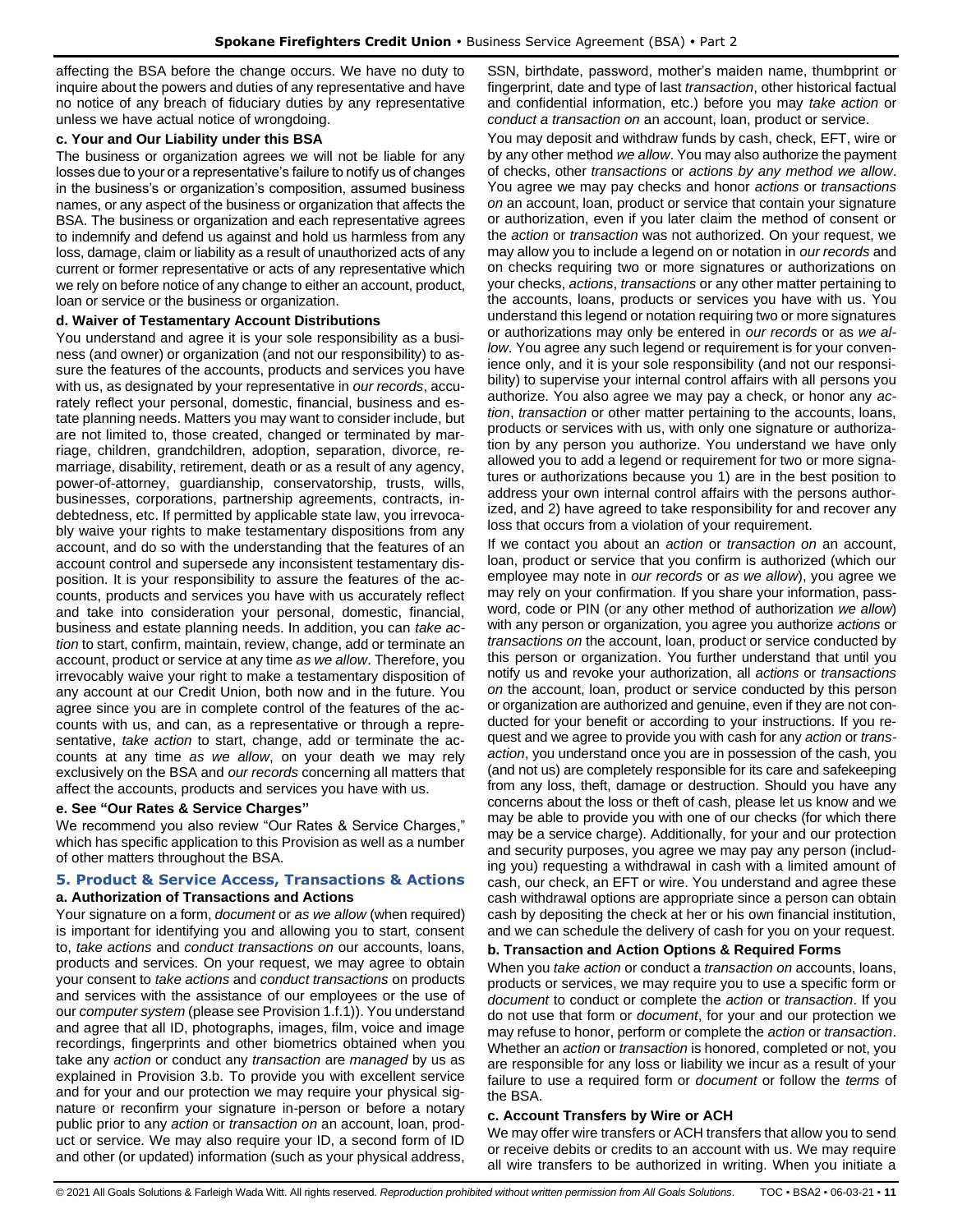affecting the BSA before the change occurs. We have no duty to inquire about the powers and duties of any representative and have no notice of any breach of fiduciary duties by any representative unless we have actual notice of wrongdoing.

#### c. Your and Our Liability under this BSA

The business or organization agrees we will not be liable for any losses due to your or a representative's failure to notify us of changes in the business's or organization's composition, assumed business names, or any aspect of the business or organization that affects the BSA. The business or organization and each representative agrees to indemnify and defend us against and hold us harmless from any loss, damage, claim or liability as a result of unauthorized acts of any current or former representative or acts of any representative which we rely on before notice of any change to either an account, product, loan or service or the business or organization.

#### d. Waiver of Testamentary Account Distributions

You understand and agree it is your sole responsibility as a business (and owner) or organization (and not our responsibility) to assure the features of the accounts, products and services you have with us, as designated by your representative in *our records*, accurately reflect your personal, domestic, financial, business and estate planning needs. Matters you may want to consider include, but are not limited to, those created, changed or terminated by marriage, children, grandchildren, adoption, separation, divorce, remarriage, disability, retirement, death or as a result of any agency, power-of-attorney, guardianship, conservatorship, trusts, wills, businesses, corporations, partnership agreements, contracts, indebtedness, etc. If permitted by applicable state law, you irrevocably waive your rights to make testamentary dispositions from any account, and do so with the understanding that the features of an account control and supersede any inconsistent testamentary disposition. It is your responsibility to assure the features of the accounts, products and services you have with us accurately reflect and take into consideration your personal, domestic, financial, business and estate planning needs. In addition, you can *take action* to start, confirm, maintain, review, change, add or terminate an account, product or service at any time *as we allow*. Therefore, you irrevocably waive your right to make a testamentary disposition of any account at our Credit Union, both now and in the future. You agree since you are in complete control of the features of the accounts with us, and can, as a representative or through a representative, *take action* to start, change, add or terminate the accounts at any time *as we allow*, on your death we may rely exclusively on the BSA and *our records* concerning all matters that affect the accounts, products and services you have with us.

#### e. See "Our Rates & Service Charges"

We recommend you also review "Our Rates & Service Charges," which has specific application to this Provision as well as a number of other matters throughout the BSA.

### 5. Product & Service Access, Transactions & Actions

#### a. Authorization of Transactions and Actions

Your signature on a form, *document* or *as we allow* (when required) is important for identifying you and allowing you to start, consent to, *take actions* and *conduct transactions on* our accounts, loans, products and services. On your request, we may agree to obtain your consent to *take actions* and *conduct transactions* on products and services with the assistance of our employees or the use of our *computer system* (please see Provision 1.f.1)). You understand and agree that all ID, photographs, images, film, voice and image recordings, fingerprints and other biometrics obtained when you take any *action* or conduct any *transaction* are *managed* by us as explained in Provision 3.b. To provide you with excellent service and for your and our protection we may require your physical signature or reconfirm your signature in-person or before a notary public prior to any *action* or *transaction on* an account, loan, product or service. We may also require your ID, a second form of ID and other (or updated) information (such as your physical address, SSN, birthdate, password, mother's maiden name, thumbprint or fingerprint, date and type of last *transaction*, other historical factual and confidential information, etc.) before you may *take action* or *conduct a transaction on* an account, loan, product or service.

You may deposit and withdraw funds by cash, check, EFT, wire or by any other method *we allow*. You may also authorize the payment of checks, other *transactions* or *actions by any method we allow*. You agree we may pay checks and honor *actions* or *transactions on* an account, loan, product or service that contain your signature or authorization, even if you later claim the method of consent or the *action* or *transaction* was not authorized. On your request, we may allow you to include a legend on or notation in *our records* and on checks requiring two or more signatures or authorizations on your checks, *actions*, *transactions* or any other matter pertaining to the accounts, loans, products or services you have with us. You understand this legend or notation requiring two or more signatures or authorizations may only be entered in *our records* or as *we allow*. You agree any such legend or requirement is for your convenience only, and it is your sole responsibility (and not our responsibility) to supervise your internal control affairs with all persons you authorize. You also agree we may pay a check, or honor any *action*, *transaction* or other matter pertaining to the accounts, loans, products or services with us, with only one signature or authorization by any person you authorize. You understand we have only allowed you to add a legend or requirement for two or more signatures or authorizations because you 1) are in the best position to address your own internal control affairs with the persons authorized, and 2) have agreed to take responsibility for and recover any loss that occurs from a violation of your requirement.

If we contact you about an *action* or *transaction on* an account, loan, product or service that you confirm is authorized (which our employee may note in *our records* or *as we allow*), you agree we may rely on your confirmation. If you share your information, password, code or PIN (or any other method of authorization *we allow*) with any person or organization, you agree you authorize *actions* or *transactions on* the account, loan, product or service conducted by this person or organization. You further understand that until you notify us and revoke your authorization, all *actions* or *transactions on* the account, loan, product or service conducted by this person or organization are authorized and genuine, even if they are not conducted for your benefit or according to your instructions. If you request and we agree to provide you with cash for any *action* or *transaction*, you understand once you are in possession of the cash, you (and not us) are completely responsible for its care and safekeeping from any loss, theft, damage or destruction. Should you have any concerns about the loss or theft of cash, please let us know and we may be able to provide you with one of our checks (for which there may be a service charge). Additionally, for your and our protection and security purposes, you agree we may pay any person (including you) requesting a withdrawal in cash with a limited amount of cash, our check, an EFT or wire. You understand and agree these cash withdrawal options are appropriate since a person can obtain cash by depositing the check at her or his own financial institution, and we can schedule the delivery of cash for you on your request.

#### b. Transaction and Action Options & Required Forms

When you *take action* or conduct a *transaction on* accounts, loans, products or services, we may require you to use a specific form or *document* to conduct or complete the *action* or *transaction*. If you do not use that form or *document*, for your and our protection we may refuse to honor, perform or complete the *action* or *transaction*. Whether an *action* or *transaction* is honored, completed or not, you are responsible for any loss or liability we incur as a result of your failure to use a required form or *document* or follow the *terms* of the BSA.

#### c. Account Transfers by Wire or ACH

We may offer wire transfers or ACH transfers that allow you to send or receive debits or credits to an account with us. We may require all wire transfers to be authorized in writing. When you initiate a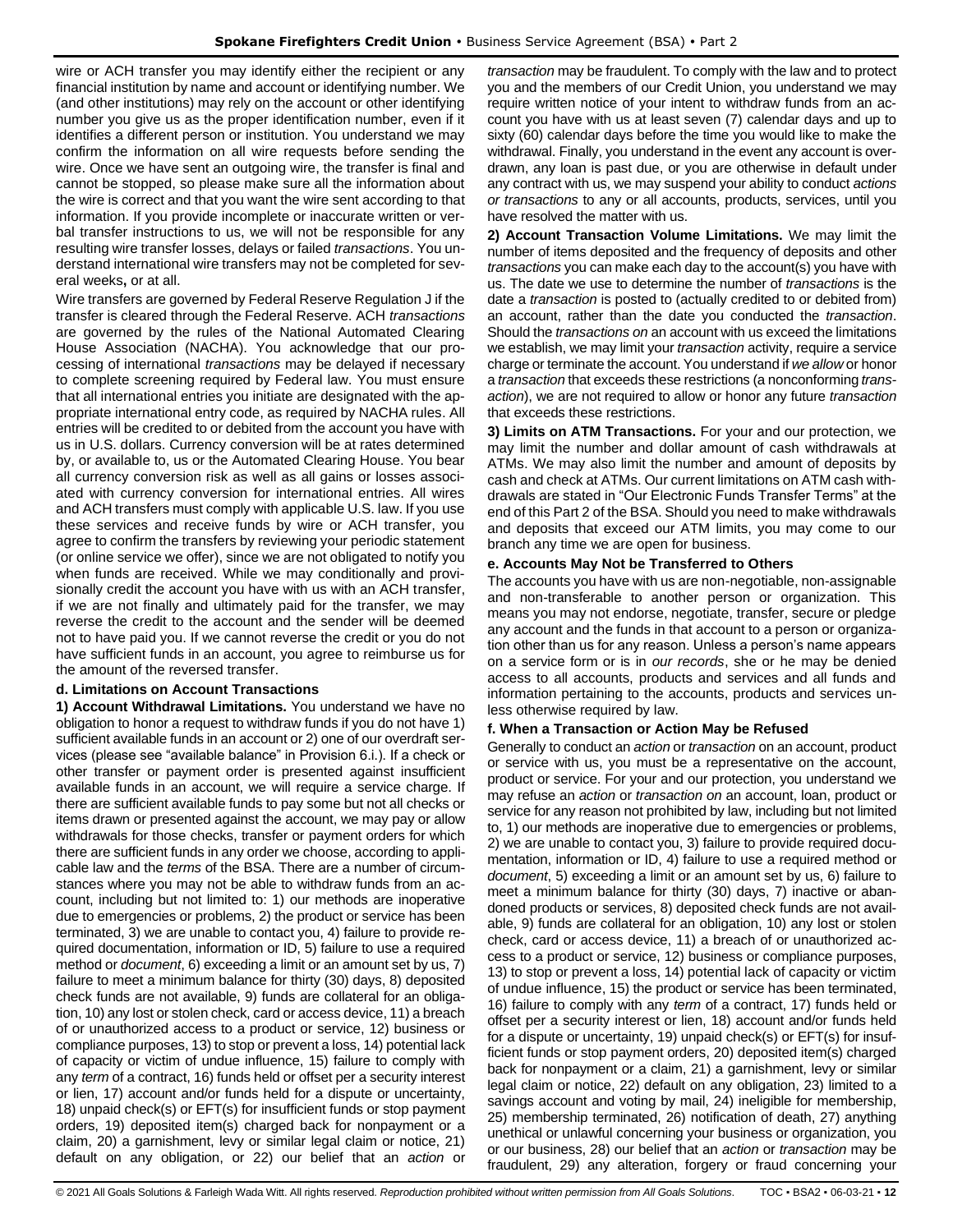wire or ACH transfer you may identify either the recipient or any financial institution by name and account or identifying number. We (and other institutions) may rely on the account or other identifying number you give us as the proper identification number, even if it identifies a different person or institution. You understand we may confirm the information on all wire requests before sending the wire. Once we have sent an outgoing wire, the transfer is final and cannot be stopped, so please make sure all the information about the wire is correct and that you want the wire sent according to that information. If you provide incomplete or inaccurate written or verbal transfer instructions to us, we will not be responsible for any resulting wire transfer losses, delays or failed *transactions*. You understand international wire transfers may not be completed for several weeks**,** or at all.

Wire transfers are governed by Federal Reserve Regulation J if the transfer is cleared through the Federal Reserve. ACH *transactions* are governed by the rules of the National Automated Clearing House Association (NACHA). You acknowledge that our processing of international *transactions* may be delayed if necessary to complete screening required by Federal law. You must ensure that all international entries you initiate are designated with the appropriate international entry code, as required by NACHA rules. All entries will be credited to or debited from the account you have with us in U.S. dollars. Currency conversion will be at rates determined by, or available to, us or the Automated Clearing House. You bear all currency conversion risk as well as all gains or losses associated with currency conversion for international entries. All wires and ACH transfers must comply with applicable U.S. law. If you use these services and receive funds by wire or ACH transfer, you agree to confirm the transfers by reviewing your periodic statement (or online service we offer), since we are not obligated to notify you when funds are received. While we may conditionally and provisionally credit the account you have with us with an ACH transfer, if we are not finally and ultimately paid for the transfer, we may reverse the credit to the account and the sender will be deemed not to have paid you. If we cannot reverse the credit or you do not have sufficient funds in an account, you agree to reimburse us for the amount of the reversed transfer.

**d. Limitations on Account Transactions**

**1) Account Withdrawal Limitations.** You understand we have no obligation to honor a request to withdraw funds if you do not have 1) sufficient available funds in an account or 2) one of our overdraft services (please see "available balance" in Provision 6.i.). If a check or other transfer or payment order is presented against insufficient available funds in an account, we will require a service charge. If there are sufficient available funds to pay some but not all checks or items drawn or presented against the account, we may pay or allow withdrawals for those checks, transfer or payment orders for which there are sufficient funds in any order we choose, according to applicable law and the *terms* of the BSA. There are a number of circumstances where you may not be able to withdraw funds from an account, including but not limited to: 1) our methods are inoperative due to emergencies or problems, 2) the product or service has been terminated, 3) we are unable to contact you, 4) failure to provide required documentation, information or ID, 5) failure to use a required method or *document*, 6) exceeding a limit or an amount set by us, 7) failure to meet a minimum balance for thirty (30) days, 8) deposited check funds are not available, 9) funds are collateral for an obligation, 10) any lost or stolen check, card or access device, 11) a breach of or unauthorized access to a product or service, 12) business or compliance purposes, 13) to stop or prevent a loss, 14) potential lack of capacity or victim of undue influence, 15) failure to comply with any *term* of a contract, 16) funds held or offset per a security interest or lien, 17) account and/or funds held for a dispute or uncertainty, 18) unpaid check(s) or EFT(s) for insufficient funds or stop payment orders, 19) deposited item(s) charged back for nonpayment or a claim, 20) a garnishment, levy or similar legal claim or notice, 21) default on any obligation, or 22) our belief that an *action* or *transaction* may be fraudulent. To comply with the law and to protect you and the members of our Credit Union, you understand we may require written notice of your intent to withdraw funds from an account you have with us at least seven (7) calendar days and up to sixty (60) calendar days before the time you would like to make the withdrawal. Finally, you understand in the event any account is overdrawn, any loan is past due, or you are otherwise in default under any contract with us, we may suspend your ability to conduct *actions or transactions* to any or all accounts, products, services, until you have resolved the matter with us.

**2) Account Transaction Volume Limitations.** We may limit the number of items deposited and the frequency of deposits and other *transactions* you can make each day to the account(s) you have with us. The date we use to determine the number of *transactions* is the date a *transaction* is posted to (actually credited to or debited from) an account, rather than the date you conducted the *transaction*. Should the *transactions on* an account with us exceed the limitations we establish, we may limit your *transaction* activity, require a service charge or terminate the account. You understand if *we allow* or honor a *transaction* that exceeds these restrictions (a nonconforming *transaction*), we are not required to allow or honor any future *transaction* that exceeds these restrictions.

**3) Limits on ATM Transactions.** For your and our protection, we may limit the number and dollar amount of cash withdrawals at ATMs. We may also limit the number and amount of deposits by cash and check at ATMs. Our current limitations on ATM cash withdrawals are stated in "Our Electronic Funds Transfer Terms" at the end of this Part 2 of the BSA. Should you need to make withdrawals and deposits that exceed our ATM limits, you may come to our branch any time we are open for business.

**e. Accounts May Not be Transferred to Others**

The accounts you have with us are non-negotiable, non-assignable and non-transferable to another person or organization. This means you may not endorse, negotiate, transfer, secure or pledge any account and the funds in that account to a person or organization other than us for any reason. Unless a person's name appears on a service form or is in *our records*, she or he may be denied access to all accounts, products and services and all funds and information pertaining to the accounts, products and services unless otherwise required by law.

**f. When a Transaction or Action May be Refused**

Generally to conduct an *action* or *transaction* on an account, product or service with us, you must be a representative on the account, product or service. For your and our protection, you understand we may refuse an *action* or *transaction on* an account, loan, product or service for any reason not prohibited by law, including but not limited to, 1) our methods are inoperative due to emergencies or problems, 2) we are unable to contact you, 3) failure to provide required documentation, information or ID, 4) failure to use a required method or *document*, 5) exceeding a limit or an amount set by us, 6) failure to meet a minimum balance for thirty (30) days, 7) inactive or abandoned products or services, 8) deposited check funds are not available, 9) funds are collateral for an obligation, 10) any lost or stolen check, card or access device, 11) a breach of or unauthorized access to a product or service, 12) business or compliance purposes, 13) to stop or prevent a loss, 14) potential lack of capacity or victim of undue influence, 15) the product or service has been terminated, 16) failure to comply with any *term* of a contract, 17) funds held or offset per a security interest or lien, 18) account and/or funds held for a dispute or uncertainty, 19) unpaid check(s) or EFT(s) for insufficient funds or stop payment orders, 20) deposited item(s) charged back for nonpayment or a claim, 21) a garnishment, levy or similar legal claim or notice, 22) default on any obligation, 23) limited to a savings account and voting by mail, 24) ineligible for membership, 25) membership terminated, 26) notification of death, 27) anything unethical or unlawful concerning your business or organization, you or our business, 28) our belief that an *action* or *transaction* may be fraudulent, 29) any alteration, forgery or fraud concerning your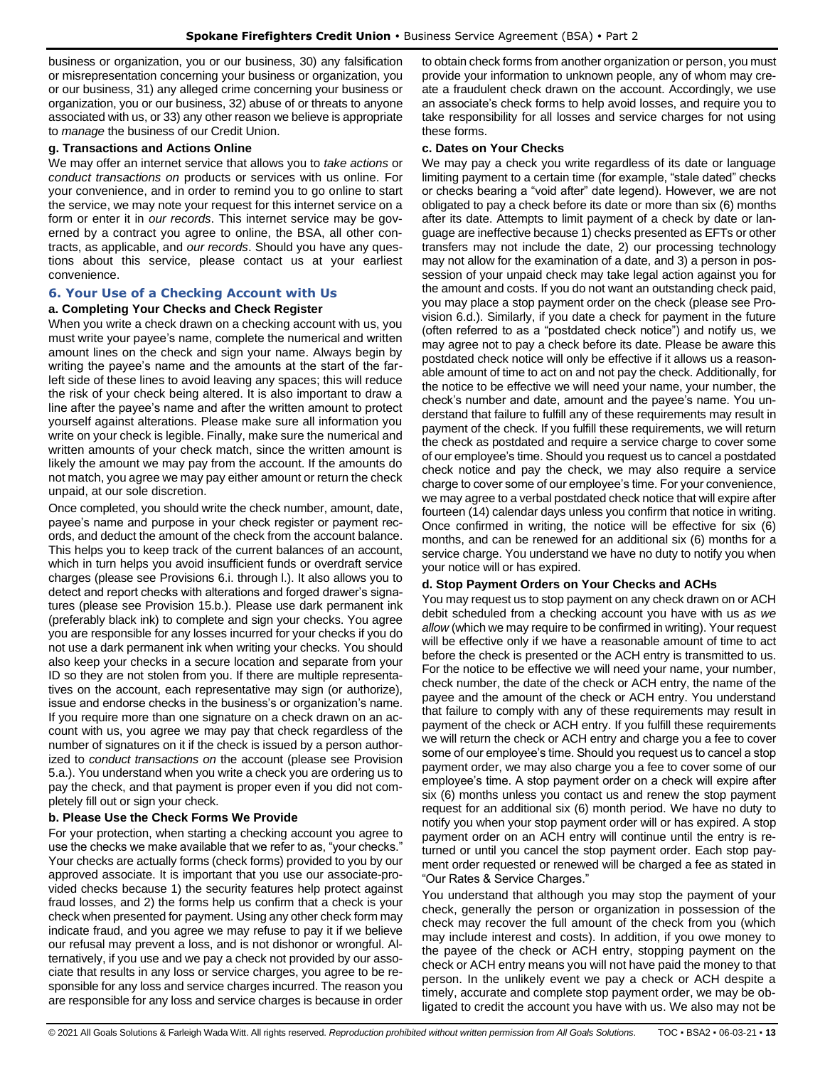business or organization, you or our business, 30) any falsification or misrepresentation concerning your business or organization, you or our business, 31) any alleged crime concerning your business or organization, you or our business, 32) abuse of or threats to anyone associated with us, or 33) any other reason we believe is appropriate to *manage* the business of our Credit Union.

#### g. Transactions and Actions Online

We may offer an internet service that allows you to *take actions* or *conduct transactions on* products or services with us online. For your convenience, and in order to remind you to go online to start the service, we may note your request for this internet service on a form or enter it in *our records*. This internet service may be governed by a contract you agree to online, the BSA, all other contracts, as applicable, and *our records*. Should you have any questions about this service, please contact us at your earliest convenience.

### 6. Your Use of a Checking Account with Us

#### a. Completing Your Checks and Check Register

When you write a check drawn on a checking account with us, you must write your payee's name, complete the numerical and written amount lines on the check and sign your name. Always begin by writing the payee's name and the amounts at the start of the far-left side of these lines to avoid leaving any spaces; this will reduce the risk of your check being altered. It is also important to draw a line after the payee's name and after the written amount to protect yourself against alterations. Please make sure all information you write on your check is legible. Finally, make sure the numerical and written amounts of your check match, since the written amount is likely the amount we may pay from the account. If the amounts do not match, you agree we may pay either amount or return the check unpaid, at our sole discretion.

Once completed, you should write the check number, amount, date, payee's name and purpose in your check register or payment records, and deduct the amount of the check from the account balance. This helps you to keep track of the current balances of an account, which in turn helps you avoid insufficient funds or overdraft service charges (please see Provisions 6.i. through l.). It also allows you to detect and report checks with alterations and forged drawer's signatures (please see Provision 15.b.). Please use dark permanent ink (preferably black ink) to complete and sign your checks. You agree you are responsible for any losses incurred for your checks if you do not use a dark permanent ink when writing your checks. You should also keep your checks in a secure location and separate from your ID so they are not stolen from you. If there are multiple representatives on the account, each representative may sign (or authorize), issue and endorse checks in the business's or organization's name. If you require more than one signature on a check drawn on an account with us, you agree we may pay that check regardless of the number of signatures on it if the check is issued by a person authorized to *conduct transactions on* the account (please see Provision 5.a.). You understand when you write a check you are ordering us to pay the check, and that payment is proper even if you did not completely fill out or sign your check.

#### b. Please Use the Check Forms We Provide

For your protection, when starting a checking account you agree to use the checks we make available that we refer to as, "your checks." Your checks are actually forms (check forms) provided to you by our approved associate. It is important that you use our associate-provided checks because 1) the security features help protect against fraud losses, and 2) the forms help us confirm that a check is your check when presented for payment. Using any other check form may indicate fraud, and you agree we may refuse to pay it if we believe our refusal may prevent a loss, and is not dishonor or wrongful. Alternatively, if you use and we pay a check not provided by our associate that results in any loss or service charges, you agree to be responsible for any loss and service charges incurred. The reason you are responsible for any loss and service charges is because in order to obtain check forms from another organization or person, you must provide your information to unknown people, any of whom may create a fraudulent check drawn on the account. Accordingly, we use an associate's check forms to help avoid losses, and require you to take responsibility for all losses and service charges for not using these forms.

#### c. Dates on Your Checks

We may pay a check you write regardless of its date or language limiting payment to a certain time (for example, "stale dated" checks or checks bearing a "void after" date legend). However, we are not obligated to pay a check before its date or more than six (6) months after its date. Attempts to limit payment of a check by date or language are ineffective because 1) checks presented as EFTs or other transfers may not include the date, 2) our processing technology may not allow for the examination of a date, and 3) a person in possession of your unpaid check may take legal action against you for the amount and costs. If you do not want an outstanding check paid, you may place a stop payment order on the check (please see Provision 6.d.). Similarly, if you date a check for payment in the future (often referred to as a "postdated check notice") and notify us, we may agree not to pay a check before its date. Please be aware this postdated check notice will only be effective if it allows us a reasonable amount of time to act on and not pay the check. Additionally, for the notice to be effective we will need your name, your number, the check's number and date, amount and the payee's name. You understand that failure to fulfill any of these requirements may result in payment of the check. If you fulfill these requirements, we will return the check as postdated and require a service charge to cover some of our employee's time. Should you request us to cancel a postdated check notice and pay the check, we may also require a service charge to cover some of our employee's time. For your convenience, we may agree to a verbal postdated check notice that will expire after fourteen (14) calendar days unless you confirm that notice in writing. Once confirmed in writing, the notice will be effective for six (6) months, and can be renewed for an additional six (6) months for a service charge. You understand we have no duty to notify you when your notice will or has expired.

#### d. Stop Payment Orders on Your Checks and ACHs

You may request us to stop payment on any check drawn on or ACH debit scheduled from a checking account you have with us *as we allow* (which we may require to be confirmed in writing). Your request will be effective only if we have a reasonable amount of time to act before the check is presented or the ACH entry is transmitted to us. For the notice to be effective we will need your name, your number, check number, the date of the check or ACH entry, the name of the payee and the amount of the check or ACH entry. You understand that failure to comply with any of these requirements may result in payment of the check or ACH entry. If you fulfill these requirements we will return the check or ACH entry and charge you a fee to cover some of our employee's time. Should you request us to cancel a stop payment order, we may also charge you a fee to cover some of our employee's time. A stop payment order on a check will expire after six (6) months unless you contact us and renew the stop payment request for an additional six (6) month period. We have no duty to notify you when your stop payment order will or has expired. A stop payment order on an ACH entry will continue until the entry is returned or until you cancel the stop payment order. Each stop payment order requested or renewed will be charged a fee as stated in "Our Rates & Service Charges."

You understand that although you may stop the payment of your check, generally the person or organization in possession of the check may recover the full amount of the check from you (which may include interest and costs). In addition, if you owe money to the payee of the check or ACH entry, stopping payment on the check or ACH entry means you will not have paid the money to that person. In the unlikely event we pay a check or ACH despite a timely, accurate and complete stop payment order, we may be obligated to credit the account you have with us. We also may not be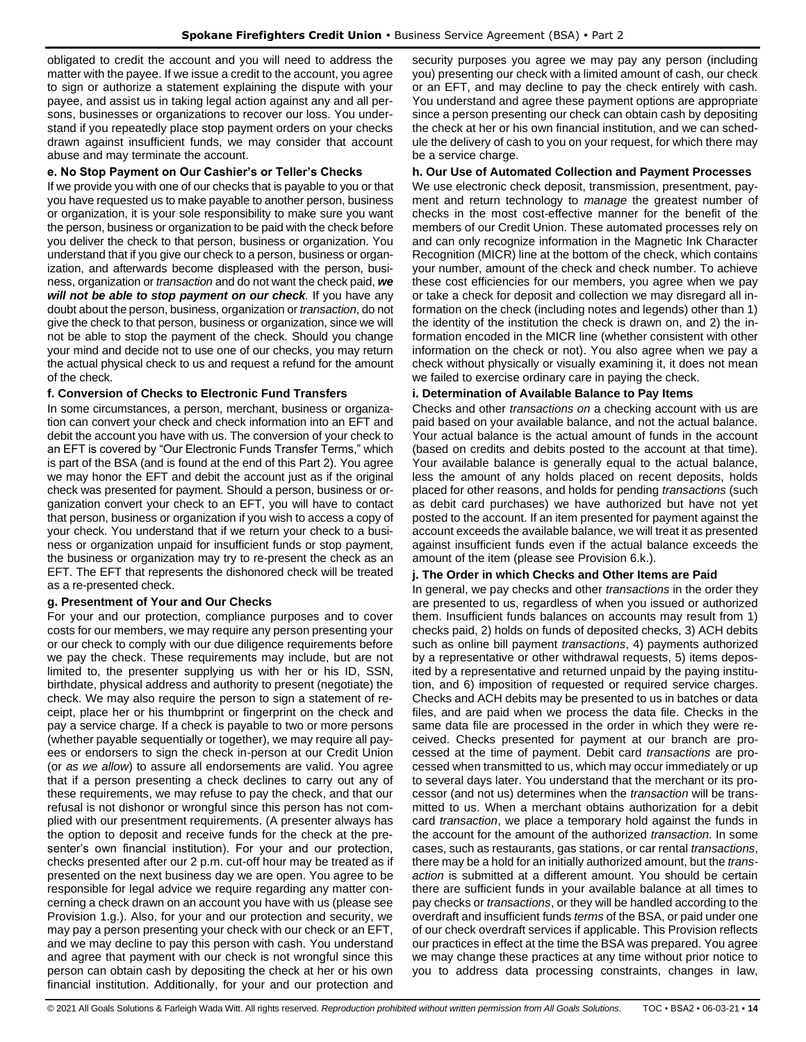obligated to credit the account and you will need to address the matter with the payee. If we issue a credit to the account, you agree to sign or authorize a statement explaining the dispute with your payee, and assist us in taking legal action against any and all persons, businesses or organizations to recover our loss. You understand if you repeatedly place stop payment orders on your checks drawn against insufficient funds, we may consider that account abuse and may terminate the account.

**e. No Stop Payment on Our Cashier's or Teller's Checks**

If we provide you with one of our checks that is payable to you or that you have requested us to make payable to another person, business or organization, it is your sole responsibility to make sure you want the person, business or organization to be paid with the check before you deliver the check to that person, business or organization. You understand that if you give our check to a person, business or organization, and afterwards become displeased with the person, business, organization or *transaction* and do not want the check paid, ***we will not be able to stop payment on our check***. If you have any doubt about the person, business, organization or *transaction*, do not give the check to that person, business or organization, since we will not be able to stop the payment of the check. Should you change your mind and decide not to use one of our checks, you may return the actual physical check to us and request a refund for the amount of the check.

**f. Conversion of Checks to Electronic Fund Transfers**

In some circumstances, a person, merchant, business or organization can convert your check and check information into an EFT and debit the account you have with us. The conversion of your check to an EFT is covered by "Our Electronic Funds Transfer Terms," which is part of the BSA (and is found at the end of this Part 2). You agree we may honor the EFT and debit the account just as if the original check was presented for payment. Should a person, business or organization convert your check to an EFT, you will have to contact that person, business or organization if you wish to access a copy of your check. You understand that if we return your check to a business or organization unpaid for insufficient funds or stop payment, the business or organization may try to re-present the check as an EFT. The EFT that represents the dishonored check will be treated as a re-presented check.

**g. Presentment of Your and Our Checks**

For your and our protection, compliance purposes and to cover costs for our members, we may require any person presenting your or our check to comply with our due diligence requirements before we pay the check. These requirements may include, but are not limited to, the presenter supplying us with her or his ID, SSN, birthdate, physical address and authority to present (negotiate) the check. We may also require the person to sign a statement of receipt, place her or his thumbprint or fingerprint on the check and pay a service charge. If a check is payable to two or more persons (whether payable sequentially or together), we may require all payees or endorsers to sign the check in-person at our Credit Union (or *as we allow*) to assure all endorsements are valid. You agree that if a person presenting a check declines to carry out any of these requirements, we may refuse to pay the check, and that our refusal is not dishonor or wrongful since this person has not complied with our presentment requirements. (A presenter always has the option to deposit and receive funds for the check at the presenter's own financial institution). For your and our protection, checks presented after our 2 p.m. cut-off hour may be treated as if presented on the next business day we are open. You agree to be responsible for legal advice we require regarding any matter concerning a check drawn on an account you have with us (please see Provision 1.g.). Also, for your and our protection and security, we may pay a person presenting your check with our check or an EFT, and we may decline to pay this person with cash. You understand and agree that payment with our check is not wrongful since this person can obtain cash by depositing the check at her or his own financial institution. Additionally, for your and our protection and security purposes you agree we may pay any person (including you) presenting our check with a limited amount of cash, our check or an EFT, and may decline to pay the check entirely with cash. You understand and agree these payment options are appropriate since a person presenting our check can obtain cash by depositing the check at her or his own financial institution, and we can schedule the delivery of cash to you on your request, for which there may be a service charge.

**h. Our Use of Automated Collection and Payment Processes**

We use electronic check deposit, transmission, presentment, payment and return technology to *manage* the greatest number of checks in the most cost-effective manner for the benefit of the members of our Credit Union. These automated processes rely on and can only recognize information in the Magnetic Ink Character Recognition (MICR) line at the bottom of the check, which contains your number, amount of the check and check number. To achieve these cost efficiencies for our members, you agree when we pay or take a check for deposit and collection we may disregard all information on the check (including notes and legends) other than 1) the identity of the institution the check is drawn on, and 2) the information encoded in the MICR line (whether consistent with other information on the check or not). You also agree when we pay a check without physically or visually examining it, it does not mean we failed to exercise ordinary care in paying the check.

**i. Determination of Available Balance to Pay Items**

Checks and other *transactions on* a checking account with us are paid based on your available balance, and not the actual balance. Your actual balance is the actual amount of funds in the account (based on credits and debits posted to the account at that time). Your available balance is generally equal to the actual balance, less the amount of any holds placed on recent deposits, holds placed for other reasons, and holds for pending *transactions* (such as debit card purchases) we have authorized but have not yet posted to the account. If an item presented for payment against the account exceeds the available balance, we will treat it as presented against insufficient funds even if the actual balance exceeds the amount of the item (please see Provision 6.k.).

**j. The Order in which Checks and Other Items are Paid**

In general, we pay checks and other *transactions* in the order they are presented to us, regardless of when you issued or authorized them. Insufficient funds balances on accounts may result from 1) checks paid, 2) holds on funds of deposited checks, 3) ACH debits such as online bill payment *transactions*, 4) payments authorized by a representative or other withdrawal requests, 5) items deposited by a representative and returned unpaid by the paying institution, and 6) imposition of requested or required service charges. Checks and ACH debits may be presented to us in batches or data files, and are paid when we process the data file. Checks in the same data file are processed in the order in which they were received. Checks presented for payment at our branch are processed at the time of payment. Debit card *transactions* are processed when transmitted to us, which may occur immediately or up to several days later. You understand that the merchant or its processor (and not us) determines when the *transaction* will be transmitted to us. When a merchant obtains authorization for a debit card *transaction*, we place a temporary hold against the funds in the account for the amount of the authorized *transaction*. In some cases, such as restaurants, gas stations, or car rental *transactions*, there may be a hold for an initially authorized amount, but the *transaction* is submitted at a different amount. You should be certain there are sufficient funds in your available balance at all times to pay checks or *transactions*, or they will be handled according to the overdraft and insufficient funds *terms* of the BSA, or paid under one of our check overdraft services if applicable. This Provision reflects our practices in effect at the time the BSA was prepared. You agree we may change these practices at any time without prior notice to you to address data processing constraints, changes in law,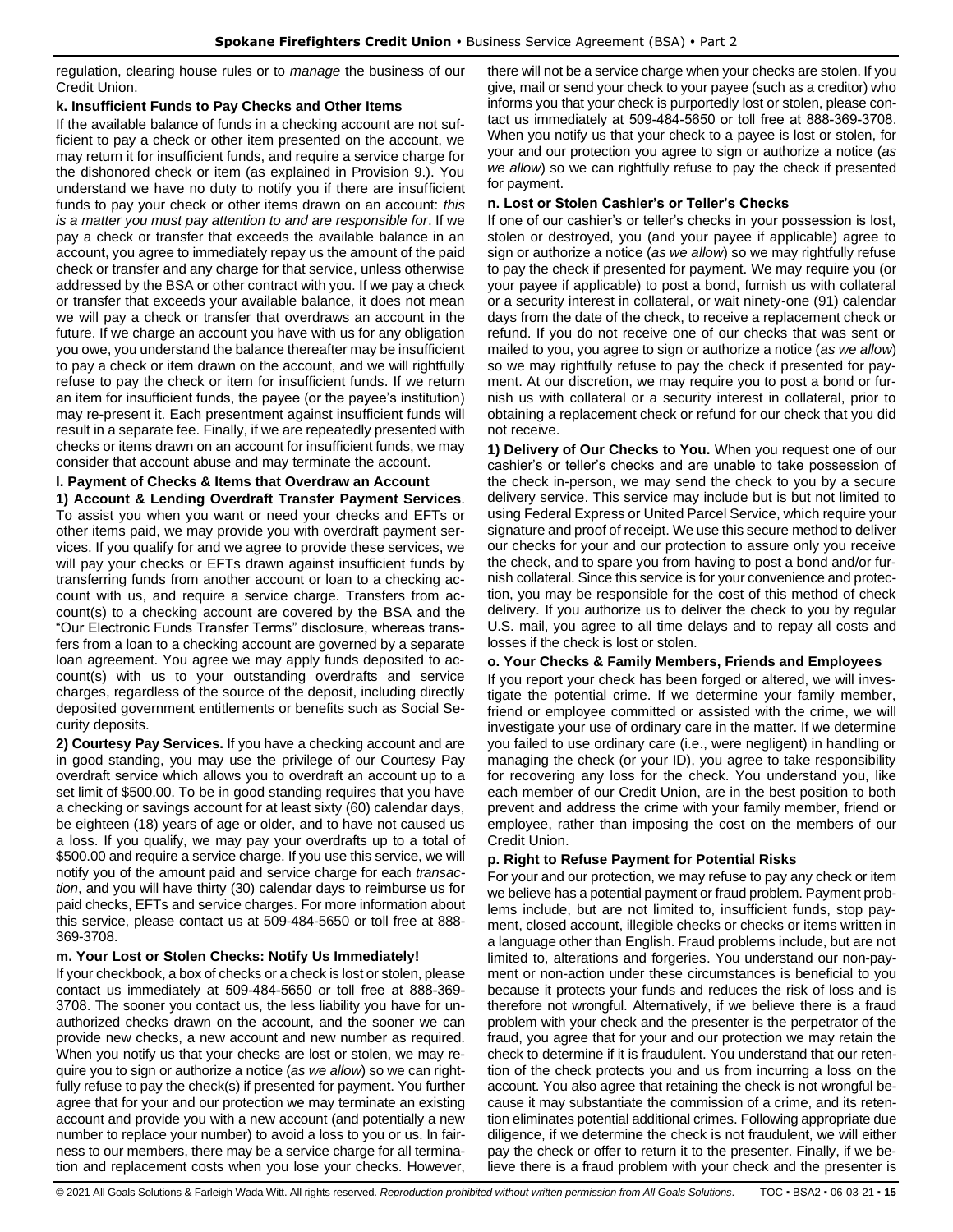regulation, clearing house rules or to *manage* the business of our Credit Union.

**k. Insufficient Funds to Pay Checks and Other Items**

If the available balance of funds in a checking account are not sufficient to pay a check or other item presented on the account, we may return it for insufficient funds, and require a service charge for the dishonored check or item (as explained in Provision 9.). You understand we have no duty to notify you if there are insufficient funds to pay your check or other items drawn on an account: *this is a matter you must pay attention to and are responsible for*. If we pay a check or transfer that exceeds the available balance in an account, you agree to immediately repay us the amount of the paid check or transfer and any charge for that service, unless otherwise addressed by the BSA or other contract with you. If we pay a check or transfer that exceeds your available balance, it does not mean we will pay a check or transfer that overdraws an account in the future. If we charge an account you have with us for any obligation you owe, you understand the balance thereafter may be insufficient to pay a check or item drawn on the account, and we will rightfully refuse to pay the check or item for insufficient funds. If we return an item for insufficient funds, the payee (or the payee's institution) may re-present it. Each presentment against insufficient funds will result in a separate fee. Finally, if we are repeatedly presented with checks or items drawn on an account for insufficient funds, we may consider that account abuse and may terminate the account.

**l. Payment of Checks & Items that Overdraw an Account**

**1) Account & Lending Overdraft Transfer Payment Services**. To assist you when you want or need your checks and EFTs or other items paid, we may provide you with overdraft payment services. If you qualify for and we agree to provide these services, we will pay your checks or EFTs drawn against insufficient funds by transferring funds from another account or loan to a checking account with us, and require a service charge. Transfers from account(s) to a checking account are covered by the BSA and the "Our Electronic Funds Transfer Terms" disclosure, whereas transfers from a loan to a checking account are governed by a separate loan agreement. You agree we may apply funds deposited to account(s) with us to your outstanding overdrafts and service charges, regardless of the source of the deposit, including directly deposited government entitlements or benefits such as Social Security deposits.

**2) Courtesy Pay Services.** If you have a checking account and are in good standing, you may use the privilege of our Courtesy Pay overdraft service which allows you to overdraft an account up to a set limit of $500.00. To be in good standing requires that you have a checking or savings account for at least sixty (60) calendar days, be eighteen (18) years of age or older, and to have not caused us a loss. If you qualify, we may pay your overdrafts up to a total of $500.00 and require a service charge. If you use this service, we will notify you of the amount paid and service charge for each *transaction*, and you will have thirty (30) calendar days to reimburse us for paid checks, EFTs and service charges. For more information about this service, please contact us at 509-484-5650 or toll free at 888-369-3708.

**m. Your Lost or Stolen Checks: Notify Us Immediately!**

If your checkbook, a box of checks or a check is lost or stolen, please contact us immediately at 509-484-5650 or toll free at 888-369-3708. The sooner you contact us, the less liability you have for unauthorized checks drawn on the account, and the sooner we can provide new checks, a new account and new number as required. When you notify us that your checks are lost or stolen, we may require you to sign or authorize a notice (*as we allow*) so we can rightfully refuse to pay the check(s) if presented for payment. You further agree that for your and our protection we may terminate an existing account and provide you with a new account (and potentially a new number to replace your number) to avoid a loss to you or us. In fairness to our members, there may be a service charge for all termination and replacement costs when you lose your checks. However, there will not be a service charge when your checks are stolen. If you give, mail or send your check to your payee (such as a creditor) who informs you that your check is purportedly lost or stolen, please contact us immediately at 509-484-5650 or toll free at 888-369-3708. When you notify us that your check to a payee is lost or stolen, for your and our protection you agree to sign or authorize a notice (*as we allow*) so we can rightfully refuse to pay the check if presented for payment.

**n. Lost or Stolen Cashier's or Teller's Checks**

If one of our cashier's or teller's checks in your possession is lost, stolen or destroyed, you (and your payee if applicable) agree to sign or authorize a notice (*as we allow*) so we may rightfully refuse to pay the check if presented for payment. We may require you (or your payee if applicable) to post a bond, furnish us with collateral or a security interest in collateral, or wait ninety-one (91) calendar days from the date of the check, to receive a replacement check or refund. If you do not receive one of our checks that was sent or mailed to you, you agree to sign or authorize a notice (*as we allow*) so we may rightfully refuse to pay the check if presented for payment. At our discretion, we may require you to post a bond or furnish us with collateral or a security interest in collateral, prior to obtaining a replacement check or refund for our check that you did not receive.

**1) Delivery of Our Checks to You.** When you request one of our cashier's or teller's checks and are unable to take possession of the check in-person, we may send the check to you by a secure delivery service. This service may include but is but not limited to using Federal Express or United Parcel Service, which require your signature and proof of receipt. We use this secure method to deliver our checks for your and our protection to assure only you receive the check, and to spare you from having to post a bond and/or furnish collateral. Since this service is for your convenience and protection, you may be responsible for the cost of this method of check delivery. If you authorize us to deliver the check to you by regular U.S. mail, you agree to all time delays and to repay all costs and losses if the check is lost or stolen.

**o. Your Checks & Family Members, Friends and Employees**

If you report your check has been forged or altered, we will investigate the potential crime. If we determine your family member, friend or employee committed or assisted with the crime, we will investigate your use of ordinary care in the matter. If we determine you failed to use ordinary care (i.e., were negligent) in handling or managing the check (or your ID), you agree to take responsibility for recovering any loss for the check. You understand you, like each member of our Credit Union, are in the best position to both prevent and address the crime with your family member, friend or employee, rather than imposing the cost on the members of our Credit Union.

**p. Right to Refuse Payment for Potential Risks**

For your and our protection, we may refuse to pay any check or item we believe has a potential payment or fraud problem. Payment problems include, but are not limited to, insufficient funds, stop payment, closed account, illegible checks or checks or items written in a language other than English. Fraud problems include, but are not limited to, alterations and forgeries. You understand our non-payment or non-action under these circumstances is beneficial to you because it protects your funds and reduces the risk of loss and is therefore not wrongful. Alternatively, if we believe there is a fraud problem with your check and the presenter is the perpetrator of the fraud, you agree that for your and our protection we may retain the check to determine if it is fraudulent. You understand that our retention of the check protects you and us from incurring a loss on the account. You also agree that retaining the check is not wrongful because it may substantiate the commission of a crime, and its retention eliminates potential additional crimes. Following appropriate due diligence, if we determine the check is not fraudulent, we will either pay the check or offer to return it to the presenter. Finally, if we believe there is a fraud problem with your check and the presenter is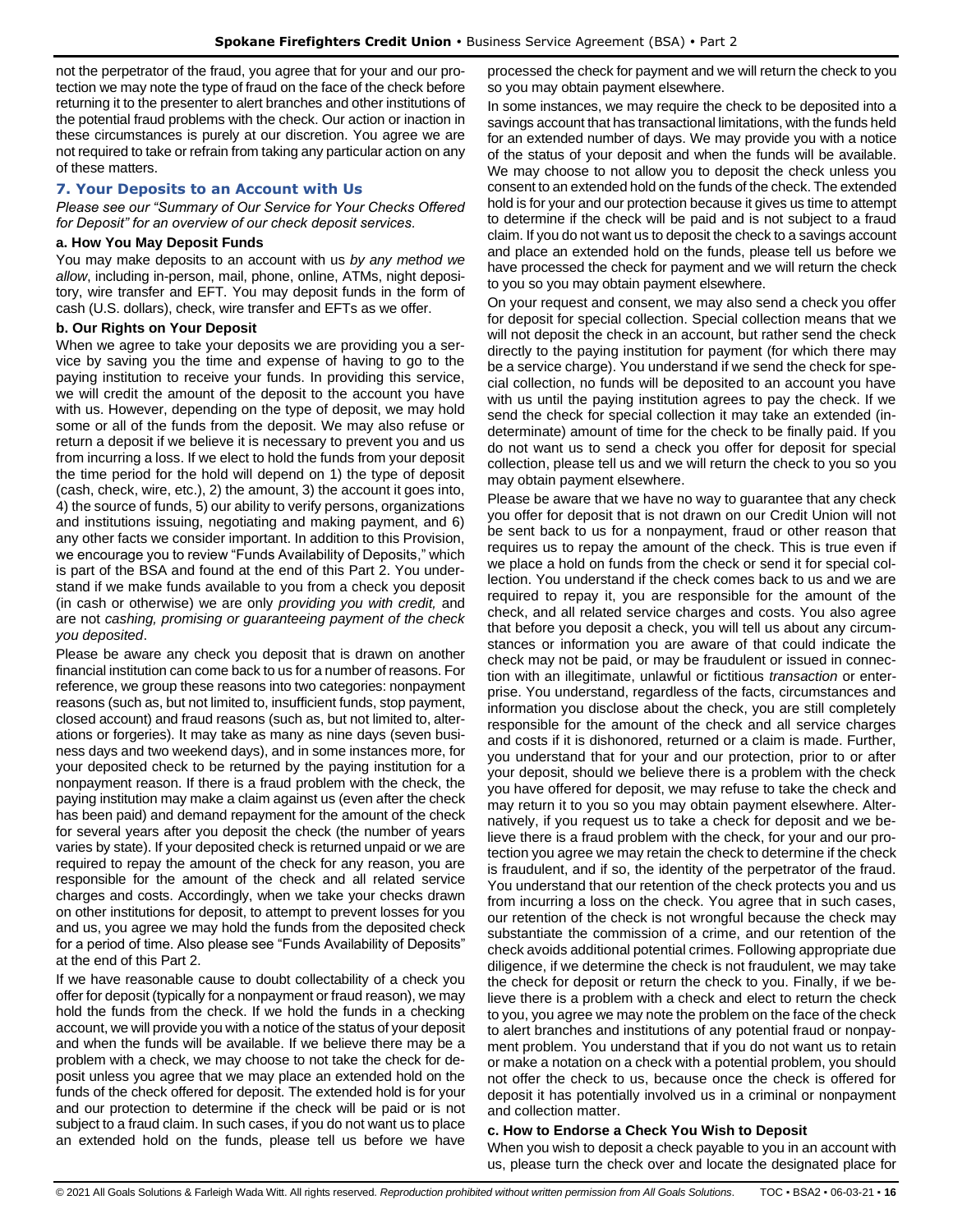not the perpetrator of the fraud, you agree that for your and our protection we may note the type of fraud on the face of the check before returning it to the presenter to alert branches and other institutions of the potential fraud problems with the check. Our action or inaction in these circumstances is purely at our discretion. You agree we are not required to take or refrain from taking any particular action on any of these matters.

### 7. Your Deposits to an Account with Us

*Please see our "Summary of Our Service for Your Checks Offered for Deposit" for an overview of our check deposit services.*

**a. How You May Deposit Funds**

You may make deposits to an account with us *by any method we allow*, including in-person, mail, phone, online, ATMs, night depository, wire transfer and EFT. You may deposit funds in the form of cash (U.S. dollars), check, wire transfer and EFTs as we offer.

**b. Our Rights on Your Deposit**

When we agree to take your deposits we are providing you a service by saving you the time and expense of having to go to the paying institution to receive your funds. In providing this service, we will credit the amount of the deposit to the account you have with us. However, depending on the type of deposit, we may hold some or all of the funds from the deposit. We may also refuse or return a deposit if we believe it is necessary to prevent you and us from incurring a loss. If we elect to hold the funds from your deposit the time period for the hold will depend on 1) the type of deposit (cash, check, wire, etc.), 2) the amount, 3) the account it goes into, 4) the source of funds, 5) our ability to verify persons, organizations and institutions issuing, negotiating and making payment, and 6) any other facts we consider important. In addition to this Provision, we encourage you to review "Funds Availability of Deposits," which is part of the BSA and found at the end of this Part 2. You understand if we make funds available to you from a check you deposit (in cash or otherwise) we are only *providing you with credit,* and are not *cashing, promising or guaranteeing payment of the check you deposited*.

Please be aware any check you deposit that is drawn on another financial institution can come back to us for a number of reasons. For reference, we group these reasons into two categories: nonpayment reasons (such as, but not limited to, insufficient funds, stop payment, closed account) and fraud reasons (such as, but not limited to, alterations or forgeries). It may take as many as nine days (seven business days and two weekend days), and in some instances more, for your deposited check to be returned by the paying institution for a nonpayment reason. If there is a fraud problem with the check, the paying institution may make a claim against us (even after the check has been paid) and demand repayment for the amount of the check for several years after you deposit the check (the number of years varies by state). If your deposited check is returned unpaid or we are required to repay the amount of the check for any reason, you are responsible for the amount of the check and all related service charges and costs. Accordingly, when we take your checks drawn on other institutions for deposit, to attempt to prevent losses for you and us, you agree we may hold the funds from the deposited check for a period of time. Also please see "Funds Availability of Deposits" at the end of this Part 2.

If we have reasonable cause to doubt collectability of a check you offer for deposit (typically for a nonpayment or fraud reason), we may hold the funds from the check. If we hold the funds in a checking account, we will provide you with a notice of the status of your deposit and when the funds will be available. If we believe there may be a problem with a check, we may choose to not take the check for deposit unless you agree that we may place an extended hold on the funds of the check offered for deposit. The extended hold is for your and our protection to determine if the check will be paid or is not subject to a fraud claim. In such cases, if you do not want us to place an extended hold on the funds, please tell us before we have processed the check for payment and we will return the check to you so you may obtain payment elsewhere.

In some instances, we may require the check to be deposited into a savings account that has transactional limitations, with the funds held for an extended number of days. We may provide you with a notice of the status of your deposit and when the funds will be available. We may choose to not allow you to deposit the check unless you consent to an extended hold on the funds of the check. The extended hold is for your and our protection because it gives us time to attempt to determine if the check will be paid and is not subject to a fraud claim. If you do not want us to deposit the check to a savings account and place an extended hold on the funds, please tell us before we have processed the check for payment and we will return the check to you so you may obtain payment elsewhere.

On your request and consent, we may also send a check you offer for deposit for special collection. Special collection means that we will not deposit the check in an account, but rather send the check directly to the paying institution for payment (for which there may be a service charge). You understand if we send the check for special collection, no funds will be deposited to an account you have with us until the paying institution agrees to pay the check. If we send the check for special collection it may take an extended (indeterminate) amount of time for the check to be finally paid. If you do not want us to send a check you offer for deposit for special collection, please tell us and we will return the check to you so you may obtain payment elsewhere.

Please be aware that we have no way to guarantee that any check you offer for deposit that is not drawn on our Credit Union will not be sent back to us for a nonpayment, fraud or other reason that requires us to repay the amount of the check. This is true even if we place a hold on funds from the check or send it for special collection. You understand if the check comes back to us and we are required to repay it, you are responsible for the amount of the check, and all related service charges and costs. You also agree that before you deposit a check, you will tell us about any circumstances or information you are aware of that could indicate the check may not be paid, or may be fraudulent or issued in connection with an illegitimate, unlawful or fictitious *transaction* or enterprise. You understand, regardless of the facts, circumstances and information you disclose about the check, you are still completely responsible for the amount of the check and all service charges and costs if it is dishonored, returned or a claim is made. Further, you understand that for your and our protection, prior to or after your deposit, should we believe there is a problem with the check you have offered for deposit, we may refuse to take the check and may return it to you so you may obtain payment elsewhere. Alternatively, if you request us to take a check for deposit and we believe there is a fraud problem with the check, for your and our protection you agree we may retain the check to determine if the check is fraudulent, and if so, the identity of the perpetrator of the fraud. You understand that our retention of the check protects you and us from incurring a loss on the check. You agree that in such cases, our retention of the check is not wrongful because the check may substantiate the commission of a crime, and our retention of the check avoids additional potential crimes. Following appropriate due diligence, if we determine the check is not fraudulent, we may take the check for deposit or return the check to you. Finally, if we believe there is a problem with a check and elect to return the check to you, you agree we may note the problem on the face of the check to alert branches and institutions of any potential fraud or nonpayment problem. You understand that if you do not want us to retain or make a notation on a check with a potential problem, you should not offer the check to us, because once the check is offered for deposit it has potentially involved us in a criminal or nonpayment and collection matter.

**c. How to Endorse a Check You Wish to Deposit**

When you wish to deposit a check payable to you in an account with us, please turn the check over and locate the designated place for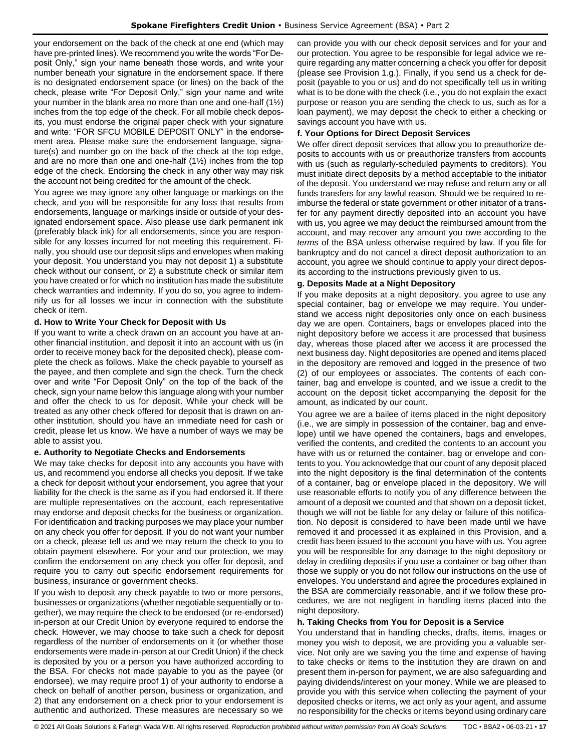your endorsement on the back of the check at one end (which may have pre-printed lines). We recommend you write the words "For Deposit Only," sign your name beneath those words, and write your number beneath your signature in the endorsement space. If there is no designated endorsement space (or lines) on the back of the check, please write "For Deposit Only," sign your name and write your number in the blank area no more than one and one-half (1½) inches from the top edge of the check. For all mobile check deposits, you must endorse the original paper check with your signature and write: "FOR SFCU MOBILE DEPOSIT ONLY" in the endorsement area. Please make sure the endorsement language, signature(s) and number go on the back of the check at the top edge, and are no more than one and one-half (1½) inches from the top edge of the check. Endorsing the check in any other way may risk the account not being credited for the amount of the check.

You agree we may ignore any other language or markings on the check, and you will be responsible for any loss that results from endorsements, language or markings inside or outside of your designated endorsement space. Also please use dark permanent ink (preferably black ink) for all endorsements, since you are responsible for any losses incurred for not meeting this requirement. Finally, you should use our deposit slips and envelopes when making your deposit. You understand you may not deposit 1) a substitute check without our consent, or 2) a substitute check or similar item you have created or for which no institution has made the substitute check warranties and indemnity. If you do so, you agree to indemnify us for all losses we incur in connection with the substitute check or item.

**d. How to Write Your Check for Deposit with Us**

If you want to write a check drawn on an account you have at another financial institution, and deposit it into an account with us (in order to receive money back for the deposited check), please complete the check as follows. Make the check payable to yourself as the payee, and then complete and sign the check. Turn the check over and write "For Deposit Only" on the top of the back of the check, sign your name below this language along with your number and offer the check to us for deposit. While your check will be treated as any other check offered for deposit that is drawn on another institution, should you have an immediate need for cash or credit, please let us know. We have a number of ways we may be able to assist you.

**e. Authority to Negotiate Checks and Endorsements**

We may take checks for deposit into any accounts you have with us, and recommend you endorse all checks you deposit. If we take a check for deposit without your endorsement, you agree that your liability for the check is the same as if you had endorsed it. If there are multiple representatives on the account, each representative may endorse and deposit checks for the business or organization. For identification and tracking purposes we may place your number on any check you offer for deposit. If you do not want your number on a check, please tell us and we may return the check to you to obtain payment elsewhere. For your and our protection, we may confirm the endorsement on any check you offer for deposit, and require you to carry out specific endorsement requirements for business, insurance or government checks.

If you wish to deposit any check payable to two or more persons, businesses or organizations (whether negotiable sequentially or together), we may require the check to be endorsed (or re-endorsed) in-person at our Credit Union by everyone required to endorse the check. However, we may choose to take such a check for deposit regardless of the number of endorsements on it (or whether those endorsements were made in-person at our Credit Union) if the check is deposited by you or a person you have authorized according to the BSA. For checks not made payable to you as the payee (or endorsee), we may require proof 1) of your authority to endorse a check on behalf of another person, business or organization, and 2) that any endorsement on a check prior to your endorsement is authentic and authorized. These measures are necessary so we can provide you with our check deposit services and for your and our protection. You agree to be responsible for legal advice we require regarding any matter concerning a check you offer for deposit (please see Provision 1.g.). Finally, if you send us a check for deposit (payable to you or us) and do not specifically tell us in writing what is to be done with the check (i.e., you do not explain the exact purpose or reason you are sending the check to us, such as for a loan payment), we may deposit the check to either a checking or savings account you have with us.

**f. Your Options for Direct Deposit Services**

We offer direct deposit services that allow you to preauthorize deposits to accounts with us or preauthorize transfers from accounts with us (such as regularly-scheduled payments to creditors). You must initiate direct deposits by a method acceptable to the initiator of the deposit. You understand we may refuse and return any or all funds transfers for any lawful reason. Should we be required to reimburse the federal or state government or other initiator of a transfer for any payment directly deposited into an account you have with us, you agree we may deduct the reimbursed amount from the account, and may recover any amount you owe according to the *terms* of the BSA unless otherwise required by law. If you file for bankruptcy and do not cancel a direct deposit authorization to an account, you agree we should continue to apply your direct deposits according to the instructions previously given to us.

**g. Deposits Made at a Night Depository**

If you make deposits at a night depository, you agree to use any special container, bag or envelope we may require. You understand we access night depositories only once on each business day we are open. Containers, bags or envelopes placed into the night depository before we access it are processed that business day, whereas those placed after we access it are processed the next business day. Night depositories are opened and items placed in the depository are removed and logged in the presence of two (2) of our employees or associates. The contents of each container, bag and envelope is counted, and we issue a credit to the account on the deposit ticket accompanying the deposit for the amount, as indicated by our count.

You agree we are a bailee of items placed in the night depository (i.e., we are simply in possession of the container, bag and envelope) until we have opened the containers, bags and envelopes, verified the contents, and credited the contents to an account you have with us or returned the container, bag or envelope and contents to you. You acknowledge that our count of any deposit placed into the night depository is the final determination of the contents of a container, bag or envelope placed in the depository. We will use reasonable efforts to notify you of any difference between the amount of a deposit we counted and that shown on a deposit ticket, though we will not be liable for any delay or failure of this notification. No deposit is considered to have been made until we have removed it and processed it as explained in this Provision, and a credit has been issued to the account you have with us. You agree you will be responsible for any damage to the night depository or delay in crediting deposits if you use a container or bag other than those we supply or you do not follow our instructions on the use of envelopes. You understand and agree the procedures explained in the BSA are commercially reasonable, and if we follow these procedures, we are not negligent in handling items placed into the night depository.

**h. Taking Checks from You for Deposit is a Service**

You understand that in handling checks, drafts, items, images or money you wish to deposit, we are providing you a valuable service. Not only are we saving you the time and expense of having to take checks or items to the institution they are drawn on and present them in-person for payment, we are also safeguarding and paying dividends/interest on your money. While we are pleased to provide you with this service when collecting the payment of your deposited checks or items, we act only as your agent, and assume no responsibility for the checks or items beyond using ordinary care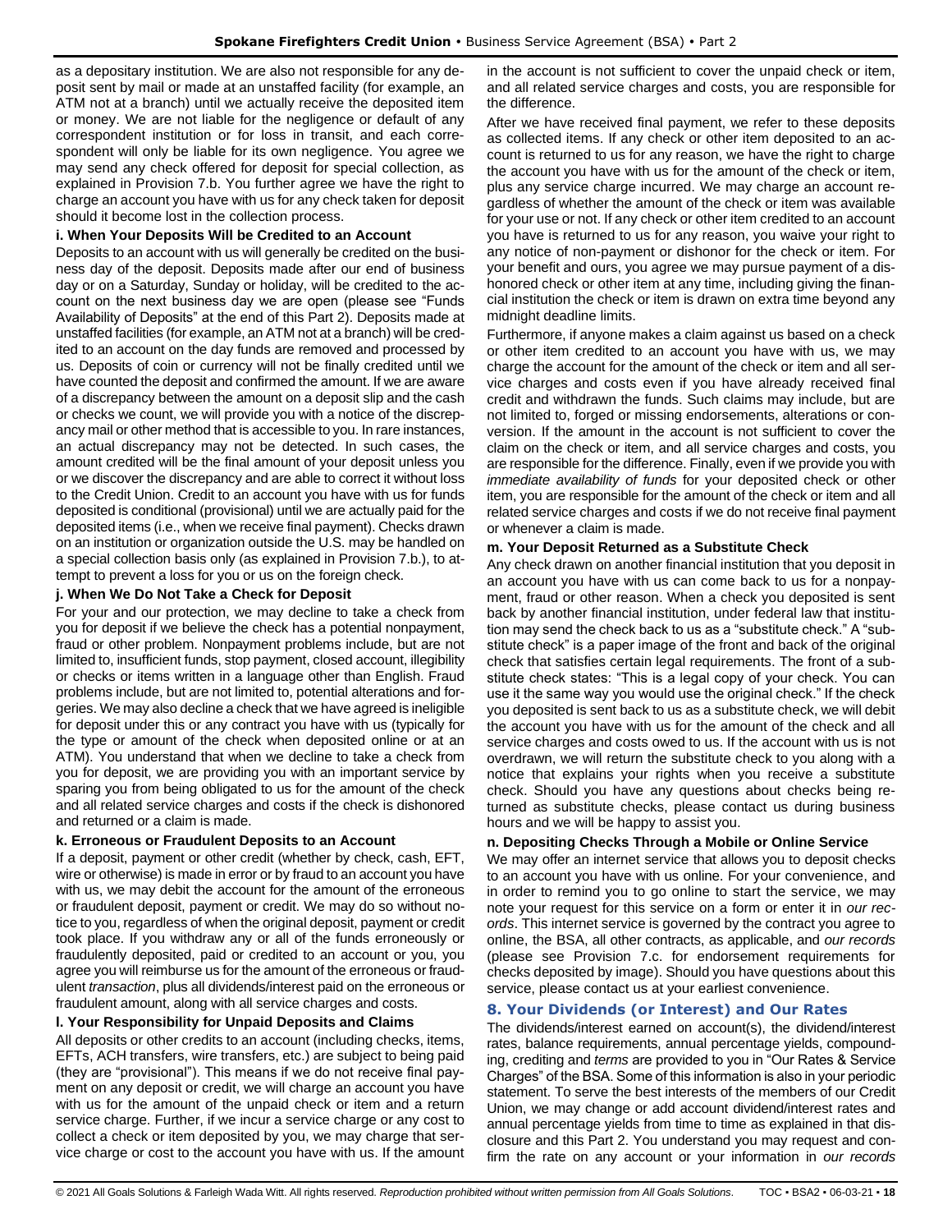as a depositary institution. We are also not responsible for any deposit sent by mail or made at an unstaffed facility (for example, an ATM not at a branch) until we actually receive the deposited item or money. We are not liable for the negligence or default of any correspondent institution or for loss in transit, and each correspondent will only be liable for its own negligence. You agree we may send any check offered for deposit for special collection, as explained in Provision 7.b. You further agree we have the right to charge an account you have with us for any check taken for deposit should it become lost in the collection process.

**i. When Your Deposits Will be Credited to an Account**

Deposits to an account with us will generally be credited on the business day of the deposit. Deposits made after our end of business day or on a Saturday, Sunday or holiday, will be credited to the account on the next business day we are open (please see "Funds Availability of Deposits" at the end of this Part 2). Deposits made at unstaffed facilities (for example, an ATM not at a branch) will be credited to an account on the day funds are removed and processed by us. Deposits of coin or currency will not be finally credited until we have counted the deposit and confirmed the amount. If we are aware of a discrepancy between the amount on a deposit slip and the cash or checks we count, we will provide you with a notice of the discrepancy mail or other method that is accessible to you. In rare instances, an actual discrepancy may not be detected. In such cases, the amount credited will be the final amount of your deposit unless you or we discover the discrepancy and are able to correct it without loss to the Credit Union. Credit to an account you have with us for funds deposited is conditional (provisional) until we are actually paid for the deposited items (i.e., when we receive final payment). Checks drawn on an institution or organization outside the U.S. may be handled on a special collection basis only (as explained in Provision 7.b.), to attempt to prevent a loss for you or us on the foreign check.

**j. When We Do Not Take a Check for Deposit**

For your and our protection, we may decline to take a check from you for deposit if we believe the check has a potential nonpayment, fraud or other problem. Nonpayment problems include, but are not limited to, insufficient funds, stop payment, closed account, illegibility or checks or items written in a language other than English. Fraud problems include, but are not limited to, potential alterations and forgeries. We may also decline a check that we have agreed is ineligible for deposit under this or any contract you have with us (typically for the type or amount of the check when deposited online or at an ATM). You understand that when we decline to take a check from you for deposit, we are providing you with an important service by sparing you from being obligated to us for the amount of the check and all related service charges and costs if the check is dishonored and returned or a claim is made.

**k. Erroneous or Fraudulent Deposits to an Account**

If a deposit, payment or other credit (whether by check, cash, EFT, wire or otherwise) is made in error or by fraud to an account you have with us, we may debit the account for the amount of the erroneous or fraudulent deposit, payment or credit. We may do so without notice to you, regardless of when the original deposit, payment or credit took place. If you withdraw any or all of the funds erroneously or fraudulently deposited, paid or credited to an account or you, you agree you will reimburse us for the amount of the erroneous or fraudulent *transaction*, plus all dividends/interest paid on the erroneous or fraudulent amount, along with all service charges and costs.

**l. Your Responsibility for Unpaid Deposits and Claims**

All deposits or other credits to an account (including checks, items, EFTs, ACH transfers, wire transfers, etc.) are subject to being paid (they are "provisional"). This means if we do not receive final payment on any deposit or credit, we will charge an account you have with us for the amount of the unpaid check or item and a return service charge. Further, if we incur a service charge or any cost to collect a check or item deposited by you, we may charge that service charge or cost to the account you have with us. If the amount in the account is not sufficient to cover the unpaid check or item, and all related service charges and costs, you are responsible for the difference.

After we have received final payment, we refer to these deposits as collected items. If any check or other item deposited to an account is returned to us for any reason, we have the right to charge the account you have with us for the amount of the check or item, plus any service charge incurred. We may charge an account regardless of whether the amount of the check or item was available for your use or not. If any check or other item credited to an account you have is returned to us for any reason, you waive your right to any notice of non-payment or dishonor for the check or item. For your benefit and ours, you agree we may pursue payment of a dishonored check or other item at any time, including giving the financial institution the check or item is drawn on extra time beyond any midnight deadline limits.

Furthermore, if anyone makes a claim against us based on a check or other item credited to an account you have with us, we may charge the account for the amount of the check or item and all service charges and costs even if you have already received final credit and withdrawn the funds. Such claims may include, but are not limited to, forged or missing endorsements, alterations or conversion. If the amount in the account is not sufficient to cover the claim on the check or item, and all service charges and costs, you are responsible for the difference. Finally, even if we provide you with *immediate availability of funds* for your deposited check or other item, you are responsible for the amount of the check or item and all related service charges and costs if we do not receive final payment or whenever a claim is made.

**m. Your Deposit Returned as a Substitute Check**

Any check drawn on another financial institution that you deposit in an account you have with us can come back to us for a nonpayment, fraud or other reason. When a check you deposited is sent back by another financial institution, under federal law that institution may send the check back to us as a "substitute check." A "substitute check" is a paper image of the front and back of the original check that satisfies certain legal requirements. The front of a substitute check states: "This is a legal copy of your check. You can use it the same way you would use the original check." If the check you deposited is sent back to us as a substitute check, we will debit the account you have with us for the amount of the check and all service charges and costs owed to us. If the account with us is not overdrawn, we will return the substitute check to you along with a notice that explains your rights when you receive a substitute check. Should you have any questions about checks being returned as substitute checks, please contact us during business hours and we will be happy to assist you.

**n. Depositing Checks Through a Mobile or Online Service**

We may offer an internet service that allows you to deposit checks to an account you have with us online. For your convenience, and in order to remind you to go online to start the service, we may note your request for this service on a form or enter it in *our records*. This internet service is governed by the contract you agree to online, the BSA, all other contracts, as applicable, and *our records* (please see Provision 7.c. for endorsement requirements for checks deposited by image). Should you have questions about this service, please contact us at your earliest convenience.

## 8. Your Dividends (or Interest) and Our Rates

The dividends/interest earned on account(s), the dividend/interest rates, balance requirements, annual percentage yields, compounding, crediting and *terms* are provided to you in "Our Rates & Service Charges" of the BSA. Some of this information is also in your periodic statement. To serve the best interests of the members of our Credit Union, we may change or add account dividend/interest rates and annual percentage yields from time to time as explained in that disclosure and this Part 2. You understand you may request and confirm the rate on any account or your information in *our records*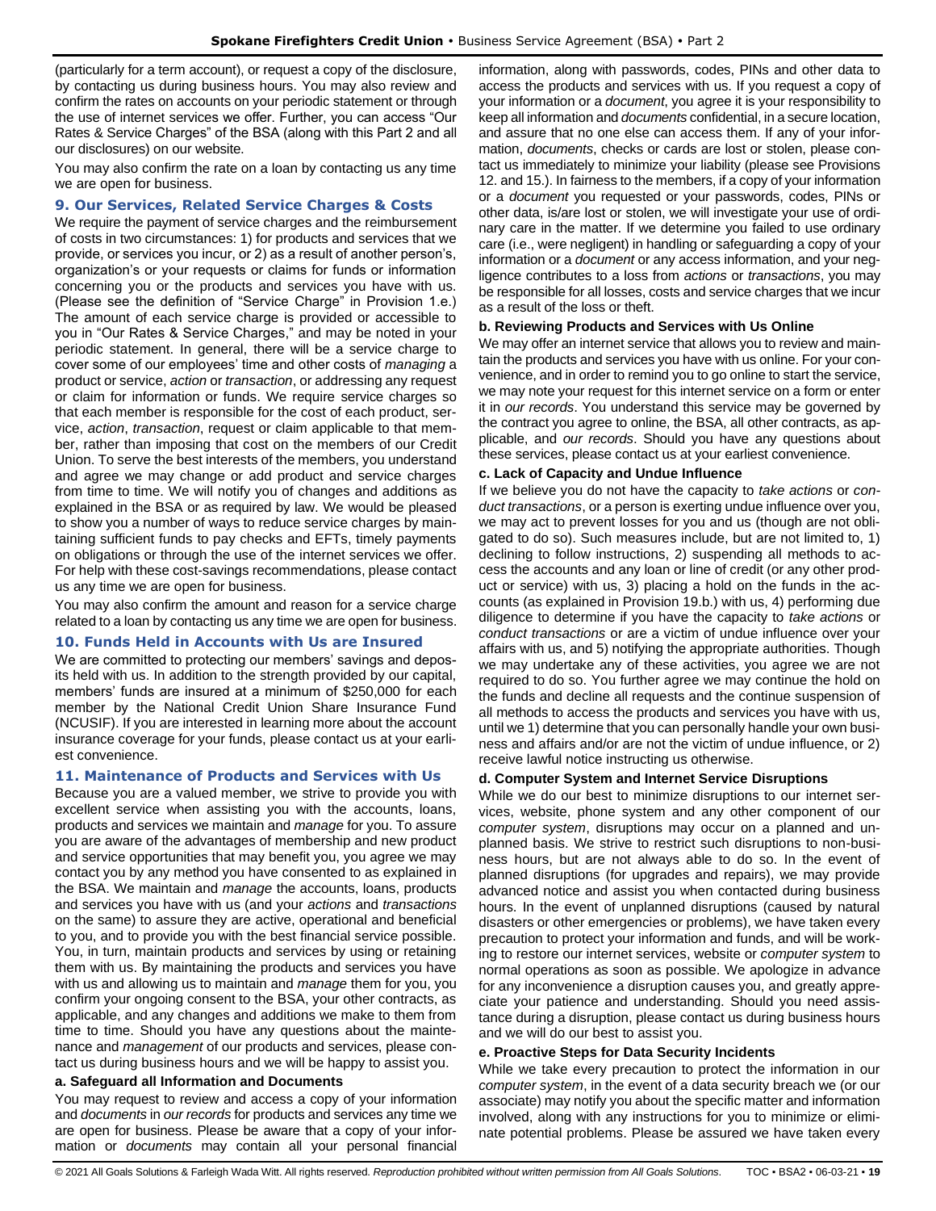(particularly for a term account), or request a copy of the disclosure, by contacting us during business hours. You may also review and confirm the rates on accounts on your periodic statement or through the use of internet services we offer. Further, you can access "Our Rates & Service Charges" of the BSA (along with this Part 2 and all our disclosures) on our website.

You may also confirm the rate on a loan by contacting us any time we are open for business.

### 9. Our Services, Related Service Charges & Costs

We require the payment of service charges and the reimbursement of costs in two circumstances: 1) for products and services that we provide, or services you incur, or 2) as a result of another person's, organization's or your requests or claims for funds or information concerning you or the products and services you have with us. (Please see the definition of "Service Charge" in Provision 1.e.) The amount of each service charge is provided or accessible to you in "Our Rates & Service Charges," and may be noted in your periodic statement. In general, there will be a service charge to cover some of our employees' time and other costs of *managing* a product or service, *action* or *transaction*, or addressing any request or claim for information or funds. We require service charges so that each member is responsible for the cost of each product, service, *action*, *transaction*, request or claim applicable to that member, rather than imposing that cost on the members of our Credit Union. To serve the best interests of the members, you understand and agree we may change or add product and service charges from time to time. We will notify you of changes and additions as explained in the BSA or as required by law. We would be pleased to show you a number of ways to reduce service charges by maintaining sufficient funds to pay checks and EFTs, timely payments on obligations or through the use of the internet services we offer. For help with these cost-savings recommendations, please contact us any time we are open for business.

You may also confirm the amount and reason for a service charge related to a loan by contacting us any time we are open for business.

### 10. Funds Held in Accounts with Us are Insured

We are committed to protecting our members' savings and deposits held with us. In addition to the strength provided by our capital, members' funds are insured at a minimum of $250,000 for each member by the National Credit Union Share Insurance Fund (NCUSIF). If you are interested in learning more about the account insurance coverage for your funds, please contact us at your earliest convenience.

### 11. Maintenance of Products and Services with Us

Because you are a valued member, we strive to provide you with excellent service when assisting you with the accounts, loans, products and services we maintain and *manage* for you. To assure you are aware of the advantages of membership and new product and service opportunities that may benefit you, you agree we may contact you by any method you have consented to as explained in the BSA. We maintain and *manage* the accounts, loans, products and services you have with us (and your *actions* and *transactions* on the same) to assure they are active, operational and beneficial to you, and to provide you with the best financial service possible. You, in turn, maintain products and services by using or retaining them with us. By maintaining the products and services you have with us and allowing us to maintain and *manage* them for you, you confirm your ongoing consent to the BSA, your other contracts, as applicable, and any changes and additions we make to them from time to time. Should you have any questions about the maintenance and *management* of our products and services, please contact us during business hours and we will be happy to assist you.

**a. Safeguard all Information and Documents**

You may request to review and access a copy of your information and *documents* in *our records* for products and services any time we are open for business. Please be aware that a copy of your information or *documents* may contain all your personal financial information, along with passwords, codes, PINs and other data to access the products and services with us. If you request a copy of your information or a *document*, you agree it is your responsibility to keep all information and *documents* confidential, in a secure location, and assure that no one else can access them. If any of your information, *documents*, checks or cards are lost or stolen, please contact us immediately to minimize your liability (please see Provisions 12. and 15.). In fairness to the members, if a copy of your information or a *document* you requested or your passwords, codes, PINs or other data, is/are lost or stolen, we will investigate your use of ordinary care in the matter. If we determine you failed to use ordinary care (i.e., were negligent) in handling or safeguarding a copy of your information or a *document* or any access information, and your negligence contributes to a loss from *actions* or *transactions*, you may be responsible for all losses, costs and service charges that we incur as a result of the loss or theft.

**b. Reviewing Products and Services with Us Online**

We may offer an internet service that allows you to review and maintain the products and services you have with us online. For your convenience, and in order to remind you to go online to start the service, we may note your request for this internet service on a form or enter it in *our records*. You understand this service may be governed by the contract you agree to online, the BSA, all other contracts, as applicable, and *our records*. Should you have any questions about these services, please contact us at your earliest convenience.

**c. Lack of Capacity and Undue Influence**

If we believe you do not have the capacity to *take actions* or *conduct transactions*, or a person is exerting undue influence over you, we may act to prevent losses for you and us (though are not obligated to do so). Such measures include, but are not limited to, 1) declining to follow instructions, 2) suspending all methods to access the accounts and any loan or line of credit (or any other product or service) with us, 3) placing a hold on the funds in the accounts (as explained in Provision 19.b.) with us, 4) performing due diligence to determine if you have the capacity to *take actions* or *conduct transactions* or are a victim of undue influence over your affairs with us, and 5) notifying the appropriate authorities. Though we may undertake any of these activities, you agree we are not required to do so. You further agree we may continue the hold on the funds and decline all requests and the continue suspension of all methods to access the products and services you have with us, until we 1) determine that you can personally handle your own business and affairs and/or are not the victim of undue influence, or 2) receive lawful notice instructing us otherwise.

**d. Computer System and Internet Service Disruptions**

While we do our best to minimize disruptions to our internet services, website, phone system and any other component of our *computer system*, disruptions may occur on a planned and unplanned basis. We strive to restrict such disruptions to non-business hours, but are not always able to do so. In the event of planned disruptions (for upgrades and repairs), we may provide advanced notice and assist you when contacted during business hours. In the event of unplanned disruptions (caused by natural disasters or other emergencies or problems), we have taken every precaution to protect your information and funds, and will be working to restore our internet services, website or *computer system* to normal operations as soon as possible. We apologize in advance for any inconvenience a disruption causes you, and greatly appreciate your patience and understanding. Should you need assistance during a disruption, please contact us during business hours and we will do our best to assist you.

**e. Proactive Steps for Data Security Incidents**

While we take every precaution to protect the information in our *computer system*, in the event of a data security breach we (or our associate) may notify you about the specific matter and information involved, along with any instructions for you to minimize or eliminate potential problems. Please be assured we have taken every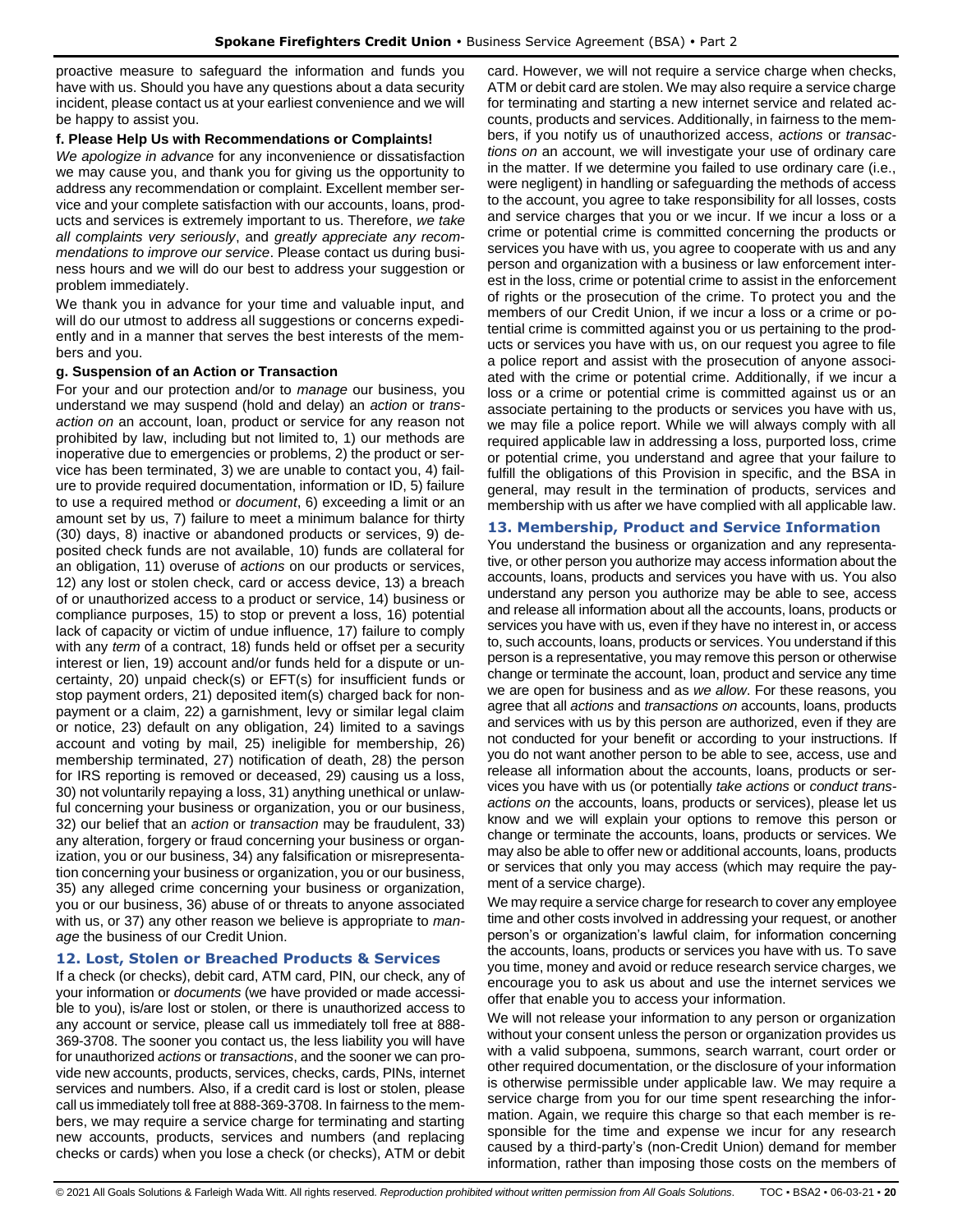proactive measure to safeguard the information and funds you have with us. Should you have any questions about a data security incident, please contact us at your earliest convenience and we will be happy to assist you.

**f. Please Help Us with Recommendations or Complaints!**

*We apologize in advance* for any inconvenience or dissatisfaction we may cause you, and thank you for giving us the opportunity to address any recommendation or complaint. Excellent member service and your complete satisfaction with our accounts, loans, products and services is extremely important to us. Therefore, *we take all complaints very seriously*, and *greatly appreciate any recommendations to improve our service*. Please contact us during business hours and we will do our best to address your suggestion or problem immediately.

We thank you in advance for your time and valuable input, and will do our utmost to address all suggestions or concerns expediently and in a manner that serves the best interests of the members and you.

**g. Suspension of an Action or Transaction**

For your and our protection and/or to *manage* our business, you understand we may suspend (hold and delay) an *action* or *transaction on* an account, loan, product or service for any reason not prohibited by law, including but not limited to, 1) our methods are inoperative due to emergencies or problems, 2) the product or service has been terminated, 3) we are unable to contact you, 4) failure to provide required documentation, information or ID, 5) failure to use a required method or *document*, 6) exceeding a limit or an amount set by us, 7) failure to meet a minimum balance for thirty (30) days, 8) inactive or abandoned products or services, 9) deposited check funds are not available, 10) funds are collateral for an obligation, 11) overuse of *actions* on our products or services, 12) any lost or stolen check, card or access device, 13) a breach of or unauthorized access to a product or service, 14) business or compliance purposes, 15) to stop or prevent a loss, 16) potential lack of capacity or victim of undue influence, 17) failure to comply with any *term* of a contract, 18) funds held or offset per a security interest or lien, 19) account and/or funds held for a dispute or uncertainty, 20) unpaid check(s) or EFT(s) for insufficient funds or stop payment orders, 21) deposited item(s) charged back for nonpayment or a claim, 22) a garnishment, levy or similar legal claim or notice, 23) default on any obligation, 24) limited to a savings account and voting by mail, 25) ineligible for membership, 26) membership terminated, 27) notification of death, 28) the person for IRS reporting is removed or deceased, 29) causing us a loss, 30) not voluntarily repaying a loss, 31) anything unethical or unlawful concerning your business or organization, you or our business, 32) our belief that an *action* or *transaction* may be fraudulent, 33) any alteration, forgery or fraud concerning your business or organization, you or our business, 34) any falsification or misrepresentation concerning your business or organization, you or our business, 35) any alleged crime concerning your business or organization, you or our business, 36) abuse of or threats to anyone associated with us, or 37) any other reason we believe is appropriate to *manage* the business of our Credit Union.

## 12. Lost, Stolen or Breached Products & Services

If a check (or checks), debit card, ATM card, PIN, our check, any of your information or *documents* (we have provided or made accessible to you), is/are lost or stolen, or there is unauthorized access to any account or service, please call us immediately toll free at 888-369-3708. The sooner you contact us, the less liability you will have for unauthorized *actions* or *transactions*, and the sooner we can provide new accounts, products, services, checks, cards, PINs, internet services and numbers. Also, if a credit card is lost or stolen, please call us immediately toll free at 888-369-3708. In fairness to the members, we may require a service charge for terminating and starting new accounts, products, services and numbers (and replacing checks or cards) when you lose a check (or checks), ATM or debit card. However, we will not require a service charge when checks, ATM or debit card are stolen. We may also require a service charge for terminating and starting a new internet service and related accounts, products and services. Additionally, in fairness to the members, if you notify us of unauthorized access, *actions* or *transactions on* an account, we will investigate your use of ordinary care in the matter. If we determine you failed to use ordinary care (i.e., were negligent) in handling or safeguarding the methods of access to the account, you agree to take responsibility for all losses, costs and service charges that you or we incur. If we incur a loss or a crime or potential crime is committed concerning the products or services you have with us, you agree to cooperate with us and any person and organization with a business or law enforcement interest in the loss, crime or potential crime to assist in the enforcement of rights or the prosecution of the crime. To protect you and the members of our Credit Union, if we incur a loss or a crime or potential crime is committed against you or us pertaining to the products or services you have with us, on our request you agree to file a police report and assist with the prosecution of anyone associated with the crime or potential crime. Additionally, if we incur a loss or a crime or potential crime is committed against us or an associate pertaining to the products or services you have with us, we may file a police report. While we will always comply with all required applicable law in addressing a loss, purported loss, crime or potential crime, you understand and agree that your failure to fulfill the obligations of this Provision in specific, and the BSA in general, may result in the termination of products, services and membership with us after we have complied with all applicable law.

## 13. Membership, Product and Service Information

You understand the business or organization and any representative, or other person you authorize may access information about the accounts, loans, products and services you have with us. You also understand any person you authorize may be able to see, access and release all information about all the accounts, loans, products or services you have with us, even if they have no interest in, or access to, such accounts, loans, products or services. You understand if this person is a representative, you may remove this person or otherwise change or terminate the account, loan, product and service any time we are open for business and as *we allow*. For these reasons, you agree that all *actions* and *transactions on* accounts, loans, products and services with us by this person are authorized, even if they are not conducted for your benefit or according to your instructions. If you do not want another person to be able to see, access, use and release all information about the accounts, loans, products or services you have with us (or potentially *take actions* or *conduct transactions on* the accounts, loans, products or services), please let us know and we will explain your options to remove this person or change or terminate the accounts, loans, products or services. We may also be able to offer new or additional accounts, loans, products or services that only you may access (which may require the payment of a service charge).

We may require a service charge for research to cover any employee time and other costs involved in addressing your request, or another person's or organization's lawful claim, for information concerning the accounts, loans, products or services you have with us. To save you time, money and avoid or reduce research service charges, we encourage you to ask us about and use the internet services we offer that enable you to access your information.

We will not release your information to any person or organization without your consent unless the person or organization provides us with a valid subpoena, summons, search warrant, court order or other required documentation, or the disclosure of your information is otherwise permissible under applicable law. We may require a service charge from you for our time spent researching the information. Again, we require this charge so that each member is responsible for the time and expense we incur for any research caused by a third-party's (non-Credit Union) demand for member information, rather than imposing those costs on the members of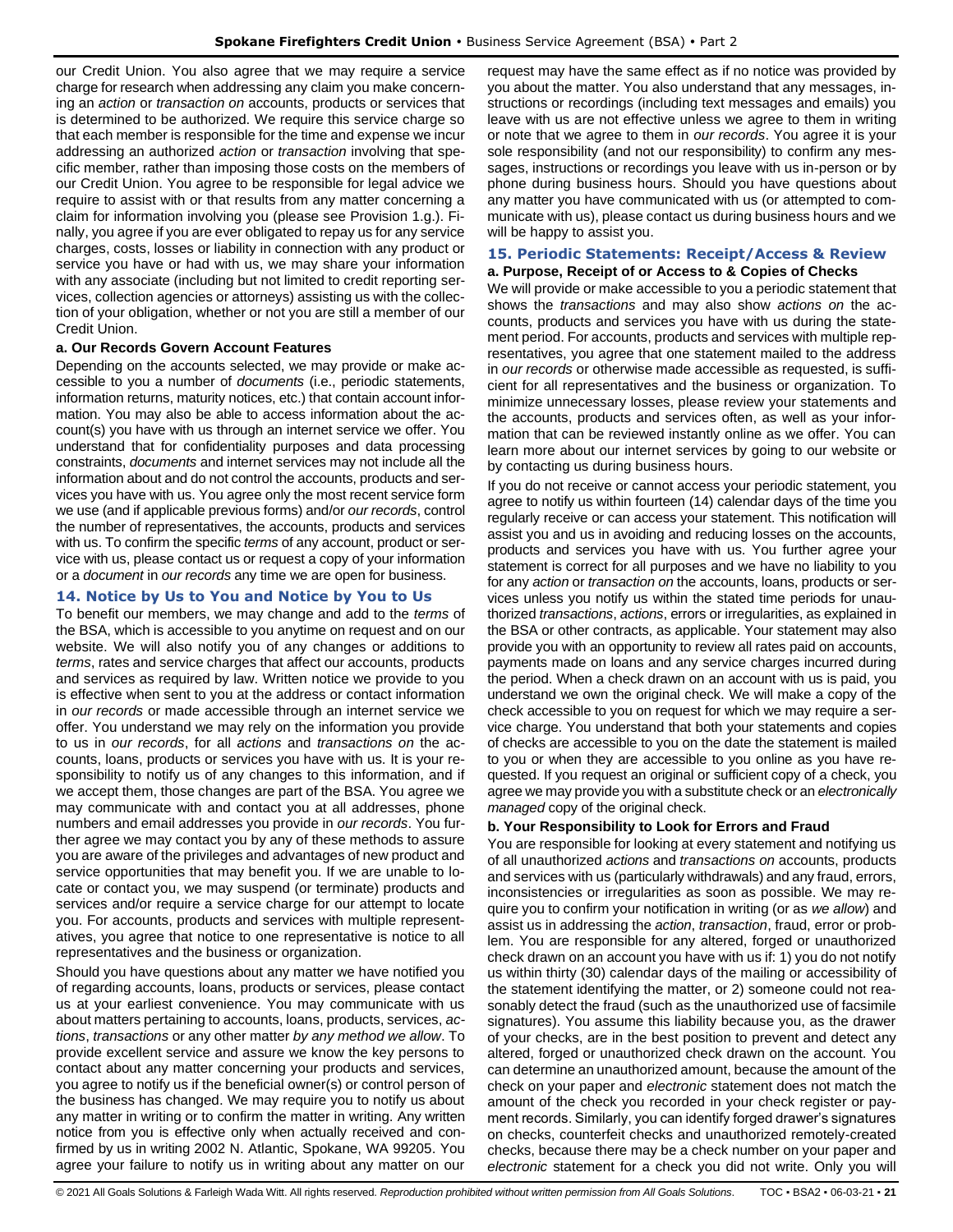our Credit Union. You also agree that we may require a service charge for research when addressing any claim you make concerning an *action* or *transaction on* accounts, products or services that is determined to be authorized. We require this service charge so that each member is responsible for the time and expense we incur addressing an authorized *action* or *transaction* involving that specific member, rather than imposing those costs on the members of our Credit Union. You agree to be responsible for legal advice we require to assist with or that results from any matter concerning a claim for information involving you (please see Provision 1.g.). Finally, you agree if you are ever obligated to repay us for any service charges, costs, losses or liability in connection with any product or service you have or had with us, we may share your information with any associate (including but not limited to credit reporting services, collection agencies or attorneys) assisting us with the collection of your obligation, whether or not you are still a member of our Credit Union.

**a. Our Records Govern Account Features**

Depending on the accounts selected, we may provide or make accessible to you a number of *documents* (i.e., periodic statements, information returns, maturity notices, etc.) that contain account information. You may also be able to access information about the account(s) you have with us through an internet service we offer. You understand that for confidentiality purposes and data processing constraints, *documents* and internet services may not include all the information about and do not control the accounts, products and services you have with us. You agree only the most recent service form we use (and if applicable previous forms) and/or *our records*, control the number of representatives, the accounts, products and services with us. To confirm the specific *terms* of any account, product or service with us, please contact us or request a copy of your information or a *document* in *our records* any time we are open for business.

## 14. Notice by Us to You and Notice by You to Us

To benefit our members, we may change and add to the *terms* of the BSA, which is accessible to you anytime on request and on our website. We will also notify you of any changes or additions to *terms*, rates and service charges that affect our accounts, products and services as required by law. Written notice we provide to you is effective when sent to you at the address or contact information in *our records* or made accessible through an internet service we offer. You understand we may rely on the information you provide to us in *our records*, for all *actions* and *transactions on* the accounts, loans, products or services you have with us. It is your responsibility to notify us of any changes to this information, and if we accept them, those changes are part of the BSA. You agree we may communicate with and contact you at all addresses, phone numbers and email addresses you provide in *our records*. You further agree we may contact you by any of these methods to assure you are aware of the privileges and advantages of new product and service opportunities that may benefit you. If we are unable to locate or contact you, we may suspend (or terminate) products and services and/or require a service charge for our attempt to locate you. For accounts, products and services with multiple representatives, you agree that notice to one representative is notice to all representatives and the business or organization.

Should you have questions about any matter we have notified you of regarding accounts, loans, products or services, please contact us at your earliest convenience. You may communicate with us about matters pertaining to accounts, loans, products, services, *actions*, *transactions* or any other matter *by any method we allow*. To provide excellent service and assure we know the key persons to contact about any matter concerning your products and services, you agree to notify us if the beneficial owner(s) or control person of the business has changed. We may require you to notify us about any matter in writing or to confirm the matter in writing. Any written notice from you is effective only when actually received and confirmed by us in writing 2002 N. Atlantic, Spokane, WA 99205. You agree your failure to notify us in writing about any matter on our request may have the same effect as if no notice was provided by you about the matter. You also understand that any messages, instructions or recordings (including text messages and emails) you leave with us are not effective unless we agree to them in writing or note that we agree to them in *our records*. You agree it is your sole responsibility (and not our responsibility) to confirm any messages, instructions or recordings you leave with us in-person or by phone during business hours. Should you have questions about any matter you have communicated with us (or attempted to communicate with us), please contact us during business hours and we will be happy to assist you.

## 15. Periodic Statements: Receipt/Access & Review

**a. Purpose, Receipt of or Access to & Copies of Checks**

We will provide or make accessible to you a periodic statement that shows the *transactions* and may also show *actions on* the accounts, products and services you have with us during the statement period. For accounts, products and services with multiple representatives, you agree that one statement mailed to the address in *our records* or otherwise made accessible as requested, is sufficient for all representatives and the business or organization. To minimize unnecessary losses, please review your statements and the accounts, products and services often, as well as your information that can be reviewed instantly online as we offer. You can learn more about our internet services by going to our website or by contacting us during business hours.

If you do not receive or cannot access your periodic statement, you agree to notify us within fourteen (14) calendar days of the time you regularly receive or can access your statement. This notification will assist you and us in avoiding and reducing losses on the accounts, products and services you have with us. You further agree your statement is correct for all purposes and we have no liability to you for any *action* or *transaction on* the accounts, loans, products or services unless you notify us within the stated time periods for unauthorized *transactions*, *actions*, errors or irregularities, as explained in the BSA or other contracts, as applicable. Your statement may also provide you with an opportunity to review all rates paid on accounts, payments made on loans and any service charges incurred during the period. When a check drawn on an account with us is paid, you understand we own the original check. We will make a copy of the check accessible to you on request for which we may require a service charge. You understand that both your statements and copies of checks are accessible to you on the date the statement is mailed to you or when they are accessible to you online as you have requested. If you request an original or sufficient copy of a check, you agree we may provide you with a substitute check or an *electronically managed* copy of the original check.

**b. Your Responsibility to Look for Errors and Fraud**

You are responsible for looking at every statement and notifying us of all unauthorized *actions* and *transactions on* accounts, products and services with us (particularly withdrawals) and any fraud, errors, inconsistencies or irregularities as soon as possible. We may require you to confirm your notification in writing (or as *we allow*) and assist us in addressing the *action*, *transaction*, fraud, error or problem. You are responsible for any altered, forged or unauthorized check drawn on an account you have with us if: 1) you do not notify us within thirty (30) calendar days of the mailing or accessibility of the statement identifying the matter, or 2) someone could not reasonably detect the fraud (such as the unauthorized use of facsimile signatures). You assume this liability because you, as the drawer of your checks, are in the best position to prevent and detect any altered, forged or unauthorized check drawn on the account. You can determine an unauthorized amount, because the amount of the check on your paper and *electronic* statement does not match the amount of the check you recorded in your check register or payment records. Similarly, you can identify forged drawer's signatures on checks, counterfeit checks and unauthorized remotely-created checks, because there may be a check number on your paper and *electronic* statement for a check you did not write. Only you will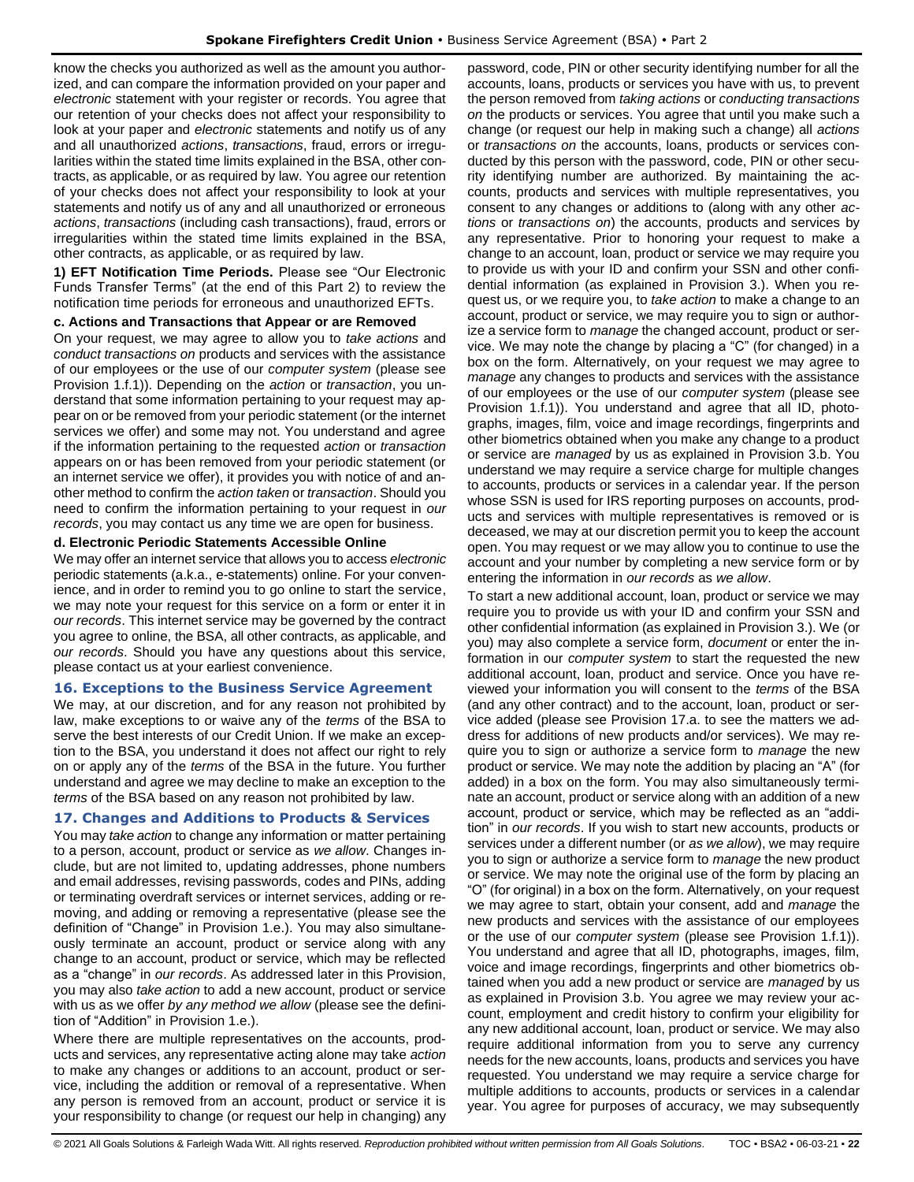know the checks you authorized as well as the amount you authorized, and can compare the information provided on your paper and *electronic* statement with your register or records. You agree that our retention of your checks does not affect your responsibility to look at your paper and *electronic* statements and notify us of any and all unauthorized *actions*, *transactions*, fraud, errors or irregularities within the stated time limits explained in the BSA, other contracts, as applicable, or as required by law. You agree our retention of your checks does not affect your responsibility to look at your statements and notify us of any and all unauthorized or erroneous *actions*, *transactions* (including cash transactions), fraud, errors or irregularities within the stated time limits explained in the BSA, other contracts, as applicable, or as required by law.

**1) EFT Notification Time Periods.** Please see "Our Electronic Funds Transfer Terms" (at the end of this Part 2) to review the notification time periods for erroneous and unauthorized EFTs.

**c. Actions and Transactions that Appear or are Removed**

On your request, we may agree to allow you to *take actions* and *conduct transactions on* products and services with the assistance of our employees or the use of our *computer system* (please see Provision 1.f.1)). Depending on the *action* or *transaction*, you understand that some information pertaining to your request may appear on or be removed from your periodic statement (or the internet services we offer) and some may not. You understand and agree if the information pertaining to the requested *action* or *transaction* appears on or has been removed from your periodic statement (or an internet service we offer), it provides you with notice of and another method to confirm the *action taken* or *transaction*. Should you need to confirm the information pertaining to your request in *our records*, you may contact us any time we are open for business.

**d. Electronic Periodic Statements Accessible Online**

We may offer an internet service that allows you to access *electronic* periodic statements (a.k.a., e-statements) online. For your convenience, and in order to remind you to go online to start the service, we may note your request for this service on a form or enter it in *our records*. This internet service may be governed by the contract you agree to online, the BSA, all other contracts, as applicable, and *our records*. Should you have any questions about this service, please contact us at your earliest convenience.

## 16. Exceptions to the Business Service Agreement

We may, at our discretion, and for any reason not prohibited by law, make exceptions to or waive any of the *terms* of the BSA to serve the best interests of our Credit Union. If we make an exception to the BSA, you understand it does not affect our right to rely on or apply any of the *terms* of the BSA in the future. You further understand and agree we may decline to make an exception to the *terms* of the BSA based on any reason not prohibited by law.

## 17. Changes and Additions to Products & Services

You may *take action* to change any information or matter pertaining to a person, account, product or service as *we allow*. Changes include, but are not limited to, updating addresses, phone numbers and email addresses, revising passwords, codes and PINs, adding or terminating overdraft services or internet services, adding or removing, and adding or removing a representative (please see the definition of "Change" in Provision 1.e.). You may also simultaneously terminate an account, product or service along with any change to an account, product or service, which may be reflected as a "change" in *our records*. As addressed later in this Provision, you may also *take action* to add a new account, product or service with us as we offer *by any method we allow* (please see the definition of "Addition" in Provision 1.e.).

Where there are multiple representatives on the accounts, products and services, any representative acting alone may take *action* to make any changes or additions to an account, product or service, including the addition or removal of a representative. When any person is removed from an account, product or service it is your responsibility to change (or request our help in changing) any password, code, PIN or other security identifying number for all the accounts, loans, products or services you have with us, to prevent the person removed from *taking actions* or *conducting transactions on* the products or services. You agree that until you make such a change (or request our help in making such a change) all *actions* or *transactions on* the accounts, loans, products or services conducted by this person with the password, code, PIN or other security identifying number are authorized. By maintaining the accounts, products and services with multiple representatives, you consent to any changes or additions to (along with any other *actions* or *transactions on*) the accounts, products and services by any representative. Prior to honoring your request to make a change to an account, loan, product or service we may require you to provide us with your ID and confirm your SSN and other confidential information (as explained in Provision 3.). When you request us, or we require you, to *take action* to make a change to an account, product or service, we may require you to sign or authorize a service form to *manage* the changed account, product or service. We may note the change by placing a "C" (for changed) in a box on the form. Alternatively, on your request we may agree to *manage* any changes to products and services with the assistance of our employees or the use of our *computer system* (please see Provision 1.f.1)). You understand and agree that all ID, photographs, images, film, voice and image recordings, fingerprints and other biometrics obtained when you make any change to a product or service are *managed* by us as explained in Provision 3.b. You understand we may require a service charge for multiple changes to accounts, products or services in a calendar year. If the person whose SSN is used for IRS reporting purposes on accounts, products and services with multiple representatives is removed or is deceased, we may at our discretion permit you to keep the account open. You may request or we may allow you to continue to use the account and your number by completing a new service form or by entering the information in *our records* as *we allow*.

To start a new additional account, loan, product or service we may require you to provide us with your ID and confirm your SSN and other confidential information (as explained in Provision 3.). We (or you) may also complete a service form, *document* or enter the information in our *computer system* to start the requested the new additional account, loan, product and service. Once you have reviewed your information you will consent to the *terms* of the BSA (and any other contract) and to the account, loan, product or service added (please see Provision 17.a. to see the matters we address for additions of new products and/or services). We may require you to sign or authorize a service form to *manage* the new product or service. We may note the addition by placing an "A" (for added) in a box on the form. You may also simultaneously terminate an account, product or service along with an addition of a new account, product or service, which may be reflected as an "addition" in *our records*. If you wish to start new accounts, products or services under a different number (or *as we allow*), we may require you to sign or authorize a service form to *manage* the new product or service. We may note the original use of the form by placing an "O" (for original) in a box on the form. Alternatively, on your request we may agree to start, obtain your consent, add and *manage* the new products and services with the assistance of our employees or the use of our *computer system* (please see Provision 1.f.1)). You understand and agree that all ID, photographs, images, film, voice and image recordings, fingerprints and other biometrics obtained when you add a new product or service are *managed* by us as explained in Provision 3.b. You agree we may review your account, employment and credit history to confirm your eligibility for any new additional account, loan, product or service. We may also require additional information from you to serve any currency needs for the new accounts, loans, products and services you have requested. You understand we may require a service charge for multiple additions to accounts, products or services in a calendar year. You agree for purposes of accuracy, we may subsequently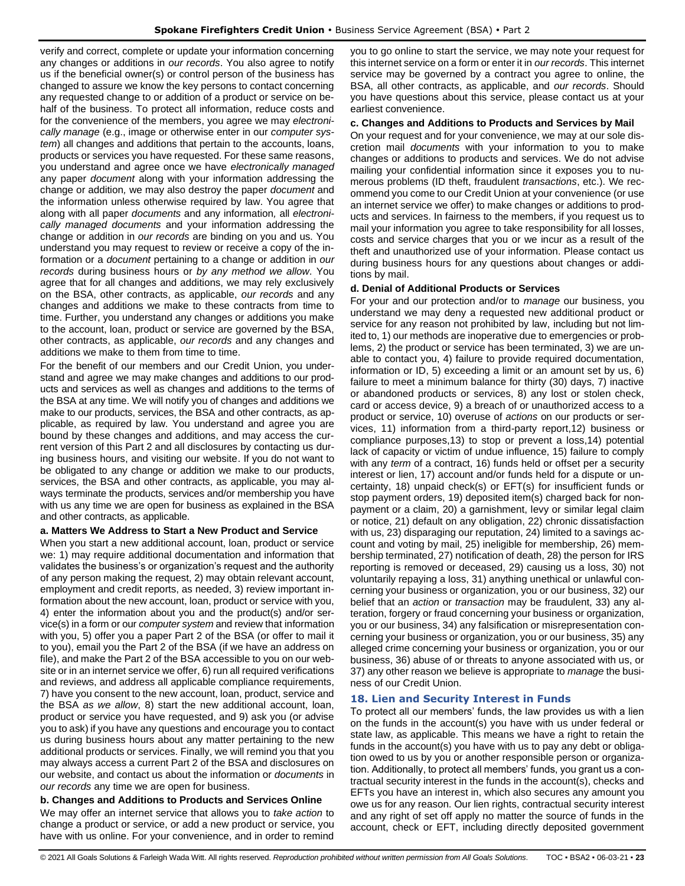verify and correct, complete or update your information concerning any changes or additions in *our records*. You also agree to notify us if the beneficial owner(s) or control person of the business has changed to assure we know the key persons to contact concerning any requested change to or addition of a product or service on behalf of the business. To protect all information, reduce costs and for the convenience of the members, you agree we may *electronically manage* (e.g., image or otherwise enter in our *computer system*) all changes and additions that pertain to the accounts, loans, products or services you have requested. For these same reasons, you understand and agree once we have *electronically managed* any paper *document* along with your information addressing the change or addition, we may also destroy the paper *document* and the information unless otherwise required by law. You agree that along with all paper *documents* and any information, all *electronically managed documents* and your information addressing the change or addition in *our records* are binding on you and us. You understand you may request to review or receive a copy of the information or a *document* pertaining to a change or addition in *our records* during business hours or *by any method we allow*. You agree that for all changes and additions, we may rely exclusively on the BSA, other contracts, as applicable, *our records* and any changes and additions we make to these contracts from time to time. Further, you understand any changes or additions you make to the account, loan, product or service are governed by the BSA, other contracts, as applicable, *our records* and any changes and additions we make to them from time to time.

For the benefit of our members and our Credit Union, you understand and agree we may make changes and additions to our products and services as well as changes and additions to the terms of the BSA at any time. We will notify you of changes and additions we make to our products, services, the BSA and other contracts, as applicable, as required by law. You understand and agree you are bound by these changes and additions, and may access the current version of this Part 2 and all disclosures by contacting us during business hours, and visiting our website. If you do not want to be obligated to any change or addition we make to our products, services, the BSA and other contracts, as applicable, you may always terminate the products, services and/or membership you have with us any time we are open for business as explained in the BSA and other contracts, as applicable.

**a. Matters We Address to Start a New Product and Service**

When you start a new additional account, loan, product or service we: 1) may require additional documentation and information that validates the business's or organization's request and the authority of any person making the request, 2) may obtain relevant account, employment and credit reports, as needed, 3) review important information about the new account, loan, product or service with you, 4) enter the information about you and the product(s) and/or service(s) in a form or our *computer system* and review that information with you, 5) offer you a paper Part 2 of the BSA (or offer to mail it to you), email you the Part 2 of the BSA (if we have an address on file), and make the Part 2 of the BSA accessible to you on our website or in an internet service we offer, 6) run all required verifications and reviews, and address all applicable compliance requirements, 7) have you consent to the new account, loan, product, service and the BSA *as we allow*, 8) start the new additional account, loan, product or service you have requested, and 9) ask you (or advise you to ask) if you have any questions and encourage you to contact us during business hours about any matter pertaining to the new additional products or services. Finally, we will remind you that you may always access a current Part 2 of the BSA and disclosures on our website, and contact us about the information or *documents* in *our records* any time we are open for business.

**b. Changes and Additions to Products and Services Online**

We may offer an internet service that allows you to *take action* to change a product or service, or add a new product or service, you have with us online. For your convenience, and in order to remind you to go online to start the service, we may note your request for this internet service on a form or enter it in *our records*. This internet service may be governed by a contract you agree to online, the BSA, all other contracts, as applicable, and *our records*. Should you have questions about this service, please contact us at your earliest convenience.

**c. Changes and Additions to Products and Services by Mail**

On your request and for your convenience, we may at our sole discretion mail *documents* with your information to you to make changes or additions to products and services. We do not advise mailing your confidential information since it exposes you to numerous problems (ID theft, fraudulent *transactions*, etc.). We recommend you come to our Credit Union at your convenience (or use an internet service we offer) to make changes or additions to products and services. In fairness to the members, if you request us to mail your information you agree to take responsibility for all losses, costs and service charges that you or we incur as a result of the theft and unauthorized use of your information. Please contact us during business hours for any questions about changes or additions by mail.

**d. Denial of Additional Products or Services**

For your and our protection and/or to *manage* our business, you understand we may deny a requested new additional product or service for any reason not prohibited by law, including but not limited to, 1) our methods are inoperative due to emergencies or problems, 2) the product or service has been terminated, 3) we are unable to contact you, 4) failure to provide required documentation, information or ID, 5) exceeding a limit or an amount set by us, 6) failure to meet a minimum balance for thirty (30) days, 7) inactive or abandoned products or services, 8) any lost or stolen check, card or access device, 9) a breach of or unauthorized access to a product or service, 10) overuse of *actions* on our products or services, 11) information from a third-party report,12) business or compliance purposes,13) to stop or prevent a loss,14) potential lack of capacity or victim of undue influence, 15) failure to comply with any *term* of a contract, 16) funds held or offset per a security interest or lien, 17) account and/or funds held for a dispute or uncertainty, 18) unpaid check(s) or EFT(s) for insufficient funds or stop payment orders, 19) deposited item(s) charged back for nonpayment or a claim, 20) a garnishment, levy or similar legal claim or notice, 21) default on any obligation, 22) chronic dissatisfaction with us, 23) disparaging our reputation, 24) limited to a savings account and voting by mail, 25) ineligible for membership, 26) membership terminated, 27) notification of death, 28) the person for IRS reporting is removed or deceased, 29) causing us a loss, 30) not voluntarily repaying a loss, 31) anything unethical or unlawful concerning your business or organization, you or our business, 32) our belief that an *action* or *transaction* may be fraudulent, 33) any alteration, forgery or fraud concerning your business or organization, you or our business, 34) any falsification or misrepresentation concerning your business or organization, you or our business, 35) any alleged crime concerning your business or organization, you or our business, 36) abuse of or threats to anyone associated with us, or 37) any other reason we believe is appropriate to *manage* the business of our Credit Union.

## 18. Lien and Security Interest in Funds

To protect all our members' funds, the law provides us with a lien on the funds in the account(s) you have with us under federal or state law, as applicable. This means we have a right to retain the funds in the account(s) you have with us to pay any debt or obligation owed to us by you or another responsible person or organization. Additionally, to protect all members' funds, you grant us a contractual security interest in the funds in the account(s), checks and EFTs you have an interest in, which also secures any amount you owe us for any reason. Our lien rights, contractual security interest and any right of set off apply no matter the source of funds in the account, check or EFT, including directly deposited government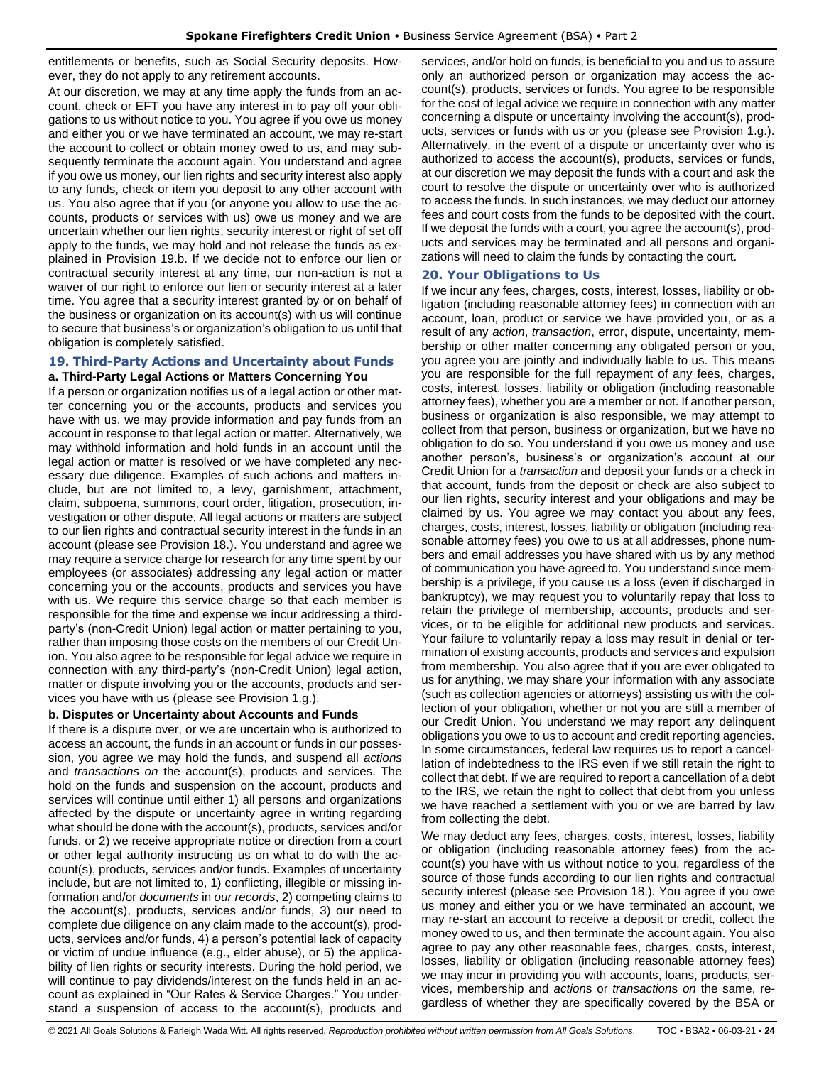entitlements or benefits, such as Social Security deposits. However, they do not apply to any retirement accounts.

At our discretion, we may at any time apply the funds from an account, check or EFT you have any interest in to pay off your obligations to us without notice to you. You agree if you owe us money and either you or we have terminated an account, we may re-start the account to collect or obtain money owed to us, and may subsequently terminate the account again. You understand and agree if you owe us money, our lien rights and security interest also apply to any funds, check or item you deposit to any other account with us. You also agree that if you (or anyone you allow to use the accounts, products or services with us) owe us money and we are uncertain whether our lien rights, security interest or right of set off apply to the funds, we may hold and not release the funds as explained in Provision 19.b. If we decide not to enforce our lien or contractual security interest at any time, our non-action is not a waiver of our right to enforce our lien or security interest at a later time. You agree that a security interest granted by or on behalf of the business or organization on its account(s) with us will continue to secure that business's or organization's obligation to us until that obligation is completely satisfied.

## 19. Third-Party Actions and Uncertainty about Funds

### a. Third-Party Legal Actions or Matters Concerning You

If a person or organization notifies us of a legal action or other matter concerning you or the accounts, products and services you have with us, we may provide information and pay funds from an account in response to that legal action or matter. Alternatively, we may withhold information and hold funds in an account until the legal action or matter is resolved or we have completed any necessary due diligence. Examples of such actions and matters include, but are not limited to, a levy, garnishment, attachment, claim, subpoena, summons, court order, litigation, prosecution, investigation or other dispute. All legal actions or matters are subject to our lien rights and contractual security interest in the funds in an account (please see Provision 18.). You understand and agree we may require a service charge for research for any time spent by our employees (or associates) addressing any legal action or matter concerning you or the accounts, products and services you have with us. We require this service charge so that each member is responsible for the time and expense we incur addressing a third-party's (non-Credit Union) legal action or matter pertaining to you, rather than imposing those costs on the members of our Credit Union. You also agree to be responsible for legal advice we require in connection with any third-party's (non-Credit Union) legal action, matter or dispute involving you or the accounts, products and services you have with us (please see Provision 1.g.).

### b. Disputes or Uncertainty about Accounts and Funds

If there is a dispute over, or we are uncertain who is authorized to access an account, the funds in an account or funds in our possession, you agree we may hold the funds, and suspend all *actions* and *transactions on* the account(s), products and services. The hold on the funds and suspension on the account, products and services will continue until either 1) all persons and organizations affected by the dispute or uncertainty agree in writing regarding what should be done with the account(s), products, services and/or funds, or 2) we receive appropriate notice or direction from a court or other legal authority instructing us on what to do with the account(s), products, services and/or funds. Examples of uncertainty include, but are not limited to, 1) conflicting, illegible or missing information and/or *documents* in *our records*, 2) competing claims to the account(s), products, services and/or funds, 3) our need to complete due diligence on any claim made to the account(s), products, services and/or funds, 4) a person's potential lack of capacity or victim of undue influence (e.g., elder abuse), or 5) the applicability of lien rights or security interests. During the hold period, we will continue to pay dividends/interest on the funds held in an account as explained in "Our Rates & Service Charges." You understand a suspension of access to the account(s), products and services, and/or hold on funds, is beneficial to you and us to assure only an authorized person or organization may access the account(s), products, services or funds. You agree to be responsible for the cost of legal advice we require in connection with any matter concerning a dispute or uncertainty involving the account(s), products, services or funds with us or you (please see Provision 1.g.). Alternatively, in the event of a dispute or uncertainty over who is authorized to access the account(s), products, services or funds, at our discretion we may deposit the funds with a court and ask the court to resolve the dispute or uncertainty over who is authorized to access the funds. In such instances, we may deduct our attorney fees and court costs from the funds to be deposited with the court. If we deposit the funds with a court, you agree the account(s), products and services may be terminated and all persons and organizations will need to claim the funds by contacting the court.

## 20. Your Obligations to Us

If we incur any fees, charges, costs, interest, losses, liability or obligation (including reasonable attorney fees) in connection with an account, loan, product or service we have provided you, or as a result of any *action*, *transaction*, error, dispute, uncertainty, membership or other matter concerning any obligated person or you, you agree you are jointly and individually liable to us. This means you are responsible for the full repayment of any fees, charges, costs, interest, losses, liability or obligation (including reasonable attorney fees), whether you are a member or not. If another person, business or organization is also responsible, we may attempt to collect from that person, business or organization, but we have no obligation to do so. You understand if you owe us money and use another person's, business's or organization's account at our Credit Union for a *transaction* and deposit your funds or a check in that account, funds from the deposit or check are also subject to our lien rights, security interest and your obligations and may be claimed by us. You agree we may contact you about any fees, charges, costs, interest, losses, liability or obligation (including reasonable attorney fees) you owe to us at all addresses, phone numbers and email addresses you have shared with us by any method of communication you have agreed to. You understand since membership is a privilege, if you cause us a loss (even if discharged in bankruptcy), we may request you to voluntarily repay that loss to retain the privilege of membership, accounts, products and services, or to be eligible for additional new products and services. Your failure to voluntarily repay a loss may result in denial or termination of existing accounts, products and services and expulsion from membership. You also agree that if you are ever obligated to us for anything, we may share your information with any associate (such as collection agencies or attorneys) assisting us with the collection of your obligation, whether or not you are still a member of our Credit Union. You understand we may report any delinquent obligations you owe to us to account and credit reporting agencies. In some circumstances, federal law requires us to report a cancellation of indebtedness to the IRS even if we still retain the right to collect that debt. If we are required to report a cancellation of a debt to the IRS, we retain the right to collect that debt from you unless we have reached a settlement with you or we are barred by law from collecting the debt.

We may deduct any fees, charges, costs, interest, losses, liability or obligation (including reasonable attorney fees) from the account(s) you have with us without notice to you, regardless of the source of those funds according to our lien rights and contractual security interest (please see Provision 18.). You agree if you owe us money and either you or we have terminated an account, we may re-start an account to receive a deposit or credit, collect the money owed to us, and then terminate the account again. You also agree to pay any other reasonable fees, charges, costs, interest, losses, liability or obligation (including reasonable attorney fees) we may incur in providing you with accounts, loans, products, services, membership and *action*s or *transaction*s *on* the same, regardless of whether they are specifically covered by the BSA or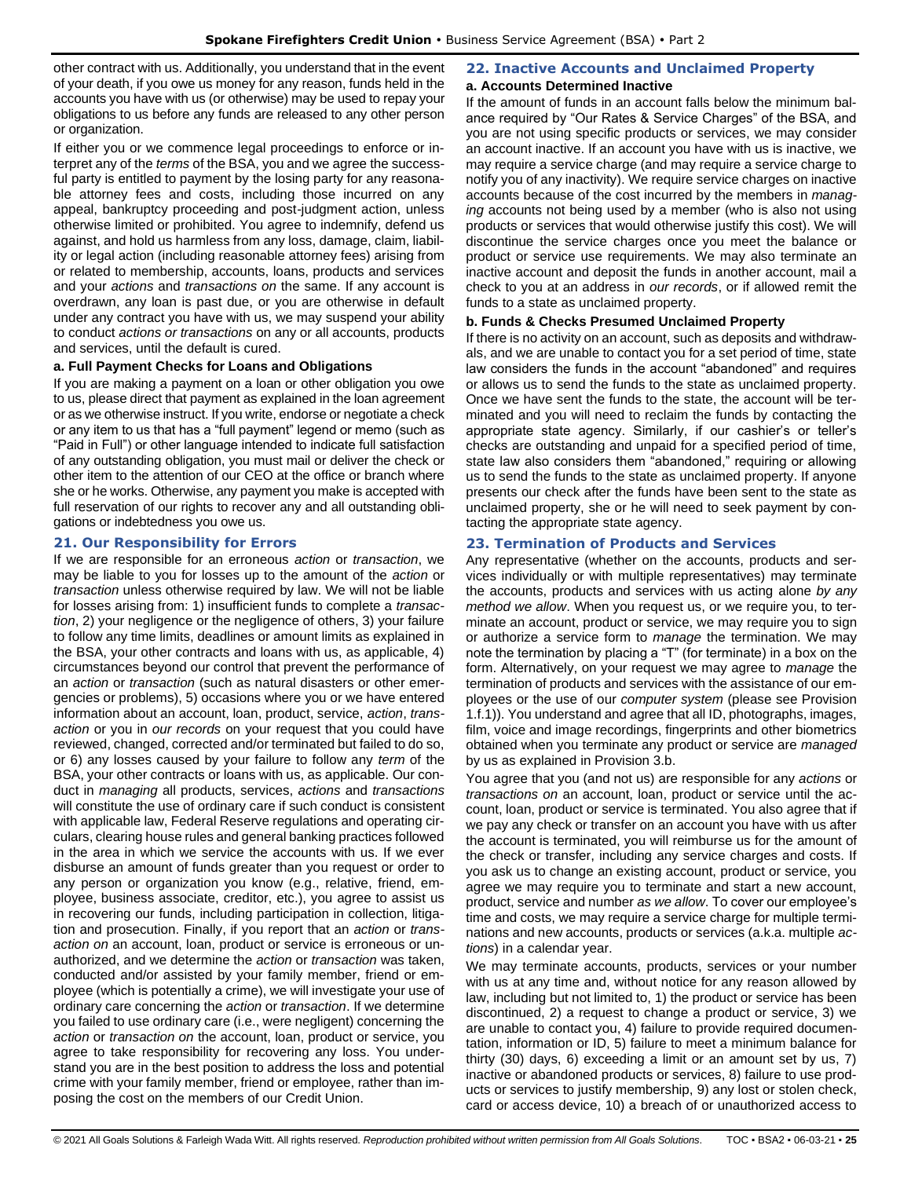other contract with us. Additionally, you understand that in the event of your death, if you owe us money for any reason, funds held in the accounts you have with us (or otherwise) may be used to repay your obligations to us before any funds are released to any other person or organization.

If either you or we commence legal proceedings to enforce or interpret any of the *terms* of the BSA, you and we agree the successful party is entitled to payment by the losing party for any reasonable attorney fees and costs, including those incurred on any appeal, bankruptcy proceeding and post-judgment action, unless otherwise limited or prohibited. You agree to indemnify, defend us against, and hold us harmless from any loss, damage, claim, liability or legal action (including reasonable attorney fees) arising from or related to membership, accounts, loans, products and services and your *actions* and *transactions on* the same. If any account is overdrawn, any loan is past due, or you are otherwise in default under any contract you have with us, we may suspend your ability to conduct *actions or transactions* on any or all accounts, products and services, until the default is cured.

#### a. Full Payment Checks for Loans and Obligations

If you are making a payment on a loan or other obligation you owe to us, please direct that payment as explained in the loan agreement or as we otherwise instruct. If you write, endorse or negotiate a check or any item to us that has a "full payment" legend or memo (such as "Paid in Full") or other language intended to indicate full satisfaction of any outstanding obligation, you must mail or deliver the check or other item to the attention of our CEO at the office or branch where she or he works. Otherwise, any payment you make is accepted with full reservation of our rights to recover any and all outstanding obligations or indebtedness you owe us.

### 21. Our Responsibility for Errors

If we are responsible for an erroneous *action* or *transaction*, we may be liable to you for losses up to the amount of the *action* or *transaction* unless otherwise required by law. We will not be liable for losses arising from: 1) insufficient funds to complete a *transaction*, 2) your negligence or the negligence of others, 3) your failure to follow any time limits, deadlines or amount limits as explained in the BSA, your other contracts and loans with us, as applicable, 4) circumstances beyond our control that prevent the performance of an *action* or *transaction* (such as natural disasters or other emergencies or problems), 5) occasions where you or we have entered information about an account, loan, product, service, *action*, *transaction* or you in *our records* on your request that you could have reviewed, changed, corrected and/or terminated but failed to do so, or 6) any losses caused by your failure to follow any *term* of the BSA, your other contracts or loans with us, as applicable. Our conduct in *managing* all products, services, *actions* and *transactions* will constitute the use of ordinary care if such conduct is consistent with applicable law, Federal Reserve regulations and operating circulars, clearing house rules and general banking practices followed in the area in which we service the accounts with us. If we ever disburse an amount of funds greater than you request or order to any person or organization you know (e.g., relative, friend, employee, business associate, creditor, etc.), you agree to assist us in recovering our funds, including participation in collection, litigation and prosecution. Finally, if you report that an *action* or *transaction on* an account, loan, product or service is erroneous or unauthorized, and we determine the *action* or *transaction* was taken, conducted and/or assisted by your family member, friend or employee (which is potentially a crime), we will investigate your use of ordinary care concerning the *action* or *transaction*. If we determine you failed to use ordinary care (i.e., were negligent) concerning the *action* or *transaction on* the account, loan, product or service, you agree to take responsibility for recovering any loss. You understand you are in the best position to address the loss and potential crime with your family member, friend or employee, rather than imposing the cost on the members of our Credit Union.

### 22. Inactive Accounts and Unclaimed Property

#### a. Accounts Determined Inactive

If the amount of funds in an account falls below the minimum balance required by "Our Rates & Service Charges" of the BSA, and you are not using specific products or services, we may consider an account inactive. If an account you have with us is inactive, we may require a service charge (and may require a service charge to notify you of any inactivity). We require service charges on inactive accounts because of the cost incurred by the members in *managing* accounts not being used by a member (who is also not using products or services that would otherwise justify this cost). We will discontinue the service charges once you meet the balance or product or service use requirements. We may also terminate an inactive account and deposit the funds in another account, mail a check to you at an address in *our records*, or if allowed remit the funds to a state as unclaimed property.

#### b. Funds & Checks Presumed Unclaimed Property

If there is no activity on an account, such as deposits and withdrawals, and we are unable to contact you for a set period of time, state law considers the funds in the account "abandoned" and requires or allows us to send the funds to the state as unclaimed property. Once we have sent the funds to the state, the account will be terminated and you will need to reclaim the funds by contacting the appropriate state agency. Similarly, if our cashier's or teller's checks are outstanding and unpaid for a specified period of time, state law also considers them "abandoned," requiring or allowing us to send the funds to the state as unclaimed property. If anyone presents our check after the funds have been sent to the state as unclaimed property, she or he will need to seek payment by contacting the appropriate state agency.

### 23. Termination of Products and Services

Any representative (whether on the accounts, products and services individually or with multiple representatives) may terminate the accounts, products and services with us acting alone *by any method we allow*. When you request us, or we require you, to terminate an account, product or service, we may require you to sign or authorize a service form to *manage* the termination. We may note the termination by placing a "T" (for terminate) in a box on the form. Alternatively, on your request we may agree to *manage* the termination of products and services with the assistance of our employees or the use of our *computer system* (please see Provision 1.f.1)). You understand and agree that all ID, photographs, images, film, voice and image recordings, fingerprints and other biometrics obtained when you terminate any product or service are *managed* by us as explained in Provision 3.b.

You agree that you (and not us) are responsible for any *actions* or *transactions on* an account, loan, product or service until the account, loan, product or service is terminated. You also agree that if we pay any check or transfer on an account you have with us after the account is terminated, you will reimburse us for the amount of the check or transfer, including any service charges and costs. If you ask us to change an existing account, product or service, you agree we may require you to terminate and start a new account, product, service and number *as we allow*. To cover our employee's time and costs, we may require a service charge for multiple terminations and new accounts, products or services (a.k.a. multiple *actions*) in a calendar year.

We may terminate accounts, products, services or your number with us at any time and, without notice for any reason allowed by law, including but not limited to, 1) the product or service has been discontinued, 2) a request to change a product or service, 3) we are unable to contact you, 4) failure to provide required documentation, information or ID, 5) failure to meet a minimum balance for thirty (30) days, 6) exceeding a limit or an amount set by us, 7) inactive or abandoned products or services, 8) failure to use products or services to justify membership, 9) any lost or stolen check, card or access device, 10) a breach of or unauthorized access to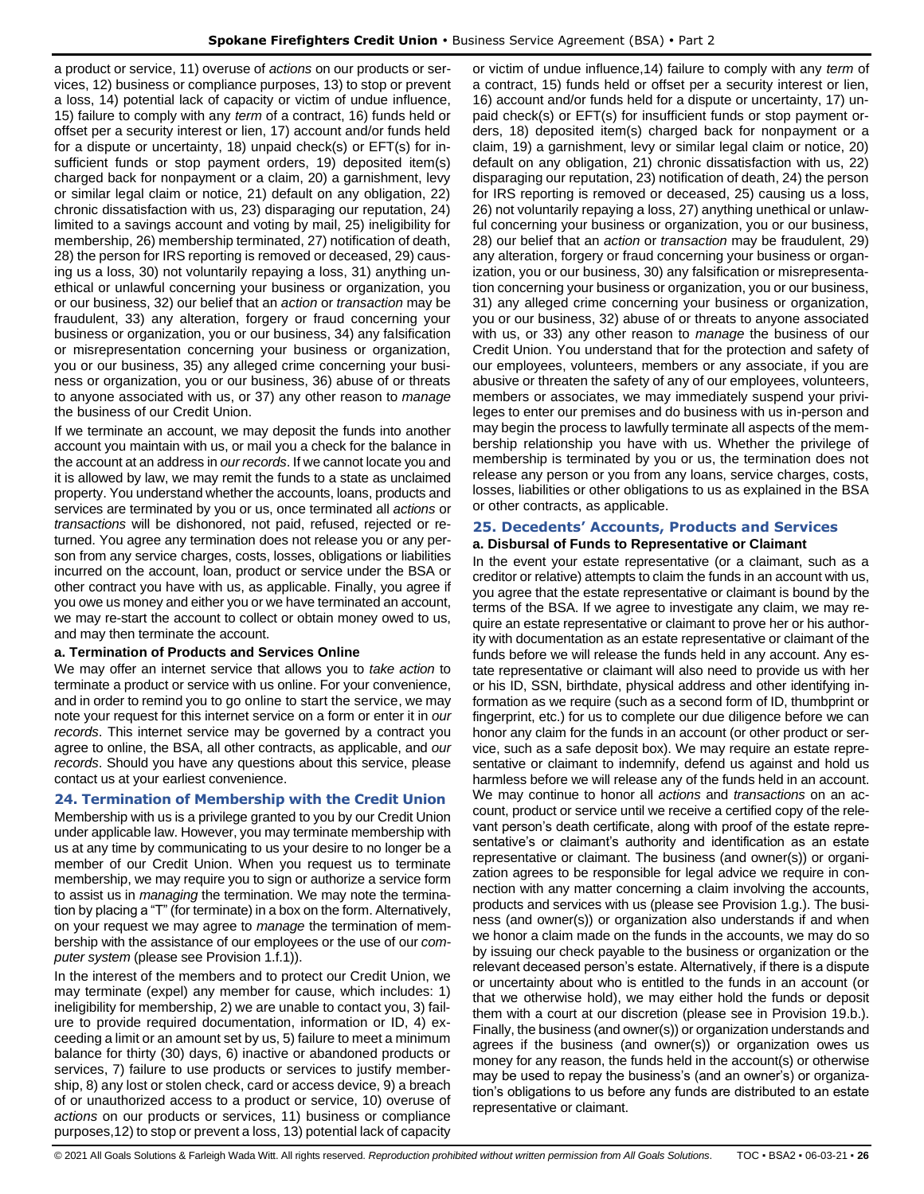a product or service, 11) overuse of *actions* on our products or services, 12) business or compliance purposes, 13) to stop or prevent a loss, 14) potential lack of capacity or victim of undue influence, 15) failure to comply with any *term* of a contract, 16) funds held or offset per a security interest or lien, 17) account and/or funds held for a dispute or uncertainty, 18) unpaid check(s) or EFT(s) for insufficient funds or stop payment orders, 19) deposited item(s) charged back for nonpayment or a claim, 20) a garnishment, levy or similar legal claim or notice, 21) default on any obligation, 22) chronic dissatisfaction with us, 23) disparaging our reputation, 24) limited to a savings account and voting by mail, 25) ineligibility for membership, 26) membership terminated, 27) notification of death, 28) the person for IRS reporting is removed or deceased, 29) causing us a loss, 30) not voluntarily repaying a loss, 31) anything unethical or unlawful concerning your business or organization, you or our business, 32) our belief that an *action* or *transaction* may be fraudulent, 33) any alteration, forgery or fraud concerning your business or organization, you or our business, 34) any falsification or misrepresentation concerning your business or organization, you or our business, 35) any alleged crime concerning your business or organization, you or our business, 36) abuse of or threats to anyone associated with us, or 37) any other reason to *manage* the business of our Credit Union.

If we terminate an account, we may deposit the funds into another account you maintain with us, or mail you a check for the balance in the account at an address in *our records*. If we cannot locate you and it is allowed by law, we may remit the funds to a state as unclaimed property. You understand whether the accounts, loans, products and services are terminated by you or us, once terminated all *actions* or *transactions* will be dishonored, not paid, refused, rejected or returned. You agree any termination does not release you or any person from any service charges, costs, losses, obligations or liabilities incurred on the account, loan, product or service under the BSA or other contract you have with us, as applicable. Finally, you agree if you owe us money and either you or we have terminated an account, we may re-start the account to collect or obtain money owed to us, and may then terminate the account.

**a. Termination of Products and Services Online**

We may offer an internet service that allows you to *take action* to terminate a product or service with us online. For your convenience, and in order to remind you to go online to start the service, we may note your request for this internet service on a form or enter it in *our records*. This internet service may be governed by a contract you agree to online, the BSA, all other contracts, as applicable, and *our records*. Should you have any questions about this service, please contact us at your earliest convenience.

## 24. Termination of Membership with the Credit Union

Membership with us is a privilege granted to you by our Credit Union under applicable law. However, you may terminate membership with us at any time by communicating to us your desire to no longer be a member of our Credit Union. When you request us to terminate membership, we may require you to sign or authorize a service form to assist us in *managing* the termination. We may note the termination by placing a "T" (for terminate) in a box on the form. Alternatively, on your request we may agree to *manage* the termination of membership with the assistance of our employees or the use of our *computer system* (please see Provision 1.f.1)).

In the interest of the members and to protect our Credit Union, we may terminate (expel) any member for cause, which includes: 1) ineligibility for membership, 2) we are unable to contact you, 3) failure to provide required documentation, information or ID, 4) exceeding a limit or an amount set by us, 5) failure to meet a minimum balance for thirty (30) days, 6) inactive or abandoned products or services, 7) failure to use products or services to justify membership, 8) any lost or stolen check, card or access device, 9) a breach of or unauthorized access to a product or service, 10) overuse of *actions* on our products or services, 11) business or compliance purposes,12) to stop or prevent a loss, 13) potential lack of capacity or victim of undue influence,14) failure to comply with any *term* of a contract, 15) funds held or offset per a security interest or lien, 16) account and/or funds held for a dispute or uncertainty, 17) unpaid check(s) or EFT(s) for insufficient funds or stop payment orders, 18) deposited item(s) charged back for nonpayment or a claim, 19) a garnishment, levy or similar legal claim or notice, 20) default on any obligation, 21) chronic dissatisfaction with us, 22) disparaging our reputation, 23) notification of death, 24) the person for IRS reporting is removed or deceased, 25) causing us a loss, 26) not voluntarily repaying a loss, 27) anything unethical or unlawful concerning your business or organization, you or our business, 28) our belief that an *action* or *transaction* may be fraudulent, 29) any alteration, forgery or fraud concerning your business or organization, you or our business, 30) any falsification or misrepresentation concerning your business or organization, you or our business, 31) any alleged crime concerning your business or organization, you or our business, 32) abuse of or threats to anyone associated with us, or 33) any other reason to *manage* the business of our Credit Union. You understand that for the protection and safety of our employees, volunteers, members or any associate, if you are abusive or threaten the safety of any of our employees, volunteers, members or associates, we may immediately suspend your privileges to enter our premises and do business with us in-person and may begin the process to lawfully terminate all aspects of the membership relationship you have with us. Whether the privilege of membership is terminated by you or us, the termination does not release any person or you from any loans, service charges, costs, losses, liabilities or other obligations to us as explained in the BSA or other contracts, as applicable.

## 25. Decedents' Accounts, Products and Services

**a. Disbursal of Funds to Representative or Claimant**

In the event your estate representative (or a claimant, such as a creditor or relative) attempts to claim the funds in an account with us, you agree that the estate representative or claimant is bound by the terms of the BSA. If we agree to investigate any claim, we may require an estate representative or claimant to prove her or his authority with documentation as an estate representative or claimant of the funds before we will release the funds held in any account. Any estate representative or claimant will also need to provide us with her or his ID, SSN, birthdate, physical address and other identifying information as we require (such as a second form of ID, thumbprint or fingerprint, etc.) for us to complete our due diligence before we can honor any claim for the funds in an account (or other product or service, such as a safe deposit box). We may require an estate representative or claimant to indemnify, defend us against and hold us harmless before we will release any of the funds held in an account. We may continue to honor all *actions* and *transactions* on an account, product or service until we receive a certified copy of the relevant person's death certificate, along with proof of the estate representative's or claimant's authority and identification as an estate representative or claimant. The business (and owner(s)) or organization agrees to be responsible for legal advice we require in connection with any matter concerning a claim involving the accounts, products and services with us (please see Provision 1.g.). The business (and owner(s)) or organization also understands if and when we honor a claim made on the funds in the accounts, we may do so by issuing our check payable to the business or organization or the relevant deceased person's estate. Alternatively, if there is a dispute or uncertainty about who is entitled to the funds in an account (or that we otherwise hold), we may either hold the funds or deposit them with a court at our discretion (please see in Provision 19.b.). Finally, the business (and owner(s)) or organization understands and agrees if the business (and owner(s)) or organization owes us money for any reason, the funds held in the account(s) or otherwise may be used to repay the business's (and an owner's) or organization's obligations to us before any funds are distributed to an estate representative or claimant.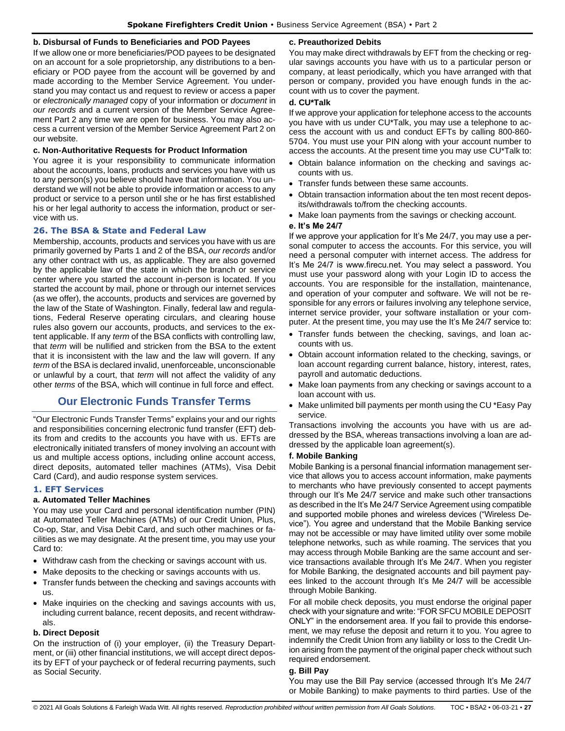**b. Disbursal of Funds to Beneficiaries and POD Payees**

If we allow one or more beneficiaries/POD payees to be designated on an account for a sole proprietorship, any distributions to a beneficiary or POD payee from the account will be governed by and made according to the Member Service Agreement. You understand you may contact us and request to review or access a paper or *electronically managed* copy of your information or *document* in *our records* and a current version of the Member Service Agreement Part 2 any time we are open for business. You may also access a current version of the Member Service Agreement Part 2 on our website.

**c. Non-Authoritative Requests for Product Information**

You agree it is your responsibility to communicate information about the accounts, loans, products and services you have with us to any person(s) you believe should have that information. You understand we will not be able to provide information or access to any product or service to a person until she or he has first established his or her legal authority to access the information, product or service with us.

### 26. The BSA & State and Federal Law

Membership, accounts, products and services you have with us are primarily governed by Parts 1 and 2 of the BSA, *our records* and/or any other contract with us, as applicable. They are also governed by the applicable law of the state in which the branch or service center where you started the account in-person is located. If you started the account by mail, phone or through our internet services (as we offer), the accounts, products and services are governed by the law of the State of Washington. Finally, federal law and regulations, Federal Reserve operating circulars, and clearing house rules also govern our accounts, products, and services to the extent applicable. If any *term* of the BSA conflicts with controlling law, that *term* will be nullified and stricken from the BSA to the extent that it is inconsistent with the law and the law will govern. If any *term* of the BSA is declared invalid, unenforceable, unconscionable or unlawful by a court, that *term* will not affect the validity of any other *terms* of the BSA, which will continue in full force and effect.

## Our Electronic Funds Transfer Terms

"Our Electronic Funds Transfer Terms" explains your and our rights and responsibilities concerning electronic fund transfer (EFT) debits from and credits to the accounts you have with us. EFTs are electronically initiated transfers of money involving an account with us and multiple access options, including online account access, direct deposits, automated teller machines (ATMs), Visa Debit Card (Card), and audio response system services.

### 1. EFT Services

**a. Automated Teller Machines**

You may use your Card and personal identification number (PIN) at Automated Teller Machines (ATMs) of our Credit Union, Plus, Co-op, Star, and Visa Debit Card, and such other machines or facilities as we may designate. At the present time, you may use your Card to:

- Withdraw cash from the checking or savings account with us.
- Make deposits to the checking or savings accounts with us.
- Transfer funds between the checking and savings accounts with us.
- Make inquiries on the checking and savings accounts with us, including current balance, recent deposits, and recent withdrawals.

**b. Direct Deposit**

On the instruction of (i) your employer, (ii) the Treasury Department, or (iii) other financial institutions, we will accept direct deposits by EFT of your paycheck or of federal recurring payments, such as Social Security.

**c. Preauthorized Debits**

You may make direct withdrawals by EFT from the checking or regular savings accounts you have with us to a particular person or company, at least periodically, which you have arranged with that person or company, provided you have enough funds in the account with us to cover the payment.

**d. CU*Talk**

If we approve your application for telephone access to the accounts you have with us under CU*Talk, you may use a telephone to access the account with us and conduct EFTs by calling 800-860-5704. You must use your PIN along with your account number to access the accounts. At the present time you may use CU*Talk to:

- Obtain balance information on the checking and savings accounts with us.
- Transfer funds between these same accounts.
- Obtain transaction information about the ten most recent deposits/withdrawals to/from the checking accounts.
- Make loan payments from the savings or checking account.

**e. It's Me 24/7**

If we approve your application for It's Me 24/7, you may use a personal computer to access the accounts. For this service, you will need a personal computer with internet access. The address for It's Me 24/7 is www.firecu.net. You may select a password. You must use your password along with your Login ID to access the accounts. You are responsible for the installation, maintenance, and operation of your computer and software. We will not be responsible for any errors or failures involving any telephone service, internet service provider, your software installation or your computer. At the present time, you may use the It's Me 24/7 service to:

- Transfer funds between the checking, savings, and loan accounts with us.
- Obtain account information related to the checking, savings, or loan account regarding current balance, history, interest, rates, payroll and automatic deductions.
- Make loan payments from any checking or savings account to a loan account with us.
- Make unlimited bill payments per month using the CU *Easy Pay service.

Transactions involving the accounts you have with us are addressed by the BSA, whereas transactions involving a loan are addressed by the applicable loan agreement(s).

**f. Mobile Banking**

Mobile Banking is a personal financial information management service that allows you to access account information, make payments to merchants who have previously consented to accept payments through our It's Me 24/7 service and make such other transactions as described in the It's Me 24/7 Service Agreement using compatible and supported mobile phones and wireless devices ("Wireless Device"). You agree and understand that the Mobile Banking service may not be accessible or may have limited utility over some mobile telephone networks, such as while roaming. The services that you may access through Mobile Banking are the same account and service transactions available through It's Me 24/7. When you register for Mobile Banking, the designated accounts and bill payment payees linked to the account through It's Me 24/7 will be accessible through Mobile Banking.

For all mobile check deposits, you must endorse the original paper check with your signature and write: "FOR SFCU MOBILE DEPOSIT ONLY" in the endorsement area. If you fail to provide this endorsement, we may refuse the deposit and return it to you. You agree to indemnify the Credit Union from any liability or loss to the Credit Union arising from the payment of the original paper check without such required endorsement.

**g. Bill Pay**

You may use the Bill Pay service (accessed through It's Me 24/7 or Mobile Banking) to make payments to third parties. Use of the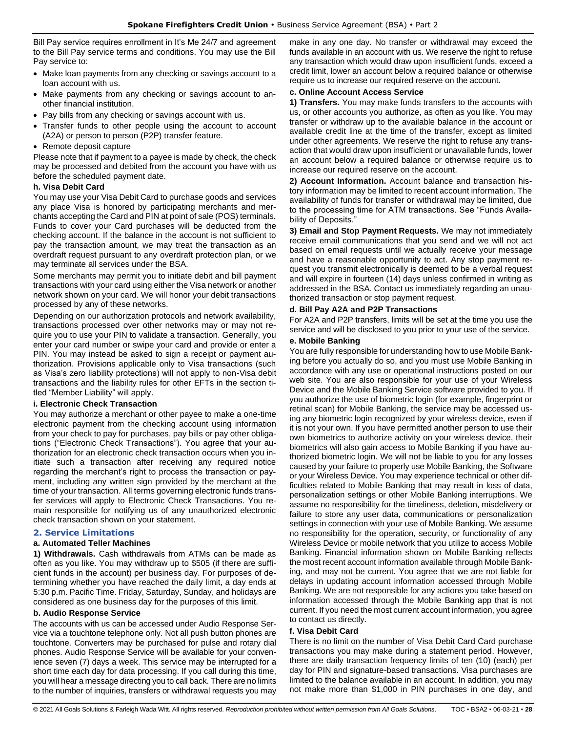Bill Pay service requires enrollment in It's Me 24/7 and agreement to the Bill Pay service terms and conditions. You may use the Bill Pay service to:

- Make loan payments from any checking or savings account to a loan account with us.
- Make payments from any checking or savings account to another financial institution.
- Pay bills from any checking or savings account with us.
- Transfer funds to other people using the account to account (A2A) or person to person (P2P) transfer feature.
- Remote deposit capture

Please note that if payment to a payee is made by check, the check may be processed and debited from the account you have with us before the scheduled payment date.

### h. Visa Debit Card

You may use your Visa Debit Card to purchase goods and services any place Visa is honored by participating merchants and merchants accepting the Card and PIN at point of sale (POS) terminals. Funds to cover your Card purchases will be deducted from the checking account. If the balance in the account is not sufficient to pay the transaction amount, we may treat the transaction as an overdraft request pursuant to any overdraft protection plan, or we may terminate all services under the BSA.

Some merchants may permit you to initiate debit and bill payment transactions with your card using either the Visa network or another network shown on your card. We will honor your debit transactions processed by any of these networks.

Depending on our authorization protocols and network availability, transactions processed over other networks may or may not require you to use your PIN to validate a transaction. Generally, you enter your card number or swipe your card and provide or enter a PIN. You may instead be asked to sign a receipt or payment authorization. Provisions applicable only to Visa transactions (such as Visa's zero liability protections) will not apply to non-Visa debit transactions and the liability rules for other EFTs in the section titled "Member Liability" will apply.

### i. Electronic Check Transaction

You may authorize a merchant or other payee to make a one-time electronic payment from the checking account using information from your check to pay for purchases, pay bills or pay other obligations ("Electronic Check Transactions"). You agree that your authorization for an electronic check transaction occurs when you initiate such a transaction after receiving any required notice regarding the merchant's right to process the transaction or payment, including any written sign provided by the merchant at the time of your transaction. All terms governing electronic funds transfer services will apply to Electronic Check Transactions. You remain responsible for notifying us of any unauthorized electronic check transaction shown on your statement.

## 2. Service Limitations

### a. Automated Teller Machines

**1) Withdrawals.** Cash withdrawals from ATMs can be made as often as you like. You may withdraw up to $505 (if there are sufficient funds in the account) per business day. For purposes of determining whether you have reached the daily limit, a day ends at 5:30 p.m. Pacific Time. Friday, Saturday, Sunday, and holidays are considered as one business day for the purposes of this limit.

### b. Audio Response Service

The accounts with us can be accessed under Audio Response Service via a touchtone telephone only. Not all push button phones are touchtone. Converters may be purchased for pulse and rotary dial phones. Audio Response Service will be available for your convenience seven (7) days a week. This service may be interrupted for a short time each day for data processing. If you call during this time, you will hear a message directing you to call back. There are no limits to the number of inquiries, transfers or withdrawal requests you may make in any one day. No transfer or withdrawal may exceed the funds available in an account with us. We reserve the right to refuse any transaction which would draw upon insufficient funds, exceed a credit limit, lower an account below a required balance or otherwise require us to increase our required reserve on the account.

### c. Online Account Access Service

**1) Transfers.** You may make funds transfers to the accounts with us, or other accounts you authorize, as often as you like. You may transfer or withdraw up to the available balance in the account or available credit line at the time of the transfer, except as limited under other agreements. We reserve the right to refuse any transaction that would draw upon insufficient or unavailable funds, lower an account below a required balance or otherwise require us to increase our required reserve on the account.

**2) Account Information.** Account balance and transaction history information may be limited to recent account information. The availability of funds for transfer or withdrawal may be limited, due to the processing time for ATM transactions. See "Funds Availability of Deposits."

**3) Email and Stop Payment Requests.** We may not immediately receive email communications that you send and we will not act based on email requests until we actually receive your message and have a reasonable opportunity to act. Any stop payment request you transmit electronically is deemed to be a verbal request and will expire in fourteen (14) days unless confirmed in writing as addressed in the BSA. Contact us immediately regarding an unauthorized transaction or stop payment request.

### d. Bill Pay A2A and P2P Transactions

For A2A and P2P transfers, limits will be set at the time you use the service and will be disclosed to you prior to your use of the service.

### e. Mobile Banking

You are fully responsible for understanding how to use Mobile Banking before you actually do so, and you must use Mobile Banking in accordance with any use or operational instructions posted on our web site. You are also responsible for your use of your Wireless Device and the Mobile Banking Service software provided to you. If you authorize the use of biometric login (for example, fingerprint or retinal scan) for Mobile Banking, the service may be accessed using any biometric login recognized by your wireless device, even if it is not your own. If you have permitted another person to use their own biometrics to authorize activity on your wireless device, their biometrics will also gain access to Mobile Banking if you have authorized biometric login. We will not be liable to you for any losses caused by your failure to properly use Mobile Banking, the Software or your Wireless Device. You may experience technical or other difficulties related to Mobile Banking that may result in loss of data, personalization settings or other Mobile Banking interruptions. We assume no responsibility for the timeliness, deletion, misdelivery or failure to store any user data, communications or personalization settings in connection with your use of Mobile Banking. We assume no responsibility for the operation, security, or functionality of any Wireless Device or mobile network that you utilize to access Mobile Banking. Financial information shown on Mobile Banking reflects the most recent account information available through Mobile Banking, and may not be current. You agree that we are not liable for delays in updating account information accessed through Mobile Banking. We are not responsible for any actions you take based on information accessed through the Mobile Banking app that is not current. If you need the most current account information, you agree to contact us directly.

### f. Visa Debit Card

There is no limit on the number of Visa Debit Card Card purchase transactions you may make during a statement period. However, there are daily transaction frequency limits of ten (10) (each) per day for PIN and signature-based transactions. Visa purchases are limited to the balance available in an account. In addition, you may not make more than $1,000 in PIN purchases in one day, and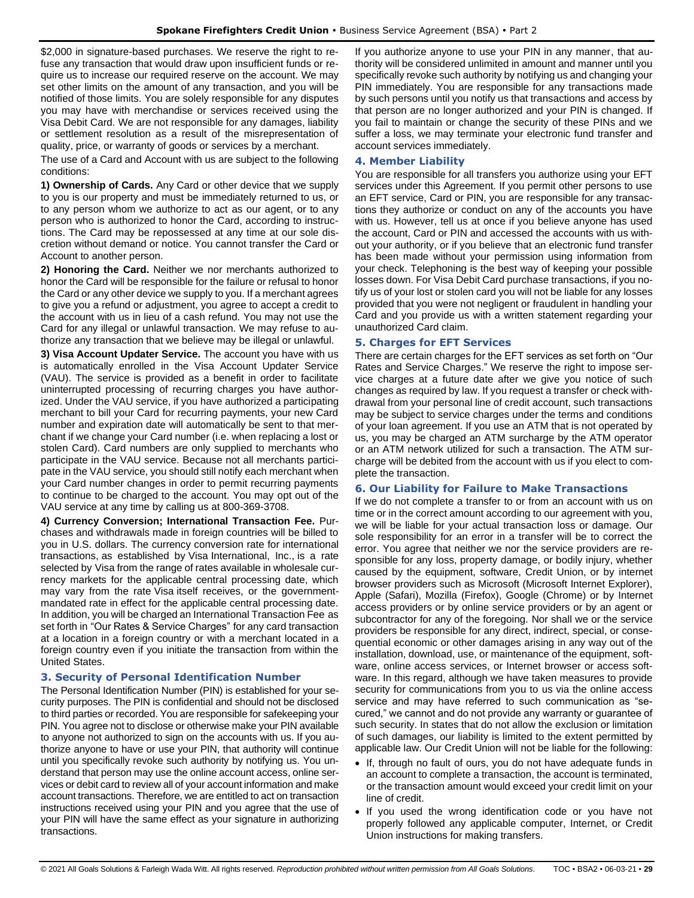$2,000 in signature-based purchases. We reserve the right to refuse any transaction that would draw upon insufficient funds or require us to increase our required reserve on the account. We may set other limits on the amount of any transaction, and you will be notified of those limits. You are solely responsible for any disputes you may have with merchandise or services received using the Visa Debit Card. We are not responsible for any damages, liability or settlement resolution as a result of the misrepresentation of quality, price, or warranty of goods or services by a merchant.

The use of a Card and Account with us are subject to the following conditions:

**1) Ownership of Cards.** Any Card or other device that we supply to you is our property and must be immediately returned to us, or to any person whom we authorize to act as our agent, or to any person who is authorized to honor the Card, according to instructions. The Card may be repossessed at any time at our sole discretion without demand or notice. You cannot transfer the Card or Account to another person.

**2) Honoring the Card.** Neither we nor merchants authorized to honor the Card will be responsible for the failure or refusal to honor the Card or any other device we supply to you. If a merchant agrees to give you a refund or adjustment, you agree to accept a credit to the account with us in lieu of a cash refund. You may not use the Card for any illegal or unlawful transaction. We may refuse to authorize any transaction that we believe may be illegal or unlawful.

**3) Visa Account Updater Service.** The account you have with us is automatically enrolled in the Visa Account Updater Service (VAU). The service is provided as a benefit in order to facilitate uninterrupted processing of recurring charges you have authorized. Under the VAU service, if you have authorized a participating merchant to bill your Card for recurring payments, your new Card number and expiration date will automatically be sent to that merchant if we change your Card number (i.e. when replacing a lost or stolen Card). Card numbers are only supplied to merchants who participate in the VAU service. Because not all merchants participate in the VAU service, you should still notify each merchant when your Card number changes in order to permit recurring payments to continue to be charged to the account. You may opt out of the VAU service at any time by calling us at 800-369-3708.

**4) Currency Conversion; International Transaction Fee.** Purchases and withdrawals made in foreign countries will be billed to you in U.S. dollars. The currency conversion rate for international transactions, as established by Visa International, Inc., is a rate selected by Visa from the range of rates available in wholesale currency markets for the applicable central processing date, which may vary from the rate Visa itself receives, or the government-mandated rate in effect for the applicable central processing date. In addition, you will be charged an International Transaction Fee as set forth in "Our Rates & Service Charges" for any card transaction at a location in a foreign country or with a merchant located in a foreign country even if you initiate the transaction from within the United States.

### 3. Security of Personal Identification Number

The Personal Identification Number (PIN) is established for your security purposes. The PIN is confidential and should not be disclosed to third parties or recorded. You are responsible for safekeeping your PIN. You agree not to disclose or otherwise make your PIN available to anyone not authorized to sign on the accounts with us. If you authorize anyone to have or use your PIN, that authority will continue until you specifically revoke such authority by notifying us. You understand that person may use the online account access, online services or debit card to review all of your account information and make account transactions. Therefore, we are entitled to act on transaction instructions received using your PIN and you agree that the use of your PIN will have the same effect as your signature in authorizing transactions.

If you authorize anyone to use your PIN in any manner, that authority will be considered unlimited in amount and manner until you specifically revoke such authority by notifying us and changing your PIN immediately. You are responsible for any transactions made by such persons until you notify us that transactions and access by that person are no longer authorized and your PIN is changed. If you fail to maintain or change the security of these PINs and we suffer a loss, we may terminate your electronic fund transfer and account services immediately.

### 4. Member Liability

You are responsible for all transfers you authorize using your EFT services under this Agreement. If you permit other persons to use an EFT service, Card or PIN, you are responsible for any transactions they authorize or conduct on any of the accounts you have with us. However, tell us at once if you believe anyone has used the account, Card or PIN and accessed the accounts with us without your authority, or if you believe that an electronic fund transfer has been made without your permission using information from your check. Telephoning is the best way of keeping your possible losses down. For Visa Debit Card purchase transactions, if you notify us of your lost or stolen card you will not be liable for any losses provided that you were not negligent or fraudulent in handling your Card and you provide us with a written statement regarding your unauthorized Card claim.

### 5. Charges for EFT Services

There are certain charges for the EFT services as set forth on "Our Rates and Service Charges." We reserve the right to impose service charges at a future date after we give you notice of such changes as required by law. If you request a transfer or check withdrawal from your personal line of credit account, such transactions may be subject to service charges under the terms and conditions of your loan agreement. If you use an ATM that is not operated by us, you may be charged an ATM surcharge by the ATM operator or an ATM network utilized for such a transaction. The ATM surcharge will be debited from the account with us if you elect to complete the transaction.

### 6. Our Liability for Failure to Make Transactions

If we do not complete a transfer to or from an account with us on time or in the correct amount according to our agreement with you, we will be liable for your actual transaction loss or damage. Our sole responsibility for an error in a transfer will be to correct the error. You agree that neither we nor the service providers are responsible for any loss, property damage, or bodily injury, whether caused by the equipment, software, Credit Union, or by internet browser providers such as Microsoft (Microsoft Internet Explorer), Apple (Safari), Mozilla (Firefox), Google (Chrome) or by Internet access providers or by online service providers or by an agent or subcontractor for any of the foregoing. Nor shall we or the service providers be responsible for any direct, indirect, special, or consequential economic or other damages arising in any way out of the installation, download, use, or maintenance of the equipment, software, online access services, or Internet browser or access software. In this regard, although we have taken measures to provide security for communications from you to us via the online access service and may have referred to such communication as "secured," we cannot and do not provide any warranty or guarantee of such security. In states that do not allow the exclusion or limitation of such damages, our liability is limited to the extent permitted by applicable law. Our Credit Union will not be liable for the following:

- If, through no fault of ours, you do not have adequate funds in an account to complete a transaction, the account is terminated, or the transaction amount would exceed your credit limit on your line of credit.
- If you used the wrong identification code or you have not properly followed any applicable computer, Internet, or Credit Union instructions for making transfers.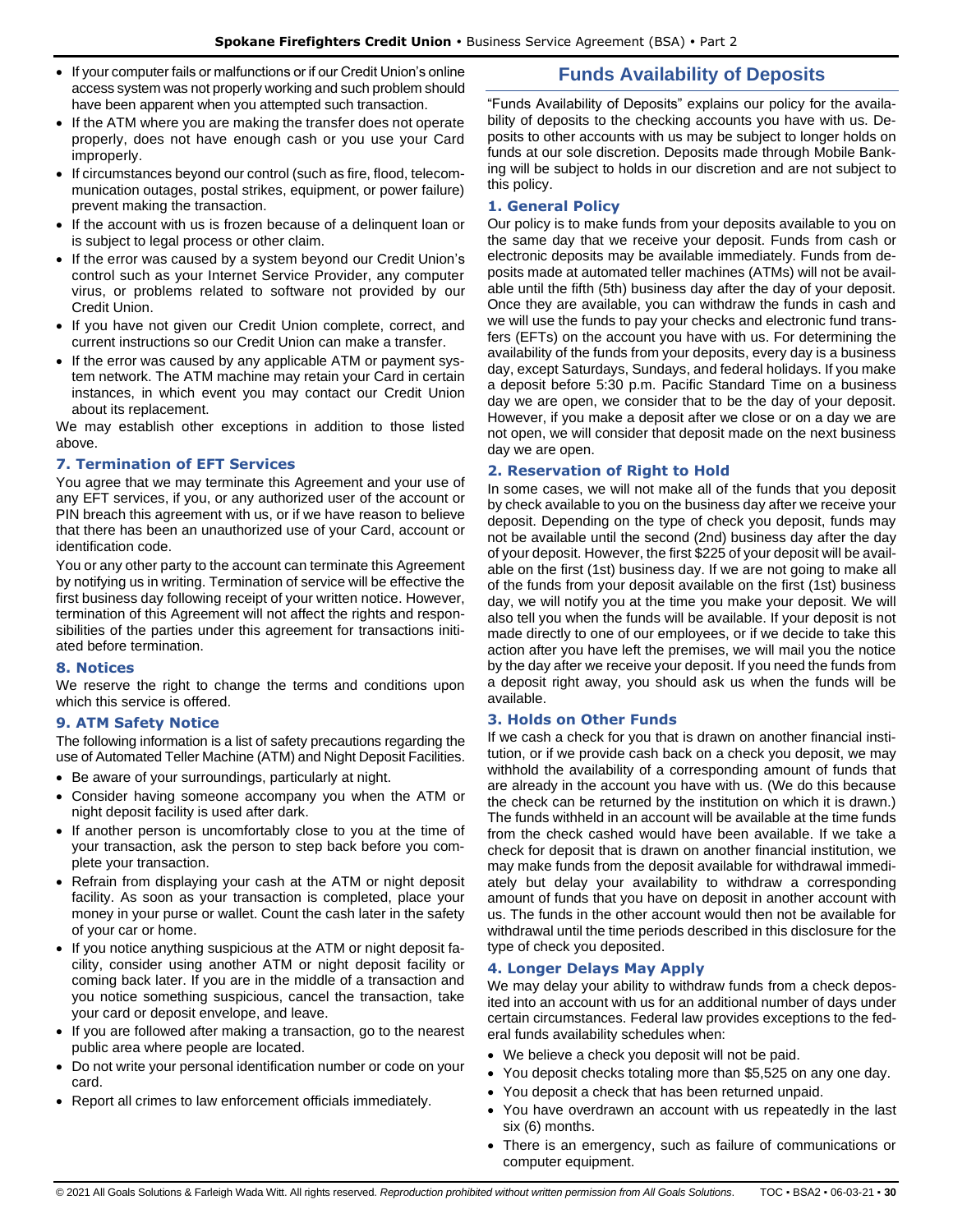- If your computer fails or malfunctions or if our Credit Union's online access system was not properly working and such problem should have been apparent when you attempted such transaction.
- If the ATM where you are making the transfer does not operate properly, does not have enough cash or you use your Card improperly.
- If circumstances beyond our control (such as fire, flood, telecommunication outages, postal strikes, equipment, or power failure) prevent making the transaction.
- If the account with us is frozen because of a delinquent loan or is subject to legal process or other claim.
- If the error was caused by a system beyond our Credit Union's control such as your Internet Service Provider, any computer virus, or problems related to software not provided by our Credit Union.
- If you have not given our Credit Union complete, correct, and current instructions so our Credit Union can make a transfer.
- If the error was caused by any applicable ATM or payment system network. The ATM machine may retain your Card in certain instances, in which event you may contact our Credit Union about its replacement.

We may establish other exceptions in addition to those listed above.

### 7. Termination of EFT Services

You agree that we may terminate this Agreement and your use of any EFT services, if you, or any authorized user of the account or PIN breach this agreement with us, or if we have reason to believe that there has been an unauthorized use of your Card, account or identification code.

You or any other party to the account can terminate this Agreement by notifying us in writing. Termination of service will be effective the first business day following receipt of your written notice. However, termination of this Agreement will not affect the rights and responsibilities of the parties under this agreement for transactions initiated before termination.

### 8. Notices

We reserve the right to change the terms and conditions upon which this service is offered.

### 9. ATM Safety Notice

The following information is a list of safety precautions regarding the use of Automated Teller Machine (ATM) and Night Deposit Facilities.

- Be aware of your surroundings, particularly at night.
- Consider having someone accompany you when the ATM or night deposit facility is used after dark.
- If another person is uncomfortably close to you at the time of your transaction, ask the person to step back before you complete your transaction.
- Refrain from displaying your cash at the ATM or night deposit facility. As soon as your transaction is completed, place your money in your purse or wallet. Count the cash later in the safety of your car or home.
- If you notice anything suspicious at the ATM or night deposit facility, consider using another ATM or night deposit facility or coming back later. If you are in the middle of a transaction and you notice something suspicious, cancel the transaction, take your card or deposit envelope, and leave.
- If you are followed after making a transaction, go to the nearest public area where people are located.
- Do not write your personal identification number or code on your card.
- Report all crimes to law enforcement officials immediately.

## Funds Availability of Deposits

"Funds Availability of Deposits" explains our policy for the availability of deposits to the checking accounts you have with us. Deposits to other accounts with us may be subject to longer holds on funds at our sole discretion. Deposits made through Mobile Banking will be subject to holds in our discretion and are not subject to this policy.

### 1. General Policy

Our policy is to make funds from your deposits available to you on the same day that we receive your deposit. Funds from cash or electronic deposits may be available immediately. Funds from deposits made at automated teller machines (ATMs) will not be available until the fifth (5th) business day after the day of your deposit. Once they are available, you can withdraw the funds in cash and we will use the funds to pay your checks and electronic fund transfers (EFTs) on the account you have with us. For determining the availability of the funds from your deposits, every day is a business day, except Saturdays, Sundays, and federal holidays. If you make a deposit before 5:30 p.m. Pacific Standard Time on a business day we are open, we consider that to be the day of your deposit. However, if you make a deposit after we close or on a day we are not open, we will consider that deposit made on the next business day we are open.

### 2. Reservation of Right to Hold

In some cases, we will not make all of the funds that you deposit by check available to you on the business day after we receive your deposit. Depending on the type of check you deposit, funds may not be available until the second (2nd) business day after the day of your deposit. However, the first $225 of your deposit will be available on the first (1st) business day. If we are not going to make all of the funds from your deposit available on the first (1st) business day, we will notify you at the time you make your deposit. We will also tell you when the funds will be available. If your deposit is not made directly to one of our employees, or if we decide to take this action after you have left the premises, we will mail you the notice by the day after we receive your deposit. If you need the funds from a deposit right away, you should ask us when the funds will be available.

### 3. Holds on Other Funds

If we cash a check for you that is drawn on another financial institution, or if we provide cash back on a check you deposit, we may withhold the availability of a corresponding amount of funds that are already in the account you have with us. (We do this because the check can be returned by the institution on which it is drawn.) The funds withheld in an account will be available at the time funds from the check cashed would have been available. If we take a check for deposit that is drawn on another financial institution, we may make funds from the deposit available for withdrawal immediately but delay your availability to withdraw a corresponding amount of funds that you have on deposit in another account with us. The funds in the other account would then not be available for withdrawal until the time periods described in this disclosure for the type of check you deposited.

### 4. Longer Delays May Apply

We may delay your ability to withdraw funds from a check deposited into an account with us for an additional number of days under certain circumstances. Federal law provides exceptions to the federal funds availability schedules when:

- We believe a check you deposit will not be paid.
- You deposit checks totaling more than $5,525 on any one day.
- You deposit a check that has been returned unpaid.
- You have overdrawn an account with us repeatedly in the last six (6) months.
- There is an emergency, such as failure of communications or computer equipment.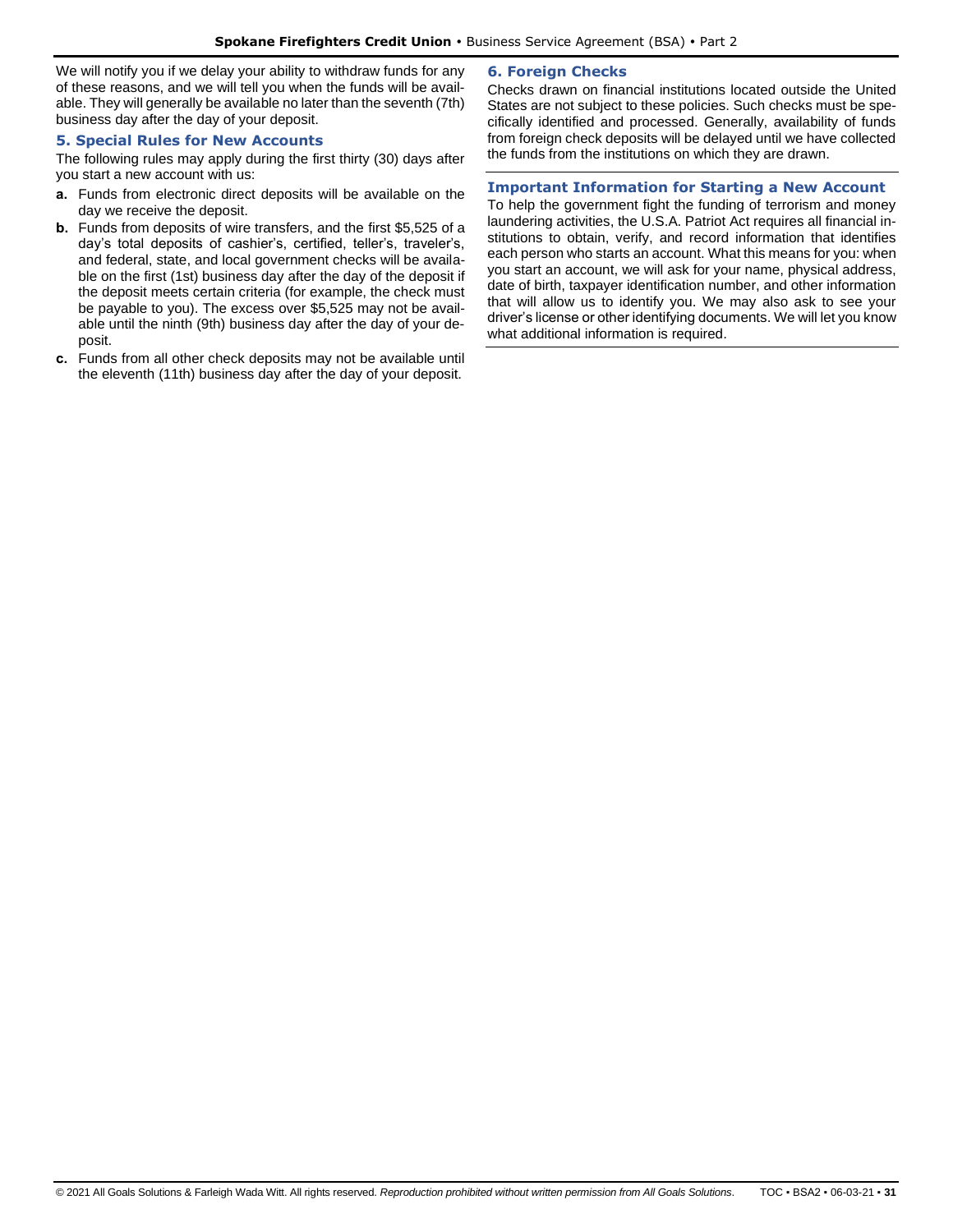We will notify you if we delay your ability to withdraw funds for any of these reasons, and we will tell you when the funds will be available. They will generally be available no later than the seventh (7th) business day after the day of your deposit.

### 5. Special Rules for New Accounts

The following rules may apply during the first thirty (30) days after you start a new account with us:

**a.** Funds from electronic direct deposits will be available on the day we receive the deposit.

**b.** Funds from deposits of wire transfers, and the first $5,525 of a day's total deposits of cashier's, certified, teller's, traveler's, and federal, state, and local government checks will be available on the first (1st) business day after the day of the deposit if the deposit meets certain criteria (for example, the check must be payable to you). The excess over $5,525 may not be available until the ninth (9th) business day after the day of your deposit.

**c.** Funds from all other check deposits may not be available until the eleventh (11th) business day after the day of your deposit.

### 6. Foreign Checks

Checks drawn on financial institutions located outside the United States are not subject to these policies. Such checks must be specifically identified and processed. Generally, availability of funds from foreign check deposits will be delayed until we have collected the funds from the institutions on which they are drawn.

### Important Information for Starting a New Account

To help the government fight the funding of terrorism and money laundering activities, the U.S.A. Patriot Act requires all financial institutions to obtain, verify, and record information that identifies each person who starts an account. What this means for you: when you start an account, we will ask for your name, physical address, date of birth, taxpayer identification number, and other information that will allow us to identify you. We may also ask to see your driver's license or other identifying documents. We will let you know what additional information is required.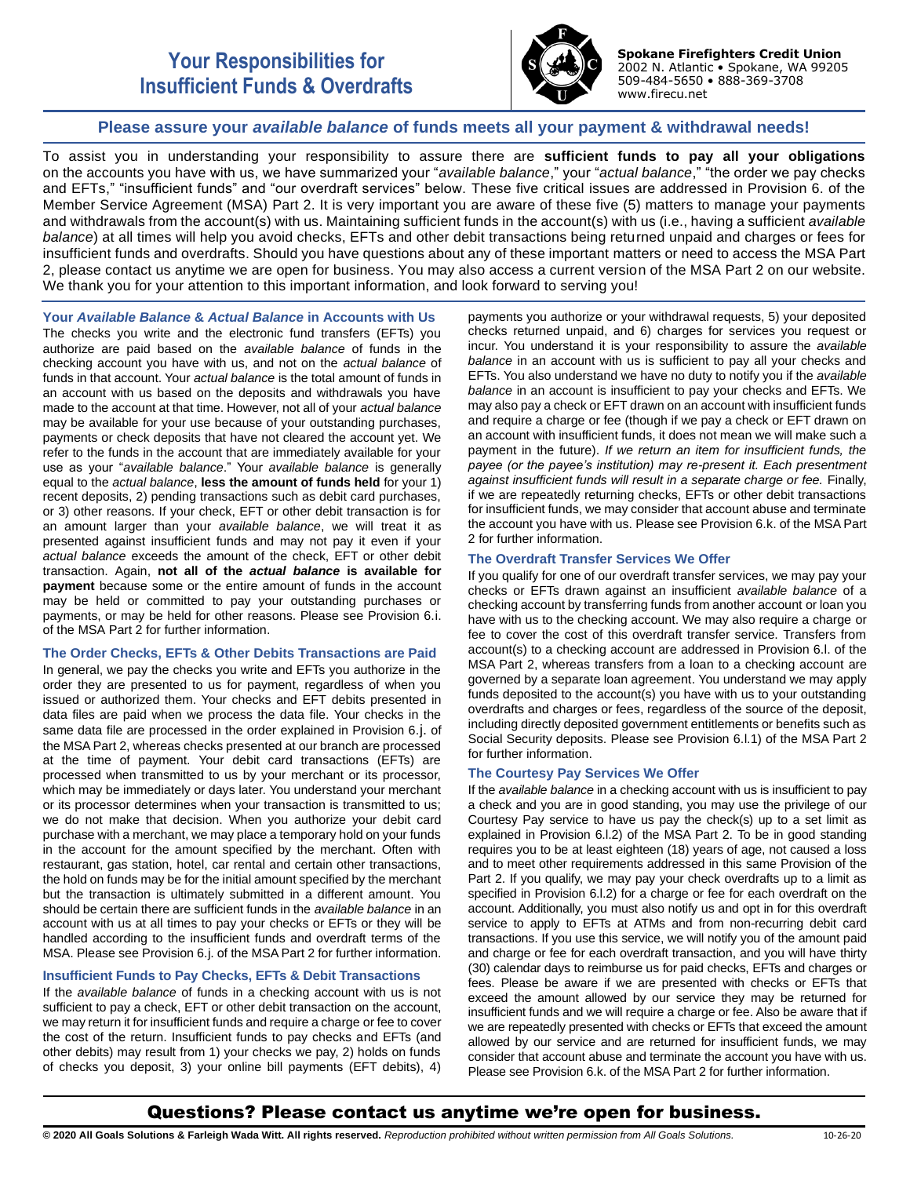# Your Responsibilities for Insufficient Funds & Overdrafts

**Spokane Firefighters Credit Union**
2002 N. Atlantic • Spokane, WA 99205
509-484-5650 • 888-369-3708
www.firecu.net

## Please assure your *available balance* of funds meets all your payment & withdrawal needs!

To assist you in understanding your responsibility to assure there are **sufficient funds to pay all your obligations** on the accounts you have with us, we have summarized your "*available balance*," your "*actual balance*," "the order we pay checks and EFTs," "insufficient funds" and "our overdraft services" below. These five critical issues are addressed in Provision 6. of the Member Service Agreement (MSA) Part 2. It is very important you are aware of these five (5) matters to manage your payments and withdrawals from the account(s) with us. Maintaining sufficient funds in the account(s) with us (i.e., having a sufficient *available balance*) at all times will help you avoid checks, EFTs and other debit transactions being returned unpaid and charges or fees for insufficient funds and overdrafts. Should you have questions about any of these important matters or need to access the MSA Part 2, please contact us anytime we are open for business. You may also access a current version of the MSA Part 2 on our website. We thank you for your attention to this important information, and look forward to serving you!

### Your *Available Balance* & *Actual Balance* in Accounts with Us

The checks you write and the electronic fund transfers (EFTs) you authorize are paid based on the *available balance* of funds in the checking account you have with us, and not on the *actual balance* of funds in that account. Your *actual balance* is the total amount of funds in an account with us based on the deposits and withdrawals you have made to the account at that time. However, not all of your *actual balance* may be available for your use because of your outstanding purchases, payments or check deposits that have not cleared the account yet. We refer to the funds in the account that are immediately available for your use as your "*available balance*." Your *available balance* is generally equal to the *actual balance*, **less the amount of funds held** for your 1) recent deposits, 2) pending transactions such as debit card purchases, or 3) other reasons. If your check, EFT or other debit transaction is for an amount larger than your *available balance*, we will treat it as presented against insufficient funds and may not pay it even if your *actual balance* exceeds the amount of the check, EFT or other debit transaction. Again, **not all of the *actual balance* is available for payment** because some or the entire amount of funds in the account may be held or committed to pay your outstanding purchases or payments, or may be held for other reasons. Please see Provision 6.i. of the MSA Part 2 for further information.

### The Order Checks, EFTs & Other Debits Transactions are Paid

In general, we pay the checks you write and EFTs you authorize in the order they are presented to us for payment, regardless of when you issued or authorized them. Your checks and EFT debits presented in data files are paid when we process the data file. Your checks in the same data file are processed in the order explained in Provision 6.j. of the MSA Part 2, whereas checks presented at our branch are processed at the time of payment. Your debit card transactions (EFTs) are processed when transmitted to us by your merchant or its processor, which may be immediately or days later. You understand your merchant or its processor determines when your transaction is transmitted to us; we do not make that decision. When you authorize your debit card purchase with a merchant, we may place a temporary hold on your funds in the account for the amount specified by the merchant. Often with restaurant, gas station, hotel, car rental and certain other transactions, the hold on funds may be for the initial amount specified by the merchant but the transaction is ultimately submitted in a different amount. You should be certain there are sufficient funds in the *available balance* in an account with us at all times to pay your checks or EFTs or they will be handled according to the insufficient funds and overdraft terms of the MSA. Please see Provision 6.j. of the MSA Part 2 for further information.

### Insufficient Funds to Pay Checks, EFTs & Debit Transactions

If the *available balance* of funds in a checking account with us is not sufficient to pay a check, EFT or other debit transaction on the account, we may return it for insufficient funds and require a charge or fee to cover the cost of the return. Insufficient funds to pay checks and EFTs (and other debits) may result from 1) your checks we pay, 2) holds on funds of checks you deposit, 3) your online bill payments (EFT debits), 4) payments you authorize or your withdrawal requests, 5) your deposited checks returned unpaid, and 6) charges for services you request or incur. You understand it is your responsibility to assure the *available balance* in an account with us is sufficient to pay all your checks and EFTs. You also understand we have no duty to notify you if the *available balance* in an account is insufficient to pay your checks and EFTs. We may also pay a check or EFT drawn on an account with insufficient funds and require a charge or fee (though if we pay a check or EFT drawn on an account with insufficient funds, it does not mean we will make such a payment in the future). *If we return an item for insufficient funds, the payee (or the payee's institution) may re-present it. Each presentment against insufficient funds will result in a separate charge or fee.* Finally, if we are repeatedly returning checks, EFTs or other debit transactions for insufficient funds, we may consider that account abuse and terminate the account you have with us. Please see Provision 6.k. of the MSA Part 2 for further information.

### The Overdraft Transfer Services We Offer

If you qualify for one of our overdraft transfer services, we may pay your checks or EFTs drawn against an insufficient *available balance* of a checking account by transferring funds from another account or loan you have with us to the checking account. We may also require a charge or fee to cover the cost of this overdraft transfer service. Transfers from account(s) to a checking account are addressed in Provision 6.l. of the MSA Part 2, whereas transfers from a loan to a checking account are governed by a separate loan agreement. You understand we may apply funds deposited to the account(s) you have with us to your outstanding overdrafts and charges or fees, regardless of the source of the deposit, including directly deposited government entitlements or benefits such as Social Security deposits. Please see Provision 6.l.1) of the MSA Part 2 for further information.

### The Courtesy Pay Services We Offer

If the *available balance* in a checking account with us is insufficient to pay a check and you are in good standing, you may use the privilege of our Courtesy Pay service to have us pay the check(s) up to a set limit as explained in Provision 6.l.2) of the MSA Part 2. To be in good standing requires you to be at least eighteen (18) years of age, not caused a loss and to meet other requirements addressed in this same Provision of the Part 2. If you qualify, we may pay your check overdrafts up to a limit as specified in Provision 6.l.2) for a charge or fee for each overdraft on the account. Additionally, you must also notify us and opt in for this overdraft service to apply to EFTs at ATMs and from non-recurring debit card transactions. If you use this service, we will notify you of the amount paid and charge or fee for each overdraft transaction, and you will have thirty (30) calendar days to reimburse us for paid checks, EFTs and charges or fees. Please be aware if we are presented with checks or EFTs that exceed the amount allowed by our service they may be returned for insufficient funds and we will require a charge or fee. Also be aware that if we are repeatedly presented with checks or EFTs that exceed the amount allowed by our service and are returned for insufficient funds, we may consider that account abuse and terminate the account you have with us. Please see Provision 6.k. of the MSA Part 2 for further information.

## Questions? Please contact us anytime we're open for business.

**© 2020 All Goals Solutions & Farleigh Wada Witt. All rights reserved.** *Reproduction prohibited without written permission from All Goals Solutions.* 10-26-20